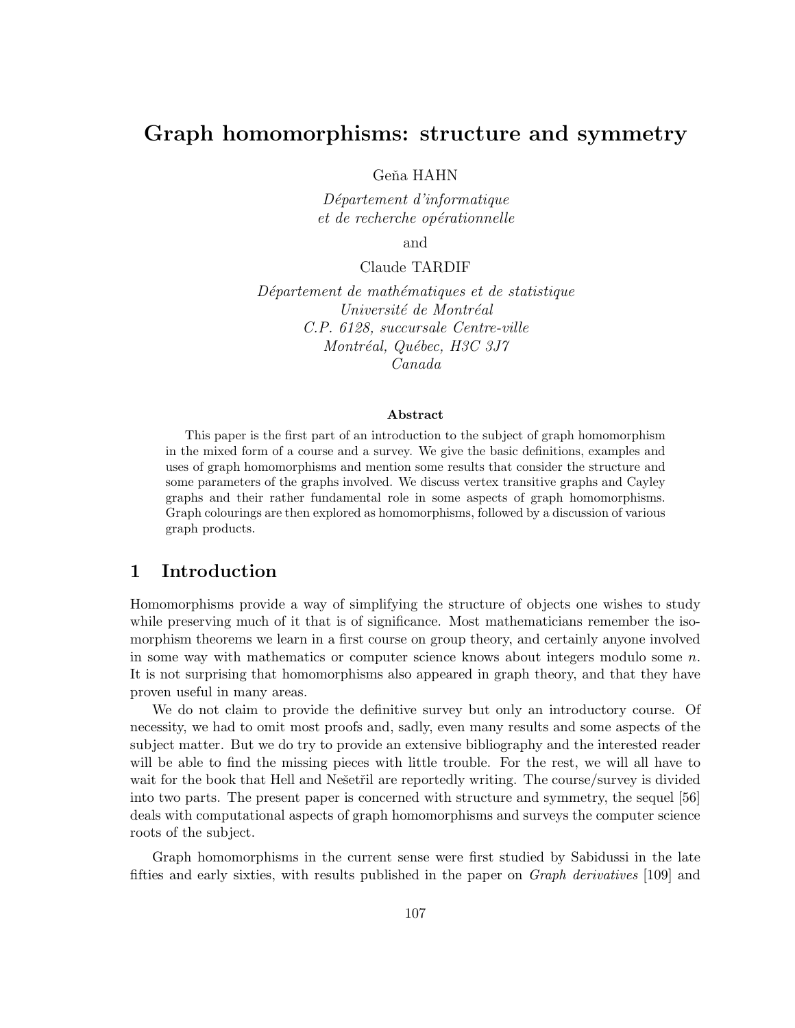# Graph homomorphisms: structure and symmetry

Geňa HAHN

*Département d'informatique*
*et de recherche opérationnelle*

and

Claude TARDIF

*Département de mathématiques et de statistique*
*Université de Montréal*
*C.P. 6128, succursale Centre-ville*
*Montréal, Québec, H3C 3J7*
*Canada*

**Abstract**

This paper is the first part of an introduction to the subject of graph homomorphism in the mixed form of a course and a survey. We give the basic definitions, examples and uses of graph homomorphisms and mention some results that consider the structure and some parameters of the graphs involved. We discuss vertex transitive graphs and Cayley graphs and their rather fundamental role in some aspects of graph homomorphisms. Graph colourings are then explored as homomorphisms, followed by a discussion of various graph products.

## 1 Introduction

Homomorphisms provide a way of simplifying the structure of objects one wishes to study while preserving much of it that is of significance. Most mathematicians remember the isomorphism theorems we learn in a first course on group theory, and certainly anyone involved in some way with mathematics or computer science knows about integers modulo some $n$. It is not surprising that homomorphisms also appeared in graph theory, and that they have proven useful in many areas.

We do not claim to provide the definitive survey but only an introductory course. Of necessity, we had to omit most proofs and, sadly, even many results and some aspects of the subject matter. But we do try to provide an extensive bibliography and the interested reader will be able to find the missing pieces with little trouble. For the rest, we will all have to wait for the book that Hell and Nešetřil are reportedly writing. The course/survey is divided into two parts. The present paper is concerned with structure and symmetry, the sequel [56] deals with computational aspects of graph homomorphisms and surveys the computer science roots of the subject.

Graph homomorphisms in the current sense were first studied by Sabidussi in the late fifties and early sixties, with results published in the paper on *Graph derivatives* [109] and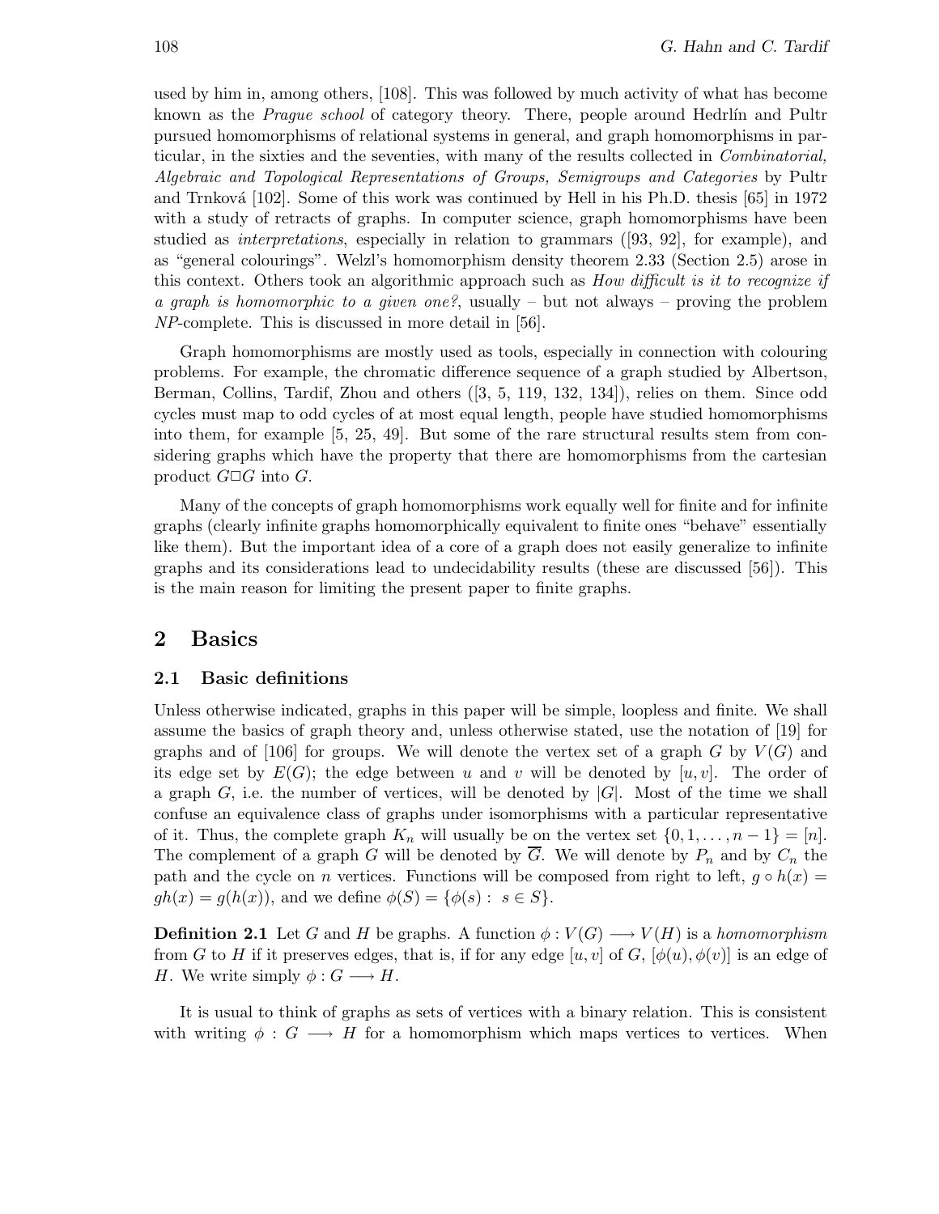used by him in, among others, [108]. This was followed by much activity of what has become known as the *Prague school* of category theory. There, people around Hedrlín and Pultr pursued homomorphisms of relational systems in general, and graph homomorphisms in particular, in the sixties and the seventies, with many of the results collected in *Combinatorial, Algebraic and Topological Representations of Groups, Semigroups and Categories* by Pultr and Trnková [102]. Some of this work was continued by Hell in his Ph.D. thesis [65] in 1972 with a study of retracts of graphs. In computer science, graph homomorphisms have been studied as *interpretations*, especially in relation to grammars ([93, 92], for example), and as "general colourings". Welzl's homomorphism density theorem 2.33 (Section 2.5) arose in this context. Others took an algorithmic approach such as *How difficult is it to recognize if a graph is homomorphic to a given one?*, usually – but not always – proving the problem *NP*-complete. This is discussed in more detail in [56].

Graph homomorphisms are mostly used as tools, especially in connection with colouring problems. For example, the chromatic difference sequence of a graph studied by Albertson, Berman, Collins, Tardif, Zhou and others ([3, 5, 119, 132, 134]), relies on them. Since odd cycles must map to odd cycles of at most equal length, people have studied homomorphisms into them, for example [5, 25, 49]. But some of the rare structural results stem from considering graphs which have the property that there are homomorphisms from the cartesian product $G \square G$ into $G$.

Many of the concepts of graph homomorphisms work equally well for finite and for infinite graphs (clearly infinite graphs homomorphically equivalent to finite ones "behave" essentially like them). But the important idea of a core of a graph does not easily generalize to infinite graphs and its considerations lead to undecidability results (these are discussed [56]). This is the main reason for limiting the present paper to finite graphs.

## 2 Basics

### 2.1 Basic definitions

Unless otherwise indicated, graphs in this paper will be simple, loopless and finite. We shall assume the basics of graph theory and, unless otherwise stated, use the notation of [19] for graphs and of [106] for groups. We will denote the vertex set of a graph $G$ by $V(G)$ and its edge set by $E(G)$; the edge between $u$ and $v$ will be denoted by $[u, v]$. The order of a graph $G$, i.e. the number of vertices, will be denoted by $|G|$. Most of the time we shall confuse an equivalence class of graphs under isomorphisms with a particular representative of it. Thus, the complete graph $K_n$ will usually be on the vertex set $\{0, 1, \ldots, n-1\} = [n]$. The complement of a graph $G$ will be denoted by $\overline{G}$. We will denote by $P_n$ and by $C_n$ the path and the cycle on $n$ vertices. Functions will be composed from right to left, $g \circ h(x) = gh(x) = g(h(x))$, and we define $\phi(S) = \{\phi(s) : s \in S\}$.

**Definition 2.1** Let $G$ and $H$ be graphs. A function $\phi : V(G) \longrightarrow V(H)$ is a *homomorphism* from $G$ to $H$ if it preserves edges, that is, if for any edge $[u, v]$ of $G$, $[\phi(u), \phi(v)]$ is an edge of $H$. We write simply $\phi : G \longrightarrow H$.

It is usual to think of graphs as sets of vertices with a binary relation. This is consistent with writing $\phi : G \longrightarrow H$ for a homomorphism which maps vertices to vertices. When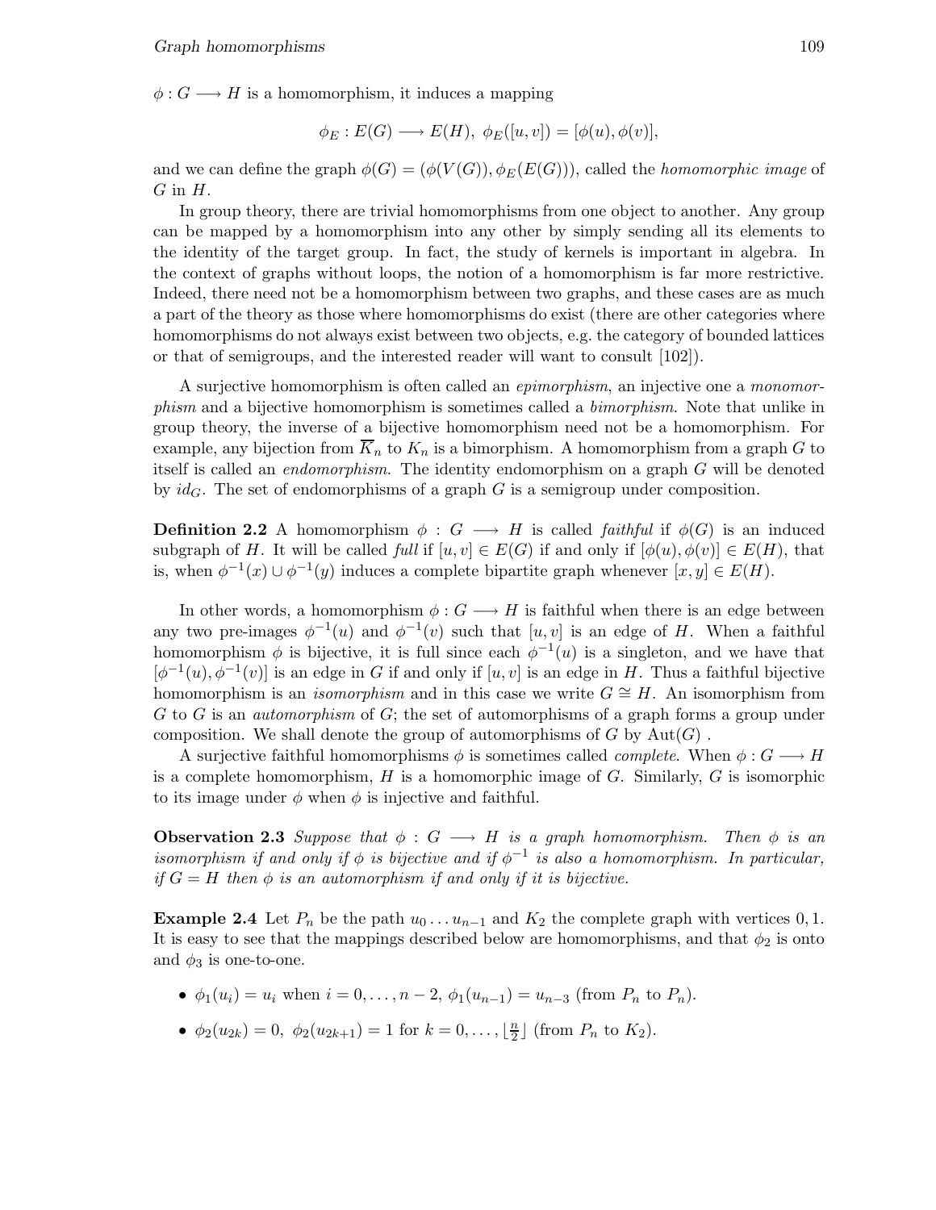$\phi : G \longrightarrow H$ is a homomorphism, it induces a mapping

$$\phi_E : E(G) \longrightarrow E(H),\ \phi_E([u, v]) = [\phi(u), \phi(v)],$$

and we can define the graph $\phi(G) = (\phi(V(G)), \phi_E(E(G)))$, called the *homomorphic image* of $G$ in $H$.

In group theory, there are trivial homomorphisms from one object to another. Any group can be mapped by a homomorphism into any other by simply sending all its elements to the identity of the target group. In fact, the study of kernels is important in algebra. In the context of graphs without loops, the notion of a homomorphism is far more restrictive. Indeed, there need not be a homomorphism between two graphs, and these cases are as much a part of the theory as those where homomorphisms do exist (there are other categories where homomorphisms do not always exist between two objects, e.g. the category of bounded lattices or that of semigroups, and the interested reader will want to consult [102]).

A surjective homomorphism is often called an *epimorphism*, an injective one a *monomorphism* and a bijective homomorphism is sometimes called a *bimorphism*. Note that unlike in group theory, the inverse of a bijective homomorphism need not be a homomorphism. For example, any bijection from $\overline{K}_n$ to $K_n$ is a bimorphism. A homomorphism from a graph $G$ to itself is called an *endomorphism*. The identity endomorphism on a graph $G$ will be denoted by $id_G$. The set of endomorphisms of a graph $G$ is a semigroup under composition.

**Definition 2.2** A homomorphism $\phi : G \longrightarrow H$ is called *faithful* if $\phi(G)$ is an induced subgraph of $H$. It will be called *full* if $[u, v] \in E(G)$ if and only if $[\phi(u), \phi(v)] \in E(H)$, that is, when $\phi^{-1}(x) \cup \phi^{-1}(y)$ induces a complete bipartite graph whenever $[x, y] \in E(H)$.

In other words, a homomorphism $\phi : G \longrightarrow H$ is faithful when there is an edge between any two pre-images $\phi^{-1}(u)$ and $\phi^{-1}(v)$ such that $[u, v]$ is an edge of $H$. When a faithful homomorphism $\phi$ is bijective, it is full since each $\phi^{-1}(u)$ is a singleton, and we have that $[\phi^{-1}(u), \phi^{-1}(v)]$ is an edge in $G$ if and only if $[u, v]$ is an edge in $H$. Thus a faithful bijective homomorphism is an *isomorphism* and in this case we write $G \cong H$. An isomorphism from $G$ to $G$ is an *automorphism* of $G$; the set of automorphisms of a graph forms a group under composition. We shall denote the group of automorphisms of $G$ by $\mathrm{Aut}(G)$ .

A surjective faithful homomorphisms $\phi$ is sometimes called *complete*. When $\phi : G \longrightarrow H$ is a complete homomorphism, $H$ is a homomorphic image of $G$. Similarly, $G$ is isomorphic to its image under $\phi$ when $\phi$ is injective and faithful.

**Observation 2.3** *Suppose that $\phi : G \longrightarrow H$ is a graph homomorphism. Then $\phi$ is an isomorphism if and only if $\phi$ is bijective and if $\phi^{-1}$ is also a homomorphism. In particular, if $G = H$ then $\phi$ is an automorphism if and only if it is bijective.*

**Example 2.4** Let $P_n$ be the path $u_0 \dots u_{n-1}$ and $K_2$ the complete graph with vertices $0, 1$. It is easy to see that the mappings described below are homomorphisms, and that $\phi_2$ is onto and $\phi_3$ is one-to-one.

- $\phi_1(u_i) = u_i$ when $i = 0, \dots, n-2$, $\phi_1(u_{n-1}) = u_{n-3}$ (from $P_n$ to $P_n$).
- $\phi_2(u_{2k}) = 0,\ \phi_2(u_{2k+1}) = 1$ for $k = 0, \dots, \lfloor \frac{n}{2} \rfloor$ (from $P_n$ to $K_2$).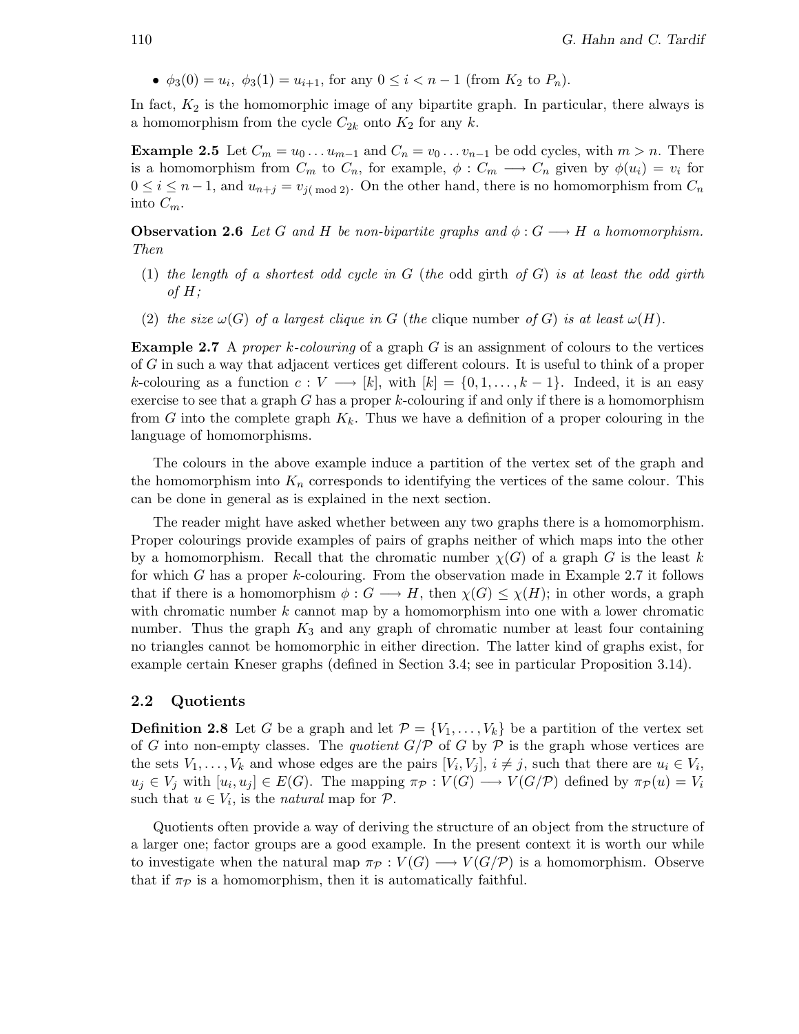- $\phi_3(0) = u_i$, $\phi_3(1) = u_{i+1}$, for any $0 \leq i < n-1$ (from $K_2$ to $P_n$).

In fact, $K_2$ is the homomorphic image of any bipartite graph. In particular, there always is a homomorphism from the cycle $C_{2k}$ onto $K_2$ for any $k$.

**Example 2.5** Let $C_m = u_0 \ldots u_{m-1}$ and $C_n = v_0 \ldots v_{n-1}$ be odd cycles, with $m > n$. There is a homomorphism from $C_m$ to $C_n$, for example, $\phi : C_m \longrightarrow C_n$ given by $\phi(u_i) = v_i$ for $0 \leq i \leq n-1$, and $u_{n+j} = v_{j (\bmod 2)}$. On the other hand, there is no homomorphism from $C_n$ into $C_m$.

**Observation 2.6** *Let $G$ and $H$ be non-bipartite graphs and $\phi : G \longrightarrow H$ a homomorphism. Then*

(1) *the length of a shortest odd cycle in $G$ (the* odd girth *of $G$) is at least the odd girth of $H$;*

(2) *the size $\omega(G)$ of a largest clique in $G$ (the* clique number *of $G$) is at least $\omega(H)$.*

**Example 2.7** A *proper $k$-colouring* of a graph $G$ is an assignment of colours to the vertices of $G$ in such a way that adjacent vertices get different colours. It is useful to think of a proper $k$-colouring as a function $c : V \longrightarrow [k]$, with $[k] = \{0, 1, \ldots, k-1\}$. Indeed, it is an easy exercise to see that a graph $G$ has a proper $k$-colouring if and only if there is a homomorphism from $G$ into the complete graph $K_k$. Thus we have a definition of a proper colouring in the language of homomorphisms.

The colours in the above example induce a partition of the vertex set of the graph and the homomorphism into $K_n$ corresponds to identifying the vertices of the same colour. This can be done in general as is explained in the next section.

The reader might have asked whether between any two graphs there is a homomorphism. Proper colourings provide examples of pairs of graphs neither of which maps into the other by a homomorphism. Recall that the chromatic number $\chi(G)$ of a graph $G$ is the least $k$ for which $G$ has a proper $k$-colouring. From the observation made in Example 2.7 it follows that if there is a homomorphism $\phi : G \longrightarrow H$, then $\chi(G) \leq \chi(H)$; in other words, a graph with chromatic number $k$ cannot map by a homomorphism into one with a lower chromatic number. Thus the graph $K_3$ and any graph of chromatic number at least four containing no triangles cannot be homomorphic in either direction. The latter kind of graphs exist, for example certain Kneser graphs (defined in Section 3.4; see in particular Proposition 3.14).

## 2.2 Quotients

**Definition 2.8** Let $G$ be a graph and let $\mathcal{P} = \{V_1, \ldots, V_k\}$ be a partition of the vertex set of $G$ into non-empty classes. The *quotient* $G/\mathcal{P}$ of $G$ by $\mathcal{P}$ is the graph whose vertices are the sets $V_1, \ldots, V_k$ and whose edges are the pairs $[V_i, V_j]$, $i \neq j$, such that there are $u_i \in V_i$, $u_j \in V_j$ with $[u_i, u_j] \in E(G)$. The mapping $\pi_{\mathcal{P}} : V(G) \longrightarrow V(G/\mathcal{P})$ defined by $\pi_{\mathcal{P}}(u) = V_i$ such that $u \in V_i$, is the *natural* map for $\mathcal{P}$.

Quotients often provide a way of deriving the structure of an object from the structure of a larger one; factor groups are a good example. In the present context it is worth our while to investigate when the natural map $\pi_{\mathcal{P}} : V(G) \longrightarrow V(G/\mathcal{P})$ is a homomorphism. Observe that if $\pi_{\mathcal{P}}$ is a homomorphism, then it is automatically faithful.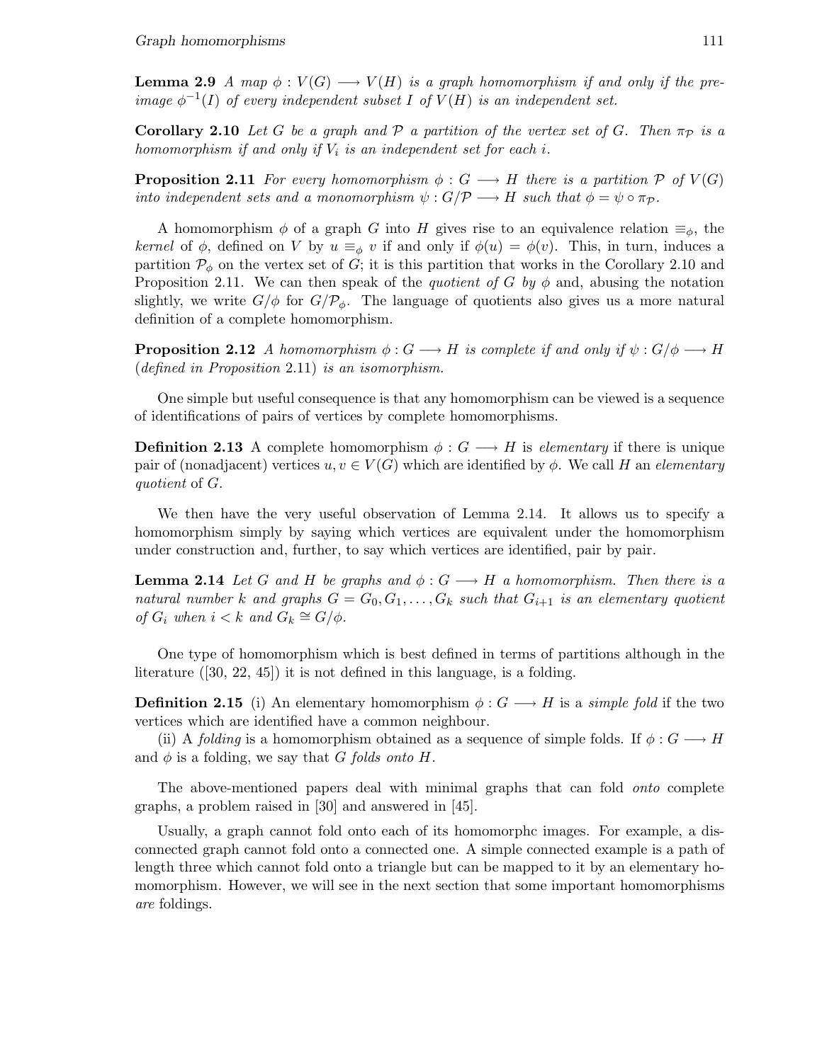**Lemma 2.9** *A map $\phi : V(G) \longrightarrow V(H)$ is a graph homomorphism if and only if the pre-image $\phi^{-1}(I)$ of every independent subset $I$ of $V(H)$ is an independent set.*

**Corollary 2.10** *Let $G$ be a graph and $\mathcal{P}$ a partition of the vertex set of $G$. Then $\pi_{\mathcal{P}}$ is a homomorphism if and only if $V_i$ is an independent set for each $i$.*

**Proposition 2.11** *For every homomorphism $\phi : G \longrightarrow H$ there is a partition $\mathcal{P}$ of $V(G)$ into independent sets and a monomorphism $\psi : G/\mathcal{P} \longrightarrow H$ such that $\phi = \psi \circ \pi_{\mathcal{P}}$.*

A homomorphism $\phi$ of a graph $G$ into $H$ gives rise to an equivalence relation $\equiv_\phi$, the *kernel* of $\phi$, defined on $V$ by $u \equiv_\phi v$ if and only if $\phi(u) = \phi(v)$. This, in turn, induces a partition $\mathcal{P}_\phi$ on the vertex set of $G$; it is this partition that works in the Corollary 2.10 and Proposition 2.11. We can then speak of the *quotient of* $G$ *by* $\phi$ and, abusing the notation slightly, we write $G/\phi$ for $G/\mathcal{P}_\phi$. The language of quotients also gives us a more natural definition of a complete homomorphism.

**Proposition 2.12** *A homomorphism $\phi : G \longrightarrow H$ is complete if and only if $\psi : G/\phi \longrightarrow H$ (defined in Proposition 2.11) is an isomorphism.*

One simple but useful consequence is that any homomorphism can be viewed is a sequence of identifications of pairs of vertices by complete homomorphisms.

**Definition 2.13** A complete homomorphism $\phi : G \longrightarrow H$ is *elementary* if there is unique pair of (nonadjacent) vertices $u, v \in V(G)$ which are identified by $\phi$. We call $H$ an *elementary quotient* of $G$.

We then have the very useful observation of Lemma 2.14. It allows us to specify a homomorphism simply by saying which vertices are equivalent under the homomorphism under construction and, further, to say which vertices are identified, pair by pair.

**Lemma 2.14** *Let $G$ and $H$ be graphs and $\phi : G \longrightarrow H$ a homomorphism. Then there is a natural number $k$ and graphs $G = G_0, G_1, \ldots, G_k$ such that $G_{i+1}$ is an elementary quotient of $G_i$ when $i < k$ and $G_k \cong G/\phi$.*

One type of homomorphism which is best defined in terms of partitions although in the literature ([30, 22, 45]) it is not defined in this language, is a folding.

**Definition 2.15** (i) An elementary homomorphism $\phi : G \longrightarrow H$ is a *simple fold* if the two vertices which are identified have a common neighbour.

(ii) A *folding* is a homomorphism obtained as a sequence of simple folds. If $\phi : G \longrightarrow H$ and $\phi$ is a folding, we say that *$G$ folds onto $H$*.

The above-mentioned papers deal with minimal graphs that can fold *onto* complete graphs, a problem raised in [30] and answered in [45].

Usually, a graph cannot fold onto each of its homomorphc images. For example, a disconnected graph cannot fold onto a connected one. A simple connected example is a path of length three which cannot fold onto a triangle but can be mapped to it by an elementary homomorphism. However, we will see in the next section that some important homomorphisms *are* foldings.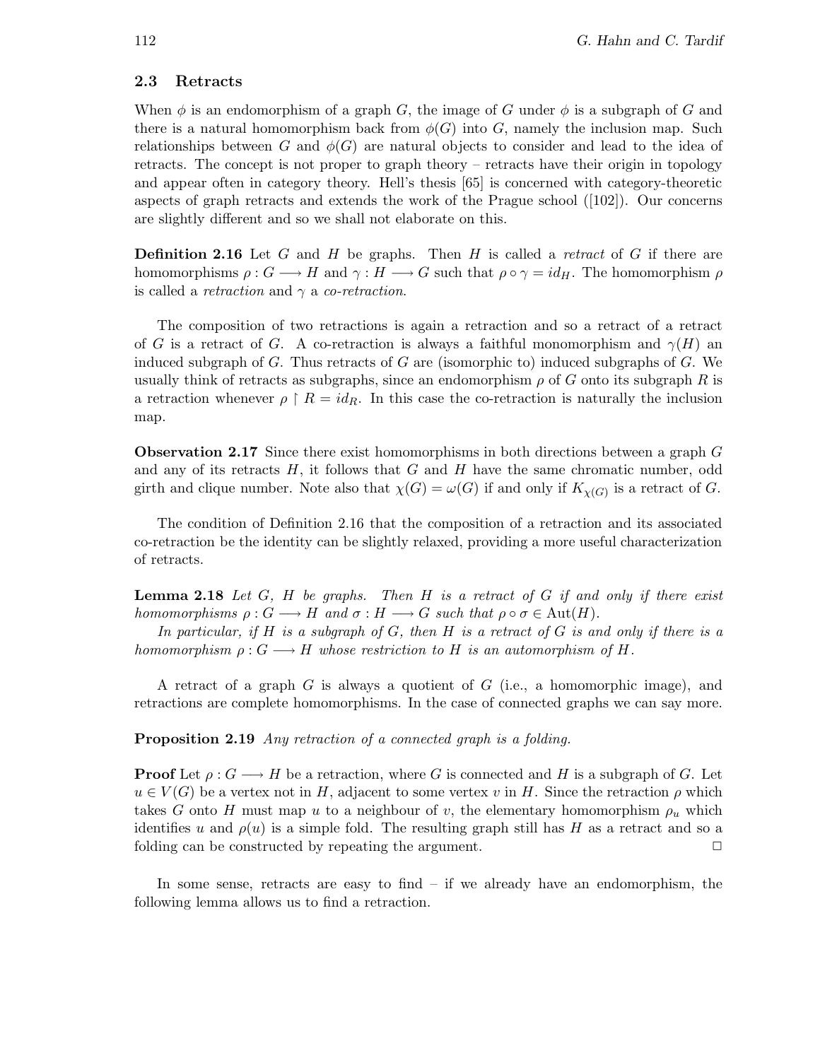### 2.3 Retracts

When $\phi$ is an endomorphism of a graph $G$, the image of $G$ under $\phi$ is a subgraph of $G$ and there is a natural homomorphism back from $\phi(G)$ into $G$, namely the inclusion map. Such relationships between $G$ and $\phi(G)$ are natural objects to consider and lead to the idea of retracts. The concept is not proper to graph theory – retracts have their origin in topology and appear often in category theory. Hell's thesis [65] is concerned with category-theoretic aspects of graph retracts and extends the work of the Prague school ([102]). Our concerns are slightly different and so we shall not elaborate on this.

**Definition 2.16** Let $G$ and $H$ be graphs. Then $H$ is called a *retract* of $G$ if there are homomorphisms $\rho : G \longrightarrow H$ and $\gamma : H \longrightarrow G$ such that $\rho \circ \gamma = id_H$. The homomorphism $\rho$ is called a *retraction* and $\gamma$ a *co-retraction*.

The composition of two retractions is again a retraction and so a retract of a retract of $G$ is a retract of $G$. A co-retraction is always a faithful monomorphism and $\gamma(H)$ an induced subgraph of $G$. Thus retracts of $G$ are (isomorphic to) induced subgraphs of $G$. We usually think of retracts as subgraphs, since an endomorphism $\rho$ of $G$ onto its subgraph $R$ is a retraction whenever $\rho \restriction R = id_R$. In this case the co-retraction is naturally the inclusion map.

**Observation 2.17** Since there exist homomorphisms in both directions between a graph $G$ and any of its retracts $H$, it follows that $G$ and $H$ have the same chromatic number, odd girth and clique number. Note also that $\chi(G) = \omega(G)$ if and only if $K_{\chi(G)}$ is a retract of $G$.

The condition of Definition 2.16 that the composition of a retraction and its associated co-retraction be the identity can be slightly relaxed, providing a more useful characterization of retracts.

**Lemma 2.18** *Let $G$, $H$ be graphs. Then $H$ is a retract of $G$ if and only if there exist homomorphisms $\rho : G \longrightarrow H$ and $\sigma : H \longrightarrow G$ such that $\rho \circ \sigma \in \mathrm{Aut}(H)$.*

*In particular, if $H$ is a subgraph of $G$, then $H$ is a retract of $G$ is and only if there is a homomorphism $\rho : G \longrightarrow H$ whose restriction to $H$ is an automorphism of $H$.*

A retract of a graph $G$ is always a quotient of $G$ (i.e., a homomorphic image), and retractions are complete homomorphisms. In the case of connected graphs we can say more.

**Proposition 2.19** *Any retraction of a connected graph is a folding.*

**Proof** Let $\rho : G \longrightarrow H$ be a retraction, where $G$ is connected and $H$ is a subgraph of $G$. Let $u \in V(G)$ be a vertex not in $H$, adjacent to some vertex $v$ in $H$. Since the retraction $\rho$ which takes $G$ onto $H$ must map $u$ to a neighbour of $v$, the elementary homomorphism $\rho_u$ which identifies $u$ and $\rho(u)$ is a simple fold. The resulting graph still has $H$ as a retract and so a folding can be constructed by repeating the argument. □

In some sense, retracts are easy to find – if we already have an endomorphism, the following lemma allows us to find a retraction.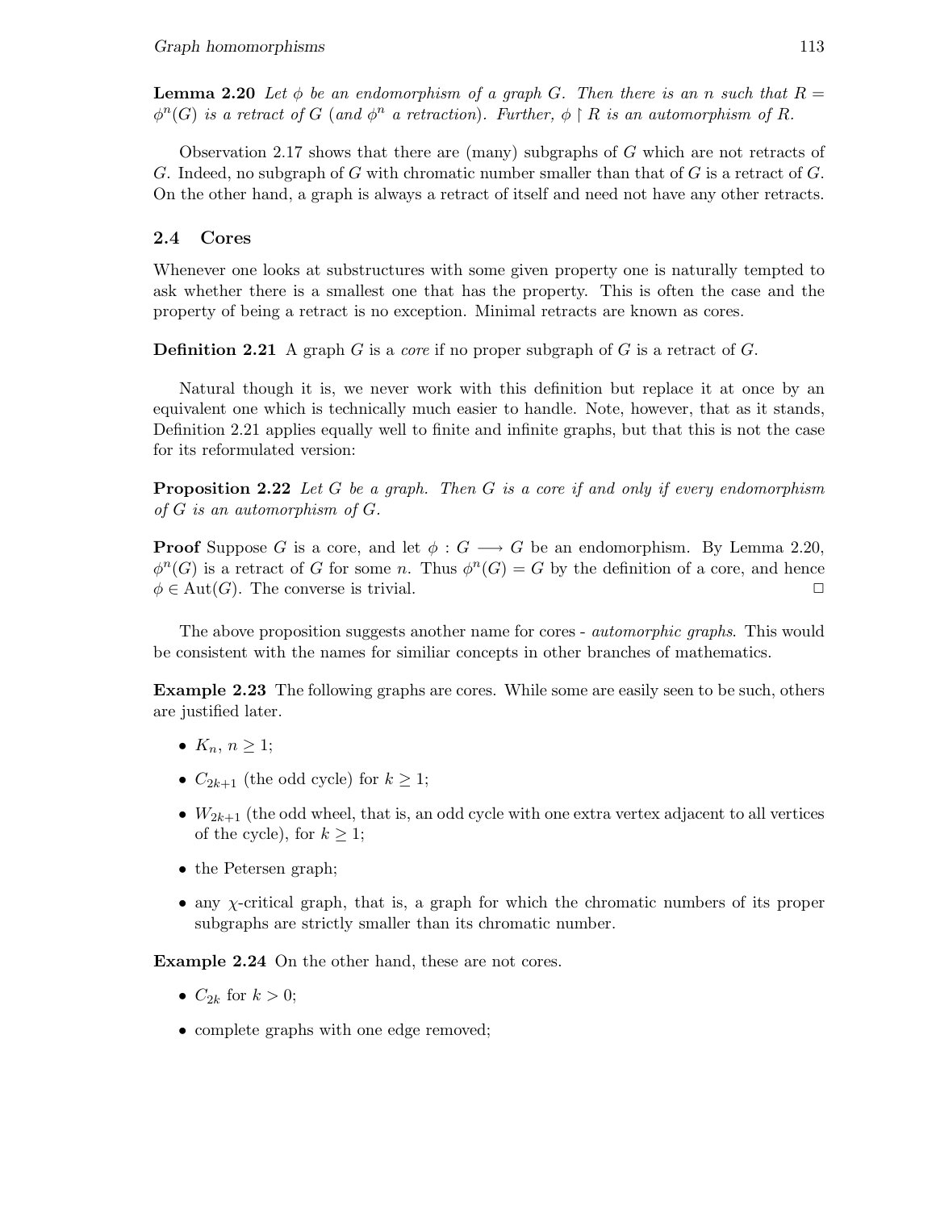**Lemma 2.20** *Let $\phi$ be an endomorphism of a graph $G$. Then there is an $n$ such that $R = \phi^n(G)$ is a retract of $G$ (and $\phi^n$ a retraction). Further, $\phi \restriction R$ is an automorphism of $R$.*

Observation 2.17 shows that there are (many) subgraphs of $G$ which are not retracts of $G$. Indeed, no subgraph of $G$ with chromatic number smaller than that of $G$ is a retract of $G$. On the other hand, a graph is always a retract of itself and need not have any other retracts.

## 2.4 Cores

Whenever one looks at substructures with some given property one is naturally tempted to ask whether there is a smallest one that has the property. This is often the case and the property of being a retract is no exception. Minimal retracts are known as cores.

**Definition 2.21** A graph $G$ is a *core* if no proper subgraph of $G$ is a retract of $G$.

Natural though it is, we never work with this definition but replace it at once by an equivalent one which is technically much easier to handle. Note, however, that as it stands, Definition 2.21 applies equally well to finite and infinite graphs, but that this is not the case for its reformulated version:

**Proposition 2.22** *Let $G$ be a graph. Then $G$ is a core if and only if every endomorphism of $G$ is an automorphism of $G$.*

**Proof** Suppose $G$ is a core, and let $\phi : G \longrightarrow G$ be an endomorphism. By Lemma 2.20, $\phi^n(G)$ is a retract of $G$ for some $n$. Thus $\phi^n(G) = G$ by the definition of a core, and hence $\phi \in \mathrm{Aut}(G)$. The converse is trivial. $\square$

The above proposition suggests another name for cores - *automorphic graphs*. This would be consistent with the names for similiar concepts in other branches of mathematics.

**Example 2.23** The following graphs are cores. While some are easily seen to be such, others are justified later.

- $K_n$, $n \geq 1$;
- $C_{2k+1}$ (the odd cycle) for $k \geq 1$;
- $W_{2k+1}$ (the odd wheel, that is, an odd cycle with one extra vertex adjacent to all vertices of the cycle), for $k \geq 1$;
- the Petersen graph;
- any $\chi$-critical graph, that is, a graph for which the chromatic numbers of its proper subgraphs are strictly smaller than its chromatic number.

**Example 2.24** On the other hand, these are not cores.

- $C_{2k}$ for $k > 0$;
- complete graphs with one edge removed;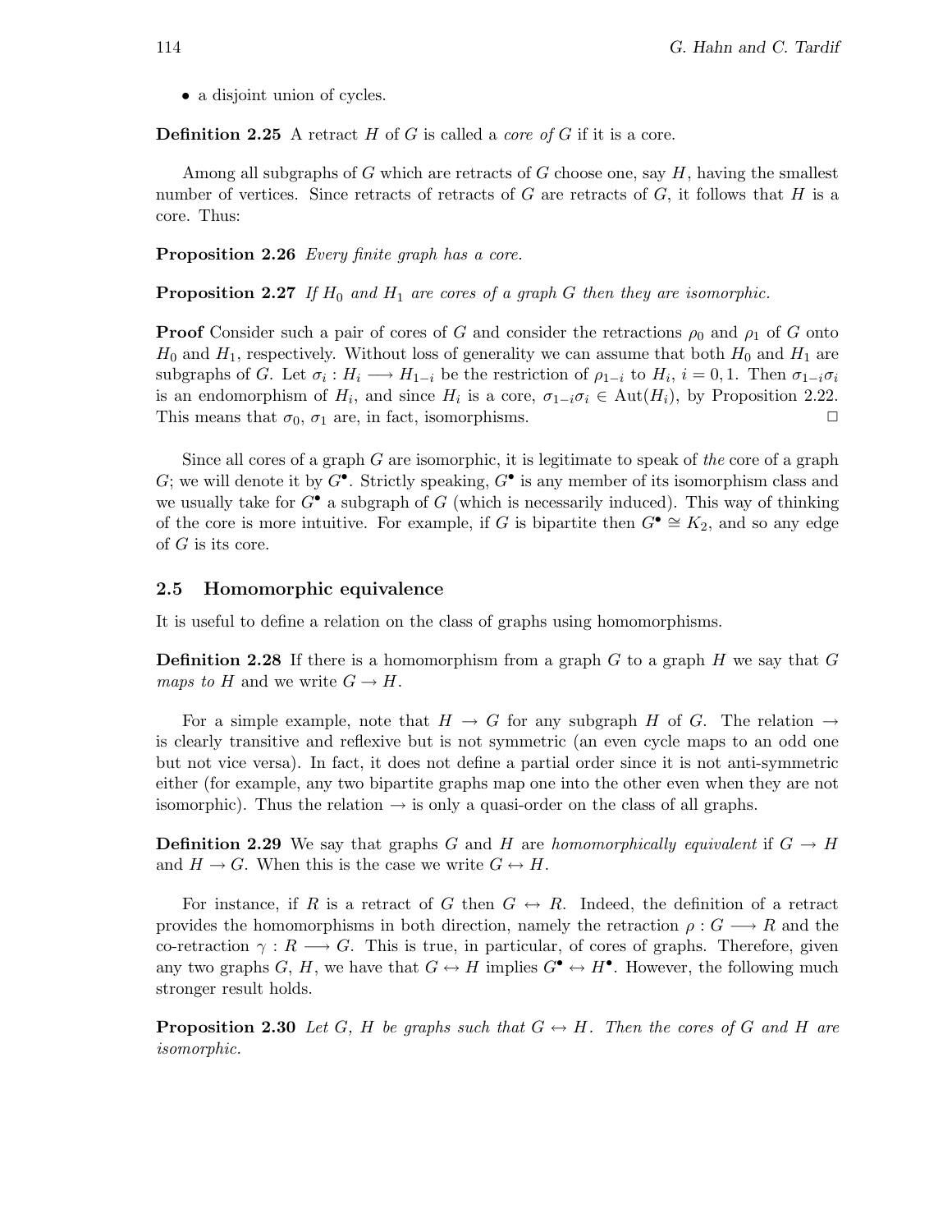- a disjoint union of cycles.

**Definition 2.25** A retract $H$ of $G$ is called a *core of* $G$ if it is a core.

Among all subgraphs of $G$ which are retracts of $G$ choose one, say $H$, having the smallest number of vertices. Since retracts of retracts of $G$ are retracts of $G$, it follows that $H$ is a core. Thus:

**Proposition 2.26** *Every finite graph has a core.*

**Proposition 2.27** *If $H_0$ and $H_1$ are cores of a graph $G$ then they are isomorphic.*

**Proof** Consider such a pair of cores of $G$ and consider the retractions $\rho_0$ and $\rho_1$ of $G$ onto $H_0$ and $H_1$, respectively. Without loss of generality we can assume that both $H_0$ and $H_1$ are subgraphs of $G$. Let $\sigma_i : H_i \longrightarrow H_{1-i}$ be the restriction of $\rho_{1-i}$ to $H_i$, $i = 0, 1$. Then $\sigma_{1-i}\sigma_i$ is an endomorphism of $H_i$, and since $H_i$ is a core, $\sigma_{1-i}\sigma_i \in \mathrm{Aut}(H_i)$, by Proposition 2.22. This means that $\sigma_0$, $\sigma_1$ are, in fact, isomorphisms. $\square$

Since all cores of a graph $G$ are isomorphic, it is legitimate to speak of *the* core of a graph $G$; we will denote it by $G^\bullet$. Strictly speaking, $G^\bullet$ is any member of its isomorphism class and we usually take for $G^\bullet$ a subgraph of $G$ (which is necessarily induced). This way of thinking of the core is more intuitive. For example, if $G$ is bipartite then $G^\bullet \cong K_2$, and so any edge of $G$ is its core.

## 2.5 Homomorphic equivalence

It is useful to define a relation on the class of graphs using homomorphisms.

**Definition 2.28** If there is a homomorphism from a graph $G$ to a graph $H$ we say that $G$ *maps to* $H$ and we write $G \to H$.

For a simple example, note that $H \to G$ for any subgraph $H$ of $G$. The relation $\to$ is clearly transitive and reflexive but is not symmetric (an even cycle maps to an odd one but not vice versa). In fact, it does not define a partial order since it is not anti-symmetric either (for example, any two bipartite graphs map one into the other even when they are not isomorphic). Thus the relation $\to$ is only a quasi-order on the class of all graphs.

**Definition 2.29** We say that graphs $G$ and $H$ are *homomorphically equivalent* if $G \to H$ and $H \to G$. When this is the case we write $G \leftrightarrow H$.

For instance, if $R$ is a retract of $G$ then $G \leftrightarrow R$. Indeed, the definition of a retract provides the homomorphisms in both direction, namely the retraction $\rho : G \longrightarrow R$ and the co-retraction $\gamma : R \longrightarrow G$. This is true, in particular, of cores of graphs. Therefore, given any two graphs $G$, $H$, we have that $G \leftrightarrow H$ implies $G^\bullet \leftrightarrow H^\bullet$. However, the following much stronger result holds.

**Proposition 2.30** *Let $G$, $H$ be graphs such that $G \leftrightarrow H$. Then the cores of $G$ and $H$ are isomorphic.*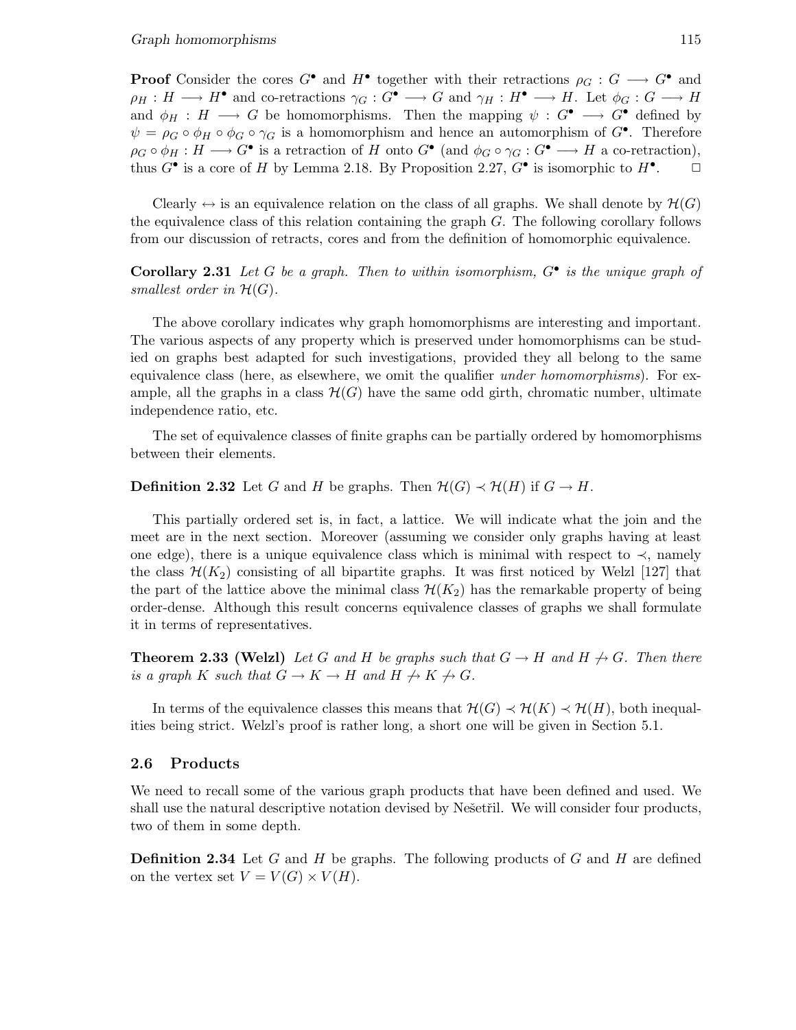**Proof** Consider the cores $G^\bullet$ and $H^\bullet$ together with their retractions $\rho_G : G \longrightarrow G^\bullet$ and $\rho_H : H \longrightarrow H^\bullet$ and co-retractions $\gamma_G : G^\bullet \longrightarrow G$ and $\gamma_H : H^\bullet \longrightarrow H$. Let $\phi_G : G \longrightarrow H$ and $\phi_H : H \longrightarrow G$ be homomorphisms. Then the mapping $\psi : G^\bullet \longrightarrow G^\bullet$ defined by $\psi = \rho_G \circ \phi_H \circ \phi_G \circ \gamma_G$ is a homomorphism and hence an automorphism of $G^\bullet$. Therefore $\rho_G \circ \phi_H : H \longrightarrow G^\bullet$ is a retraction of $H$ onto $G^\bullet$ (and $\phi_G \circ \gamma_G : G^\bullet \longrightarrow H$ a co-retraction), thus $G^\bullet$ is a core of $H$ by Lemma 2.18. By Proposition 2.27, $G^\bullet$ is isomorphic to $H^\bullet$. □

Clearly $\leftrightarrow$ is an equivalence relation on the class of all graphs. We shall denote by $\mathcal{H}(G)$ the equivalence class of this relation containing the graph $G$. The following corollary follows from our discussion of retracts, cores and from the definition of homomorphic equivalence.

**Corollary 2.31** *Let $G$ be a graph. Then to within isomorphism, $G^\bullet$ is the unique graph of smallest order in $\mathcal{H}(G)$.*

The above corollary indicates why graph homomorphisms are interesting and important. The various aspects of any property which is preserved under homomorphisms can be studied on graphs best adapted for such investigations, provided they all belong to the same equivalence class (here, as elsewhere, we omit the qualifier *under homomorphisms*). For example, all the graphs in a class $\mathcal{H}(G)$ have the same odd girth, chromatic number, ultimate independence ratio, etc.

The set of equivalence classes of finite graphs can be partially ordered by homomorphisms between their elements.

**Definition 2.32** Let $G$ and $H$ be graphs. Then $\mathcal{H}(G) \prec \mathcal{H}(H)$ if $G \to H$.

This partially ordered set is, in fact, a lattice. We will indicate what the join and the meet are in the next section. Moreover (assuming we consider only graphs having at least one edge), there is a unique equivalence class which is minimal with respect to $\prec$, namely the class $\mathcal{H}(K_2)$ consisting of all bipartite graphs. It was first noticed by Welzl [127] that the part of the lattice above the minimal class $\mathcal{H}(K_2)$ has the remarkable property of being order-dense. Although this result concerns equivalence classes of graphs we shall formulate it in terms of representatives.

**Theorem 2.33 (Welzl)** *Let $G$ and $H$ be graphs such that $G \to H$ and $H \not\to G$. Then there is a graph $K$ such that $G \to K \to H$ and $H \not\to K \not\to G$.*

In terms of the equivalence classes this means that $\mathcal{H}(G) \prec \mathcal{H}(K) \prec \mathcal{H}(H)$, both inequalities being strict. Welzl's proof is rather long, a short one will be given in Section 5.1.

## 2.6 Products

We need to recall some of the various graph products that have been defined and used. We shall use the natural descriptive notation devised by Nešetřil. We will consider four products, two of them in some depth.

**Definition 2.34** Let $G$ and $H$ be graphs. The following products of $G$ and $H$ are defined on the vertex set $V = V(G) \times V(H)$.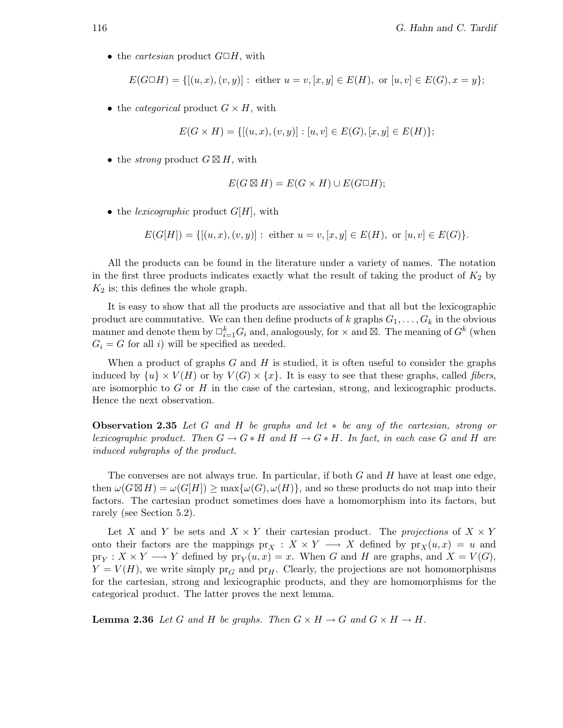- the *cartesian* product $G\Box H$, with

$$E(G\Box H) = \{[(u,x),(v,y)] : \text{ either } u = v, [x,y] \in E(H), \text{ or } [u,v] \in E(G), x = y\};$$

- the *categorical* product $G \times H$, with

$$E(G \times H) = \{[(u,x),(v,y)] : [u,v] \in E(G), [x,y] \in E(H)\};$$

- the *strong* product $G \boxtimes H$, with

$$E(G \boxtimes H) = E(G \times H) \cup E(G\Box H);$$

- the *lexicographic* product $G[H]$, with

$$E(G[H]) = \{[(u,x),(v,y)] : \text{ either } u = v, [x,y] \in E(H), \text{ or } [u,v] \in E(G)\}.$$

All the products can be found in the literature under a variety of names. The notation in the first three products indicates exactly what the result of taking the product of $K_2$ by $K_2$ is; this defines the whole graph.

It is easy to show that all the products are associative and that all but the lexicographic product are commutative. We can then define products of $k$ graphs $G_1, \ldots, G_k$ in the obvious manner and denote them by $\Box_{i=1}^k G_i$ and, analogously, for $\times$ and $\boxtimes$. The meaning of $G^k$ (when $G_i = G$ for all $i$) will be specified as needed.

When a product of graphs $G$ and $H$ is studied, it is often useful to consider the graphs induced by $\{u\} \times V(H)$ or by $V(G) \times \{x\}$. It is easy to see that these graphs, called *fibers*, are isomorphic to $G$ or $H$ in the case of the cartesian, strong, and lexicographic products. Hence the next observation.

**Observation 2.35** *Let $G$ and $H$ be graphs and let $*$ be any of the cartesian, strong or lexicographic product. Then $G \to G * H$ and $H \to G * H$. In fact, in each case $G$ and $H$ are induced subgraphs of the product.*

The converses are not always true. In particular, if both $G$ and $H$ have at least one edge, then $\omega(G \boxtimes H) = \omega(G[H]) \geq \max\{\omega(G), \omega(H)\}$, and so these products do not map into their factors. The cartesian product sometimes does have a homomorphism into its factors, but rarely (see Section 5.2).

Let $X$ and $Y$ be sets and $X \times Y$ their cartesian product. The *projections* of $X \times Y$ onto their factors are the mappings $\mathrm{pr}_X : X \times Y \longrightarrow X$ defined by $\mathrm{pr}_X(u,x) = u$ and $\mathrm{pr}_Y : X \times Y \longrightarrow Y$ defined by $\mathrm{pr}_Y(u,x) = x$. When $G$ and $H$ are graphs, and $X = V(G)$, $Y = V(H)$, we write simply $\mathrm{pr}_G$ and $\mathrm{pr}_H$. Clearly, the projections are not homomorphisms for the cartesian, strong and lexicographic products, and they are homomorphisms for the categorical product. The latter proves the next lemma.

**Lemma 2.36** *Let $G$ and $H$ be graphs. Then $G \times H \to G$ and $G \times H \to H$.*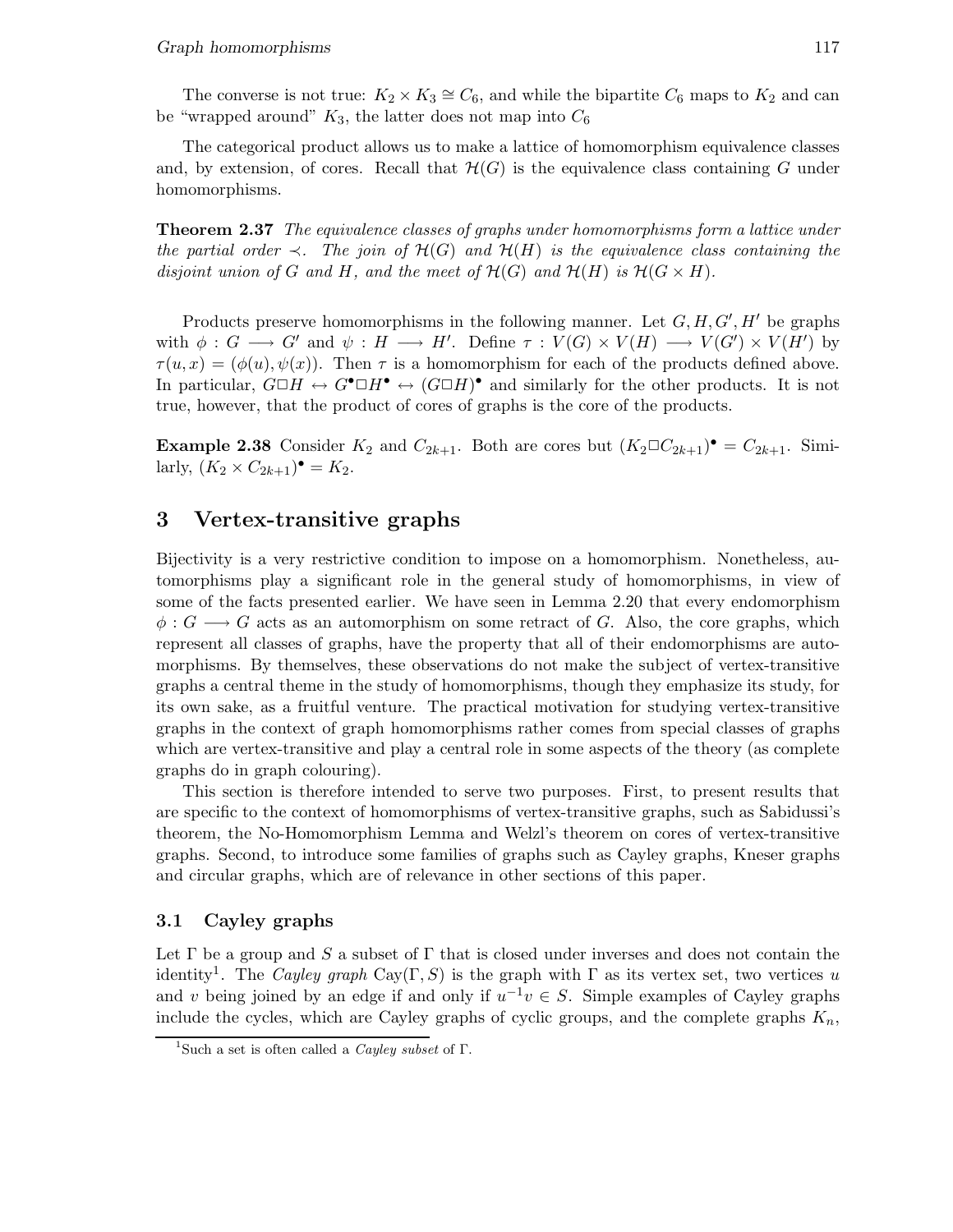The converse is not true: $K_2 \times K_3 \cong C_6$, and while the bipartite $C_6$ maps to $K_2$ and can be "wrapped around" $K_3$, the latter does not map into $C_6$

The categorical product allows us to make a lattice of homomorphism equivalence classes and, by extension, of cores. Recall that $\mathcal{H}(G)$ is the equivalence class containing $G$ under homomorphisms.

**Theorem 2.37** *The equivalence classes of graphs under homomorphisms form a lattice under the partial order $\prec$. The join of $\mathcal{H}(G)$ and $\mathcal{H}(H)$ is the equivalence class containing the disjoint union of $G$ and $H$, and the meet of $\mathcal{H}(G)$ and $\mathcal{H}(H)$ is $\mathcal{H}(G \times H)$.*

Products preserve homomorphisms in the following manner. Let $G, H, G', H'$ be graphs with $\phi : G \longrightarrow G'$ and $\psi : H \longrightarrow H'$. Define $\tau : V(G) \times V(H) \longrightarrow V(G') \times V(H')$ by $\tau(u, x) = (\phi(u), \psi(x))$. Then $\tau$ is a homomorphism for each of the products defined above. In particular, $G \Box H \leftrightarrow G^\bullet \Box H^\bullet \leftrightarrow (G \Box H)^\bullet$ and similarly for the other products. It is not true, however, that the product of cores of graphs is the core of the products.

**Example 2.38** Consider $K_2$ and $C_{2k+1}$. Both are cores but $(K_2 \Box C_{2k+1})^\bullet = C_{2k+1}$. Similarly, $(K_2 \times C_{2k+1})^\bullet = K_2$.

## 3 Vertex-transitive graphs

Bijectivity is a very restrictive condition to impose on a homomorphism. Nonetheless, automorphisms play a significant role in the general study of homomorphisms, in view of some of the facts presented earlier. We have seen in Lemma 2.20 that every endomorphism $\phi : G \longrightarrow G$ acts as an automorphism on some retract of $G$. Also, the core graphs, which represent all classes of graphs, have the property that all of their endomorphisms are automorphisms. By themselves, these observations do not make the subject of vertex-transitive graphs a central theme in the study of homomorphisms, though they emphasize its study, for its own sake, as a fruitful venture. The practical motivation for studying vertex-transitive graphs in the context of graph homomorphisms rather comes from special classes of graphs which are vertex-transitive and play a central role in some aspects of the theory (as complete graphs do in graph colouring).

This section is therefore intended to serve two purposes. First, to present results that are specific to the context of homomorphisms of vertex-transitive graphs, such as Sabidussi's theorem, the No-Homomorphism Lemma and Welzl's theorem on cores of vertex-transitive graphs. Second, to introduce some families of graphs such as Cayley graphs, Kneser graphs and circular graphs, which are of relevance in other sections of this paper.

### 3.1 Cayley graphs

Let $\Gamma$ be a group and $S$ a subset of $\Gamma$ that is closed under inverses and does not contain the identity[1]. The *Cayley graph* $\mathrm{Cay}(\Gamma, S)$ is the graph with $\Gamma$ as its vertex set, two vertices $u$ and $v$ being joined by an edge if and only if $u^{-1}v \in S$. Simple examples of Cayley graphs include the cycles, which are Cayley graphs of cyclic groups, and the complete graphs $K_n$,

[1] Such a set is often called a *Cayley subset* of $\Gamma$.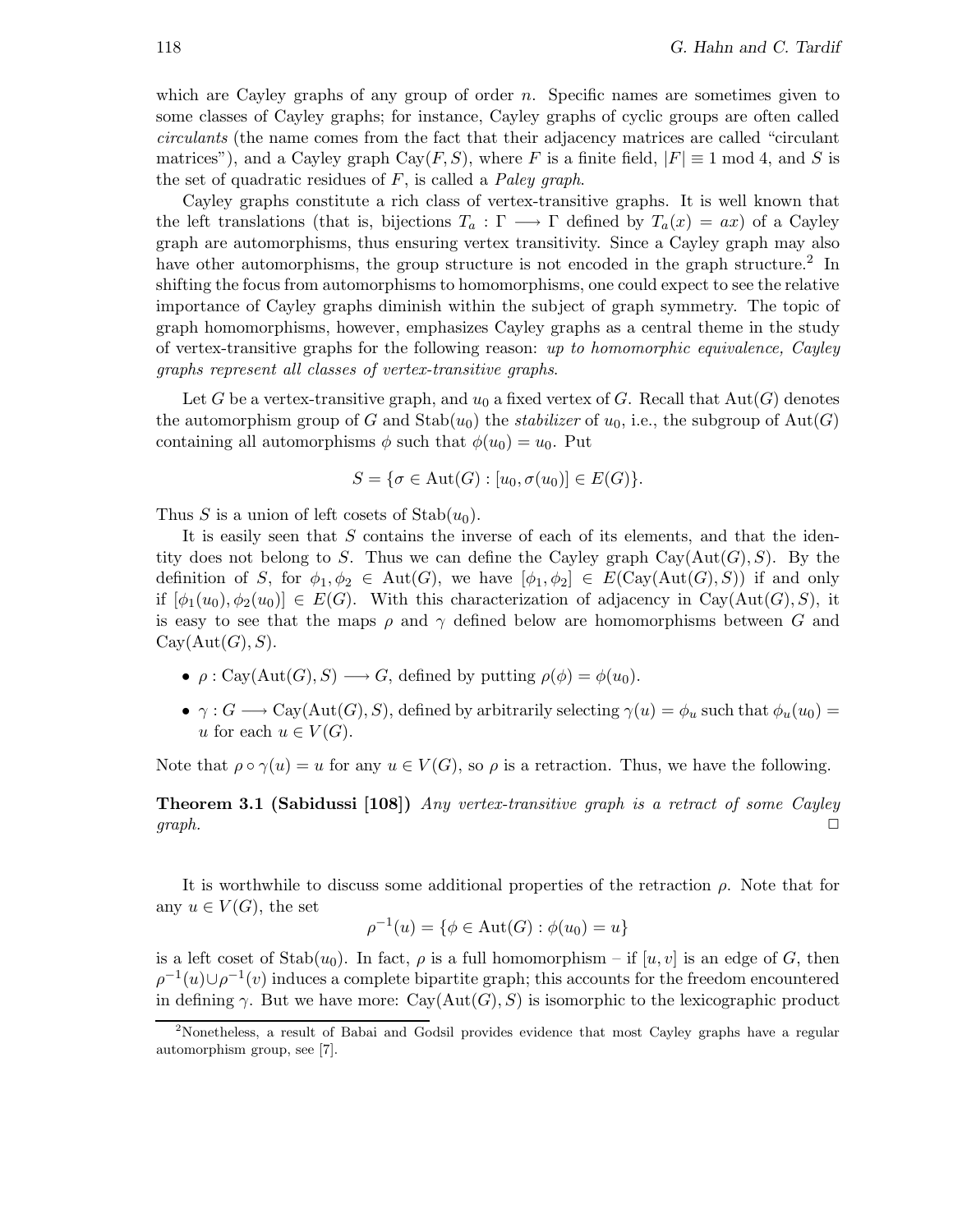which are Cayley graphs of any group of order $n$. Specific names are sometimes given to some classes of Cayley graphs; for instance, Cayley graphs of cyclic groups are often called *circulants* (the name comes from the fact that their adjacency matrices are called "circulant matrices"), and a Cayley graph $\mathrm{Cay}(F, S)$, where $F$ is a finite field, $|F| \equiv 1 \bmod 4$, and $S$ is the set of quadratic residues of $F$, is called a *Paley graph*.

Cayley graphs constitute a rich class of vertex-transitive graphs. It is well known that the left translations (that is, bijections $T_a : \Gamma \longrightarrow \Gamma$ defined by $T_a(x) = ax$) of a Cayley graph are automorphisms, thus ensuring vertex transitivity. Since a Cayley graph may also have other automorphisms, the group structure is not encoded in the graph structure.[2] In shifting the focus from automorphisms to homomorphisms, one could expect to see the relative importance of Cayley graphs diminish within the subject of graph symmetry. The topic of graph homomorphisms, however, emphasizes Cayley graphs as a central theme in the study of vertex-transitive graphs for the following reason: *up to homomorphic equivalence, Cayley graphs represent all classes of vertex-transitive graphs*.

Let $G$ be a vertex-transitive graph, and $u_0$ a fixed vertex of $G$. Recall that $\mathrm{Aut}(G)$ denotes the automorphism group of $G$ and $\mathrm{Stab}(u_0)$ the *stabilizer* of $u_0$, i.e., the subgroup of $\mathrm{Aut}(G)$ containing all automorphisms $\phi$ such that $\phi(u_0) = u_0$. Put

$$S = \{\sigma \in \mathrm{Aut}(G) : [u_0, \sigma(u_0)] \in E(G)\}.$$

Thus $S$ is a union of left cosets of $\mathrm{Stab}(u_0)$.

It is easily seen that $S$ contains the inverse of each of its elements, and that the identity does not belong to $S$. Thus we can define the Cayley graph $\mathrm{Cay}(\mathrm{Aut}(G), S)$. By the definition of $S$, for $\phi_1, \phi_2 \in \mathrm{Aut}(G)$, we have $[\phi_1, \phi_2] \in E(\mathrm{Cay}(\mathrm{Aut}(G), S))$ if and only if $[\phi_1(u_0), \phi_2(u_0)] \in E(G)$. With this characterization of adjacency in $\mathrm{Cay}(\mathrm{Aut}(G), S)$, it is easy to see that the maps $\rho$ and $\gamma$ defined below are homomorphisms between $G$ and $\mathrm{Cay}(\mathrm{Aut}(G), S)$.

- $\rho : \mathrm{Cay}(\mathrm{Aut}(G), S) \longrightarrow G$, defined by putting $\rho(\phi) = \phi(u_0)$.
- $\gamma : G \longrightarrow \mathrm{Cay}(\mathrm{Aut}(G), S)$, defined by arbitrarily selecting $\gamma(u) = \phi_u$ such that $\phi_u(u_0) = u$ for each $u \in V(G)$.

Note that $\rho \circ \gamma(u) = u$ for any $u \in V(G)$, so $\rho$ is a retraction. Thus, we have the following.

**Theorem 3.1 (Sabidussi [108])** *Any vertex-transitive graph is a retract of some Cayley graph.* □

It is worthwhile to discuss some additional properties of the retraction $\rho$. Note that for any $u \in V(G)$, the set

$$\rho^{-1}(u) = \{\phi \in \mathrm{Aut}(G) : \phi(u_0) = u\}$$

is a left coset of $\mathrm{Stab}(u_0)$. In fact, $\rho$ is a full homomorphism – if $[u, v]$ is an edge of $G$, then $\rho^{-1}(u) \cup \rho^{-1}(v)$ induces a complete bipartite graph; this accounts for the freedom encountered in defining $\gamma$. But we have more: $\mathrm{Cay}(\mathrm{Aut}(G), S)$ is isomorphic to the lexicographic product

[2] Nonetheless, a result of Babai and Godsil provides evidence that most Cayley graphs have a regular automorphism group, see [7].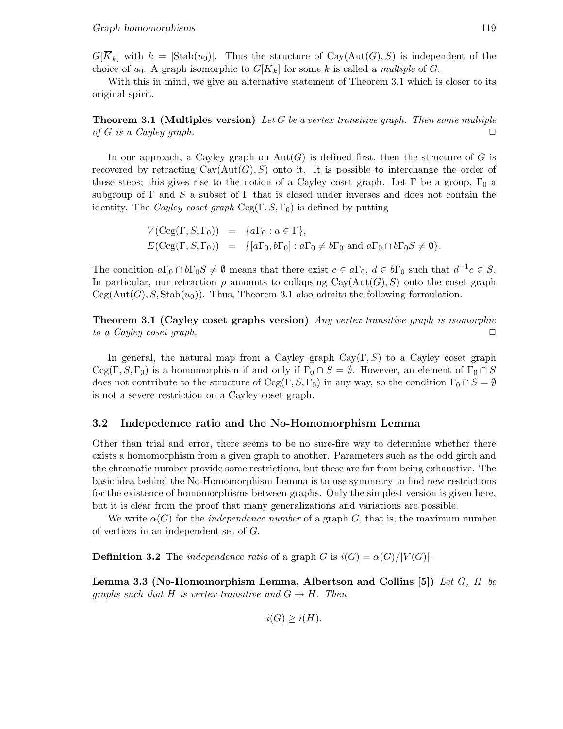$G[\overline{K}_k]$ with $k = |\mathrm{Stab}(u_0)|$. Thus the structure of $\mathrm{Cay}(\mathrm{Aut}(G), S)$ is independent of the choice of $u_0$. A graph isomorphic to $G[\overline{K}_k]$ for some $k$ is called a *multiple* of $G$.

With this in mind, we give an alternative statement of Theorem 3.1 which is closer to its original spirit.

**Theorem 3.1 (Multiples version)** *Let $G$ be a vertex-transitive graph. Then some multiple of $G$ is a Cayley graph.* □

In our approach, a Cayley graph on $\mathrm{Aut}(G)$ is defined first, then the structure of $G$ is recovered by retracting $\mathrm{Cay}(\mathrm{Aut}(G), S)$ onto it. It is possible to interchange the order of these steps; this gives rise to the notion of a Cayley coset graph. Let $\Gamma$ be a group, $\Gamma_0$ a subgroup of $\Gamma$ and $S$ a subset of $\Gamma$ that is closed under inverses and does not contain the identity. The *Cayley coset graph* $\mathrm{Ccg}(\Gamma, S, \Gamma_0)$ is defined by putting

$$
\begin{aligned}
V(\mathrm{Ccg}(\Gamma, S, \Gamma_0)) &= \{a\Gamma_0 : a \in \Gamma\}, \\
E(\mathrm{Ccg}(\Gamma, S, \Gamma_0)) &= \{[a\Gamma_0, b\Gamma_0] : a\Gamma_0 \neq b\Gamma_0 \text{ and } a\Gamma_0 \cap b\Gamma_0 S \neq \emptyset\}.
\end{aligned}
$$

The condition $a\Gamma_0 \cap b\Gamma_0 S \neq \emptyset$ means that there exist $c \in a\Gamma_0$, $d \in b\Gamma_0$ such that $d^{-1}c \in S$. In particular, our retraction $\rho$ amounts to collapsing $\mathrm{Cay}(\mathrm{Aut}(G), S)$ onto the coset graph $\mathrm{Ccg}(\mathrm{Aut}(G), S, \mathrm{Stab}(u_0))$. Thus, Theorem 3.1 also admits the following formulation.

**Theorem 3.1 (Cayley coset graphs version)** *Any vertex-transitive graph is isomorphic to a Cayley coset graph.* □

In general, the natural map from a Cayley graph $\mathrm{Cay}(\Gamma, S)$ to a Cayley coset graph $\mathrm{Ccg}(\Gamma, S, \Gamma_0)$ is a homomorphism if and only if $\Gamma_0 \cap S = \emptyset$. However, an element of $\Gamma_0 \cap S$ does not contribute to the structure of $\mathrm{Ccg}(\Gamma, S, \Gamma_0)$ in any way, so the condition $\Gamma_0 \cap S = \emptyset$ is not a severe restriction on a Cayley coset graph.

## 3.2 Indepedemce ratio and the No-Homomorphism Lemma

Other than trial and error, there seems to be no sure-fire way to determine whether there exists a homomorphism from a given graph to another. Parameters such as the odd girth and the chromatic number provide some restrictions, but these are far from being exhaustive. The basic idea behind the No-Homomorphism Lemma is to use symmetry to find new restrictions for the existence of homomorphisms between graphs. Only the simplest version is given here, but it is clear from the proof that many generalizations and variations are possible.

We write $\alpha(G)$ for the *independence number* of a graph $G$, that is, the maximum number of vertices in an independent set of $G$.

**Definition 3.2** The *independence ratio* of a graph $G$ is $i(G) = \alpha(G)/|V(G)|$.

**Lemma 3.3 (No-Homomorphism Lemma, Albertson and Collins [5])** *Let $G$, $H$ be graphs such that $H$ is vertex-transitive and $G \to H$. Then*

$$i(G) \geq i(H).$$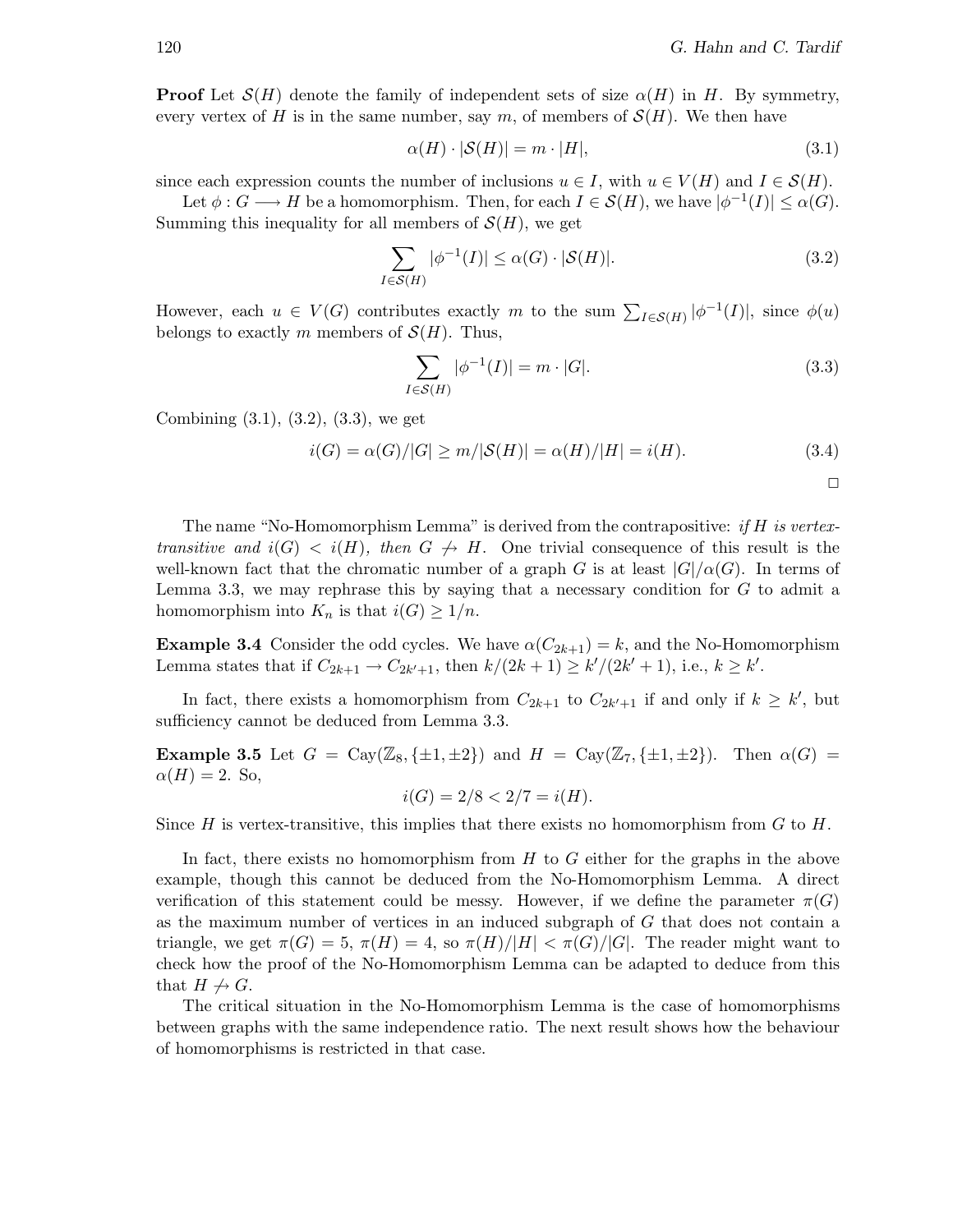**Proof** Let $\mathcal{S}(H)$ denote the family of independent sets of size $\alpha(H)$ in $H$. By symmetry, every vertex of $H$ is in the same number, say $m$, of members of $\mathcal{S}(H)$. We then have

$$\alpha(H) \cdot |\mathcal{S}(H)| = m \cdot |H|, \tag{3.1}$$

since each expression counts the number of inclusions $u \in I$, with $u \in V(H)$ and $I \in \mathcal{S}(H)$.

Let $\phi : G \longrightarrow H$ be a homomorphism. Then, for each $I \in \mathcal{S}(H)$, we have $|\phi^{-1}(I)| \leq \alpha(G)$. Summing this inequality for all members of $\mathcal{S}(H)$, we get

$$\sum_{I \in \mathcal{S}(H)} |\phi^{-1}(I)| \leq \alpha(G) \cdot |\mathcal{S}(H)|. \tag{3.2}$$

However, each $u \in V(G)$ contributes exactly $m$ to the sum $\sum_{I \in \mathcal{S}(H)} |\phi^{-1}(I)|$, since $\phi(u)$ belongs to exactly $m$ members of $\mathcal{S}(H)$. Thus,

$$\sum_{I \in \mathcal{S}(H)} |\phi^{-1}(I)| = m \cdot |G|. \tag{3.3}$$

Combining (3.1), (3.2), (3.3), we get

$$i(G) = \alpha(G)/|G| \geq m/|\mathcal{S}(H)| = \alpha(H)/|H| = i(H). \tag{3.4}$$

□

The name "No-Homomorphism Lemma" is derived from the contrapositive: *if $H$ is vertex-transitive and $i(G) < i(H)$, then $G \not\to H$.* One trivial consequence of this result is the well-known fact that the chromatic number of a graph $G$ is at least $|G|/\alpha(G)$. In terms of Lemma 3.3, we may rephrase this by saying that a necessary condition for $G$ to admit a homomorphism into $K_n$ is that $i(G) \geq 1/n$.

**Example 3.4** Consider the odd cycles. We have $\alpha(C_{2k+1}) = k$, and the No-Homomorphism Lemma states that if $C_{2k+1} \to C_{2k'+1}$, then $k/(2k+1) \geq k'/(2k'+1)$, i.e., $k \geq k'$.

In fact, there exists a homomorphism from $C_{2k+1}$ to $C_{2k'+1}$ if and only if $k \geq k'$, but sufficiency cannot be deduced from Lemma 3.3.

**Example 3.5** Let $G = \mathrm{Cay}(\mathbb{Z}_8, \{\pm 1, \pm 2\})$ and $H = \mathrm{Cay}(\mathbb{Z}_7, \{\pm 1, \pm 2\})$. Then $\alpha(G) = \alpha(H) = 2$. So,

$$i(G) = 2/8 < 2/7 = i(H).$$

Since $H$ is vertex-transitive, this implies that there exists no homomorphism from $G$ to $H$.

In fact, there exists no homomorphism from $H$ to $G$ either for the graphs in the above example, though this cannot be deduced from the No-Homomorphism Lemma. A direct verification of this statement could be messy. However, if we define the parameter $\pi(G)$ as the maximum number of vertices in an induced subgraph of $G$ that does not contain a triangle, we get $\pi(G) = 5$, $\pi(H) = 4$, so $\pi(H)/|H| < \pi(G)/|G|$. The reader might want to check how the proof of the No-Homomorphism Lemma can be adapted to deduce from this that $H \not\to G$.

The critical situation in the No-Homomorphism Lemma is the case of homomorphisms between graphs with the same independence ratio. The next result shows how the behaviour of homomorphisms is restricted in that case.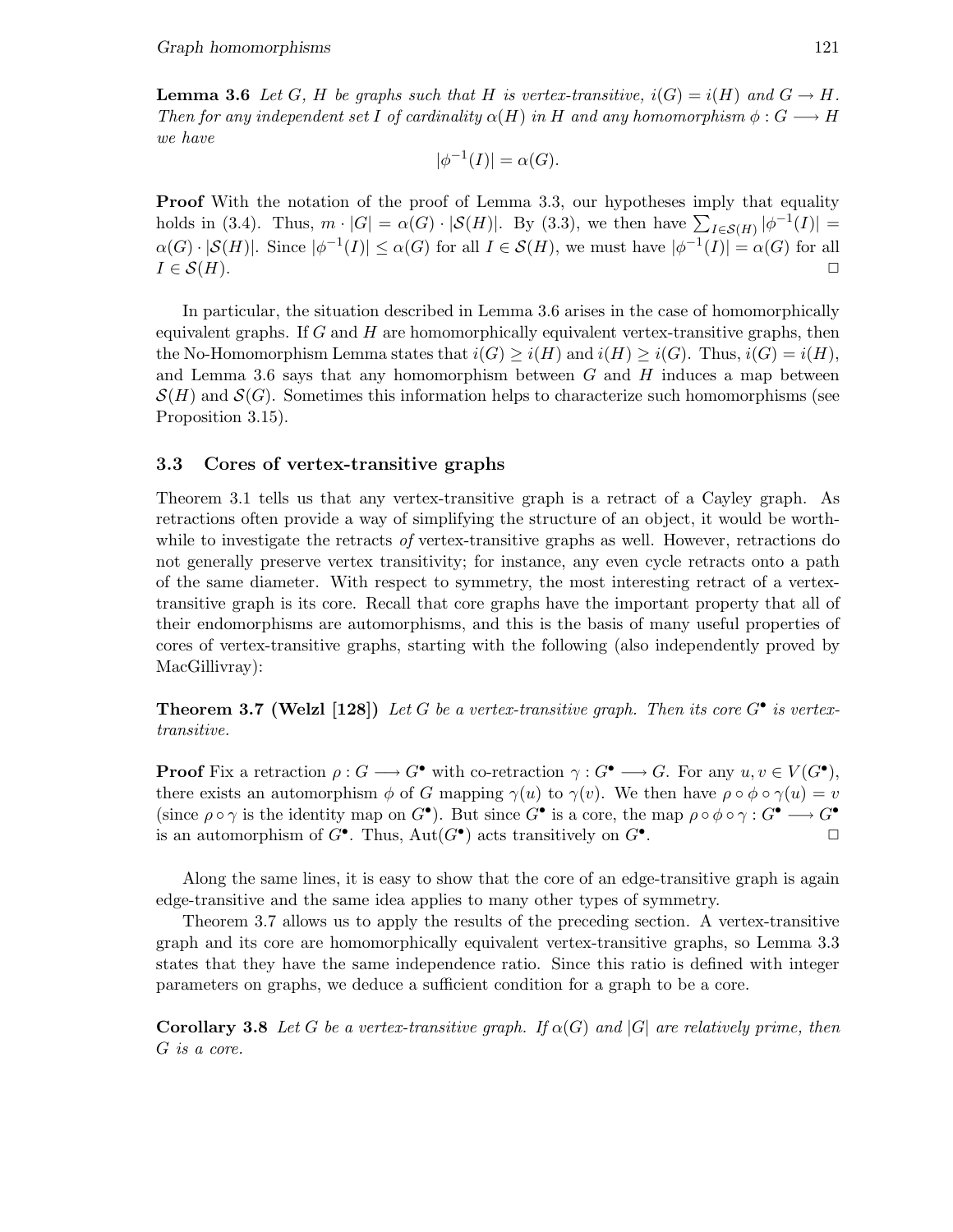**Lemma 3.6** *Let $G$, $H$ be graphs such that $H$ is vertex-transitive, $i(G) = i(H)$ and $G \to H$. Then for any independent set $I$ of cardinality $\alpha(H)$ in $H$ and any homomorphism $\phi : G \longrightarrow H$ we have*

$$|\phi^{-1}(I)| = \alpha(G).$$

**Proof** With the notation of the proof of Lemma 3.3, our hypotheses imply that equality holds in (3.4). Thus, $m \cdot |G| = \alpha(G) \cdot |\mathcal{S}(H)|$. By (3.3), we then have $\sum_{I \in \mathcal{S}(H)} |\phi^{-1}(I)| = \alpha(G) \cdot |\mathcal{S}(H)|$. Since $|\phi^{-1}(I)| \leq \alpha(G)$ for all $I \in \mathcal{S}(H)$, we must have $|\phi^{-1}(I)| = \alpha(G)$ for all $I \in \mathcal{S}(H)$. □

In particular, the situation described in Lemma 3.6 arises in the case of homomorphically equivalent graphs. If $G$ and $H$ are homomorphically equivalent vertex-transitive graphs, then the No-Homomorphism Lemma states that $i(G) \geq i(H)$ and $i(H) \geq i(G)$. Thus, $i(G) = i(H)$, and Lemma 3.6 says that any homomorphism between $G$ and $H$ induces a map between $\mathcal{S}(H)$ and $\mathcal{S}(G)$. Sometimes this information helps to characterize such homomorphisms (see Proposition 3.15).

## 3.3 Cores of vertex-transitive graphs

Theorem 3.1 tells us that any vertex-transitive graph is a retract of a Cayley graph. As retractions often provide a way of simplifying the structure of an object, it would be worthwhile to investigate the retracts *of* vertex-transitive graphs as well. However, retractions do not generally preserve vertex transitivity; for instance, any even cycle retracts onto a path of the same diameter. With respect to symmetry, the most interesting retract of a vertex-transitive graph is its core. Recall that core graphs have the important property that all of their endomorphisms are automorphisms, and this is the basis of many useful properties of cores of vertex-transitive graphs, starting with the following (also independently proved by MacGillivray):

**Theorem 3.7 (Welzl [128])** *Let $G$ be a vertex-transitive graph. Then its core $G^\bullet$ is vertex-transitive.*

**Proof** Fix a retraction $\rho : G \longrightarrow G^\bullet$ with co-retraction $\gamma : G^\bullet \longrightarrow G$. For any $u, v \in V(G^\bullet)$, there exists an automorphism $\phi$ of $G$ mapping $\gamma(u)$ to $\gamma(v)$. We then have $\rho \circ \phi \circ \gamma(u) = v$ (since $\rho \circ \gamma$ is the identity map on $G^\bullet$). But since $G^\bullet$ is a core, the map $\rho \circ \phi \circ \gamma : G^\bullet \longrightarrow G^\bullet$ is an automorphism of $G^\bullet$. Thus, $\mathrm{Aut}(G^\bullet)$ acts transitively on $G^\bullet$. □

Along the same lines, it is easy to show that the core of an edge-transitive graph is again edge-transitive and the same idea applies to many other types of symmetry.

Theorem 3.7 allows us to apply the results of the preceding section. A vertex-transitive graph and its core are homomorphically equivalent vertex-transitive graphs, so Lemma 3.3 states that they have the same independence ratio. Since this ratio is defined with integer parameters on graphs, we deduce a sufficient condition for a graph to be a core.

**Corollary 3.8** *Let $G$ be a vertex-transitive graph. If $\alpha(G)$ and $|G|$ are relatively prime, then $G$ is a core.*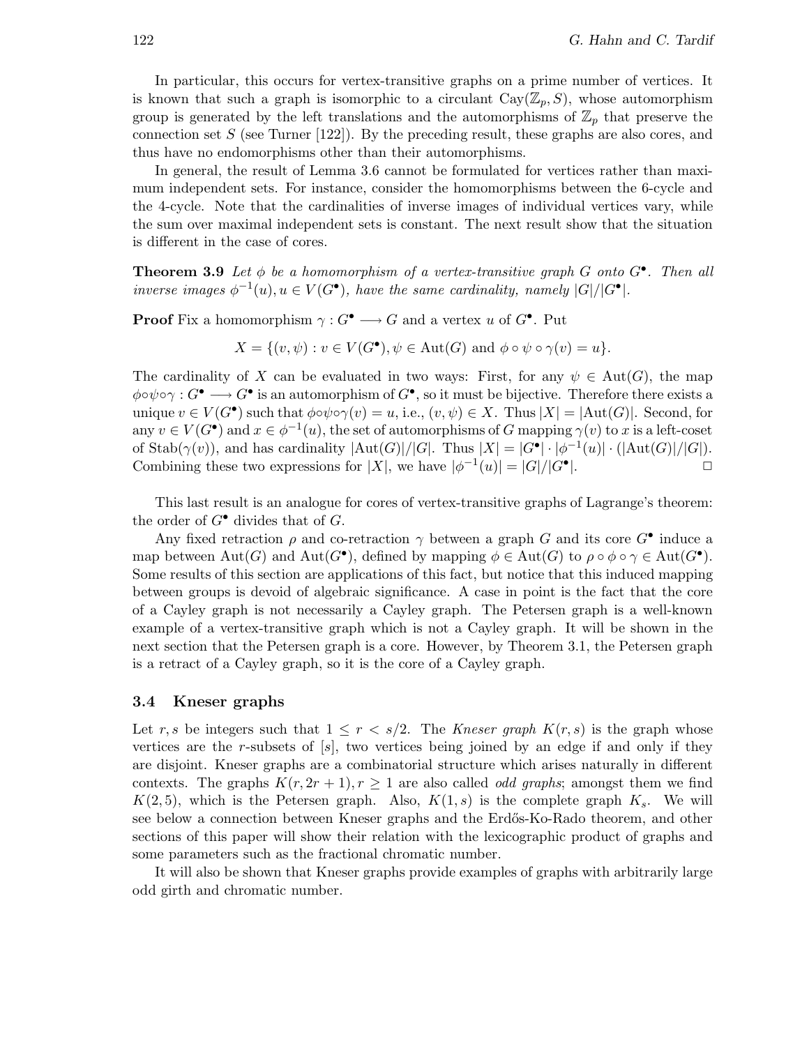In particular, this occurs for vertex-transitive graphs on a prime number of vertices. It is known that such a graph is isomorphic to a circulant $\mathrm{Cay}(\mathbb{Z}_p, S)$, whose automorphism group is generated by the left translations and the automorphisms of $\mathbb{Z}_p$ that preserve the connection set $S$ (see Turner [122]). By the preceding result, these graphs are also cores, and thus have no endomorphisms other than their automorphisms.

In general, the result of Lemma 3.6 cannot be formulated for vertices rather than maximum independent sets. For instance, consider the homomorphisms between the 6-cycle and the 4-cycle. Note that the cardinalities of inverse images of individual vertices vary, while the sum over maximal independent sets is constant. The next result show that the situation is different in the case of cores.

**Theorem 3.9** *Let $\phi$ be a homomorphism of a vertex-transitive graph $G$ onto $G^\bullet$. Then all inverse images $\phi^{-1}(u), u \in V(G^\bullet)$, have the same cardinality, namely $|G|/|G^\bullet|$.*

**Proof** Fix a homomorphism $\gamma : G^\bullet \longrightarrow G$ and a vertex $u$ of $G^\bullet$. Put

$$X = \{(v, \psi) : v \in V(G^\bullet), \psi \in \mathrm{Aut}(G) \text{ and } \phi \circ \psi \circ \gamma(v) = u\}.$$

The cardinality of $X$ can be evaluated in two ways: First, for any $\psi \in \mathrm{Aut}(G)$, the map $\phi \circ \psi \circ \gamma : G^\bullet \longrightarrow G^\bullet$ is an automorphism of $G^\bullet$, so it must be bijective. Therefore there exists a unique $v \in V(G^\bullet)$ such that $\phi \circ \psi \circ \gamma(v) = u$, i.e., $(v, \psi) \in X$. Thus $|X| = |\mathrm{Aut}(G)|$. Second, for any $v \in V(G^\bullet)$ and $x \in \phi^{-1}(u)$, the set of automorphisms of $G$ mapping $\gamma(v)$ to $x$ is a left-coset of $\mathrm{Stab}(\gamma(v))$, and has cardinality $|\mathrm{Aut}(G)|/|G|$. Thus $|X| = |G^\bullet| \cdot |\phi^{-1}(u)| \cdot (|\mathrm{Aut}(G)|/|G|)$. Combining these two expressions for $|X|$, we have $|\phi^{-1}(u)| = |G|/|G^\bullet|$. □

This last result is an analogue for cores of vertex-transitive graphs of Lagrange's theorem: the order of $G^\bullet$ divides that of $G$.

Any fixed retraction $\rho$ and co-retraction $\gamma$ between a graph $G$ and its core $G^\bullet$ induce a map between $\mathrm{Aut}(G)$ and $\mathrm{Aut}(G^\bullet)$, defined by mapping $\phi \in \mathrm{Aut}(G)$ to $\rho \circ \phi \circ \gamma \in \mathrm{Aut}(G^\bullet)$. Some results of this section are applications of this fact, but notice that this induced mapping between groups is devoid of algebraic significance. A case in point is the fact that the core of a Cayley graph is not necessarily a Cayley graph. The Petersen graph is a well-known example of a vertex-transitive graph which is not a Cayley graph. It will be shown in the next section that the Petersen graph is a core. However, by Theorem 3.1, the Petersen graph is a retract of a Cayley graph, so it is the core of a Cayley graph.

### 3.4 Kneser graphs

Let $r, s$ be integers such that $1 \leq r < s/2$. The *Kneser graph* $K(r, s)$ is the graph whose vertices are the $r$-subsets of $[s]$, two vertices being joined by an edge if and only if they are disjoint. Kneser graphs are a combinatorial structure which arises naturally in different contexts. The graphs $K(r, 2r+1), r \geq 1$ are also called *odd graphs*; amongst them we find $K(2, 5)$, which is the Petersen graph. Also, $K(1, s)$ is the complete graph $K_s$. We will see below a connection between Kneser graphs and the Erdős-Ko-Rado theorem, and other sections of this paper will show their relation with the lexicographic product of graphs and some parameters such as the fractional chromatic number.

It will also be shown that Kneser graphs provide examples of graphs with arbitrarily large odd girth and chromatic number.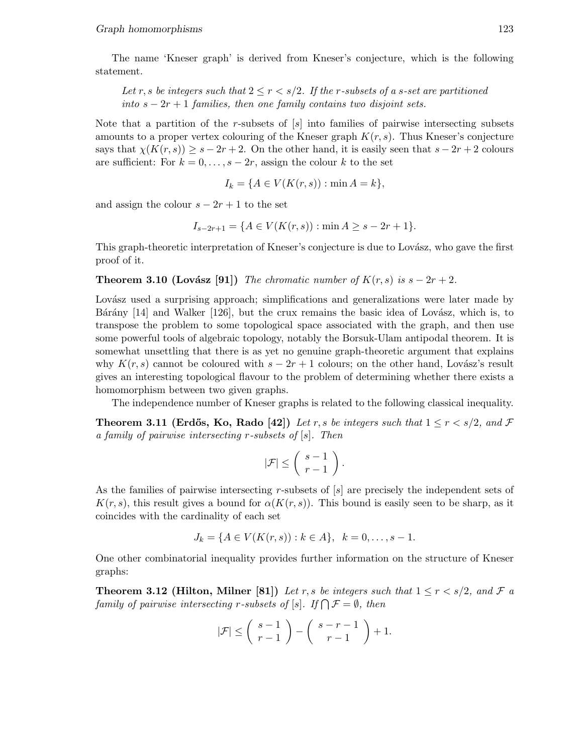The name 'Kneser graph' is derived from Kneser's conjecture, which is the following statement.

> *Let $r, s$ be integers such that $2 \leq r < s/2$. If the $r$-subsets of a $s$-set are partitioned into $s - 2r + 1$ families, then one family contains two disjoint sets.*

Note that a partition of the $r$-subsets of $[s]$ into families of pairwise intersecting subsets amounts to a proper vertex colouring of the Kneser graph $K(r, s)$. Thus Kneser's conjecture says that $\chi(K(r, s)) \geq s - 2r + 2$. On the other hand, it is easily seen that $s - 2r + 2$ colours are sufficient: For $k = 0, \ldots, s - 2r$, assign the colour $k$ to the set

$$I_k = \{A \in V(K(r, s)) : \min A = k\},$$

and assign the colour $s - 2r + 1$ to the set

$$I_{s-2r+1} = \{A \in V(K(r, s)) : \min A \geq s - 2r + 1\}.$$

This graph-theoretic interpretation of Kneser's conjecture is due to Lovász, who gave the first proof of it.

**Theorem 3.10 (Lovász [91])** *The chromatic number of $K(r, s)$ is $s - 2r + 2$.*

Lovász used a surprising approach; simplifications and generalizations were later made by Bárány [14] and Walker [126], but the crux remains the basic idea of Lovász, which is, to transpose the problem to some topological space associated with the graph, and then use some powerful tools of algebraic topology, notably the Borsuk-Ulam antipodal theorem. It is somewhat unsettling that there is as yet no genuine graph-theoretic argument that explains why $K(r, s)$ cannot be coloured with $s - 2r + 1$ colours; on the other hand, Lovász's result gives an interesting topological flavour to the problem of determining whether there exists a homomorphism between two given graphs.

The independence number of Kneser graphs is related to the following classical inequality.

**Theorem 3.11 (Erdős, Ko, Rado [42])** *Let $r, s$ be integers such that $1 \leq r < s/2$, and $\mathcal{F}$ a family of pairwise intersecting $r$-subsets of $[s]$. Then*

$$|\mathcal{F}| \leq \binom{s-1}{r-1}.$$

As the families of pairwise intersecting $r$-subsets of $[s]$ are precisely the independent sets of $K(r, s)$, this result gives a bound for $\alpha(K(r, s))$. This bound is easily seen to be sharp, as it coincides with the cardinality of each set

$$J_k = \{A \in V(K(r, s)) : k \in A\}, \quad k = 0, \ldots, s - 1.$$

One other combinatorial inequality provides further information on the structure of Kneser graphs:

**Theorem 3.12 (Hilton, Milner [81])** *Let $r, s$ be integers such that $1 \leq r < s/2$, and $\mathcal{F}$ a family of pairwise intersecting $r$-subsets of $[s]$. If $\bigcap \mathcal{F} = \emptyset$, then*

$$|\mathcal{F}| \leq \binom{s-1}{r-1} - \binom{s-r-1}{r-1} + 1.$$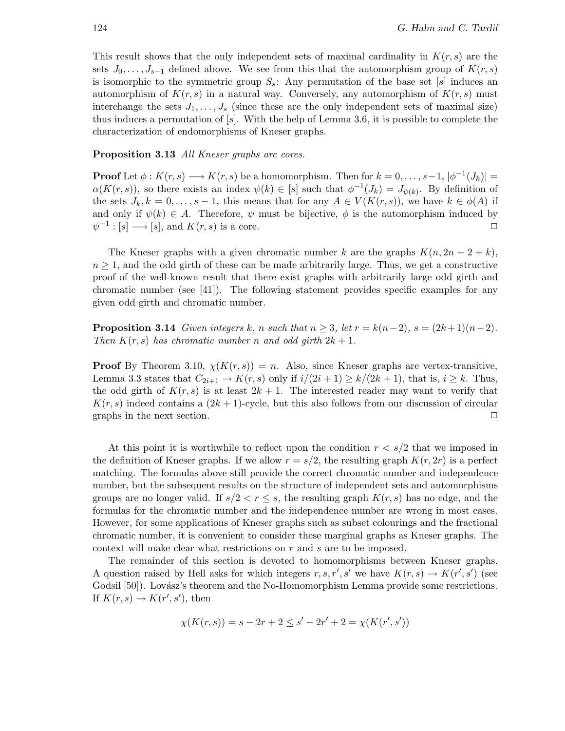This result shows that the only independent sets of maximal cardinality in $K(r, s)$ are the sets $J_0, \ldots, J_{s-1}$ defined above. We see from this that the automorphism group of $K(r, s)$ is isomorphic to the symmetric group $S_s$: Any permutation of the base set $[s]$ induces an automorphism of $K(r, s)$ in a natural way. Conversely, any automorphism of $K(r, s)$ must interchange the sets $J_1, \ldots, J_s$ (since these are the only independent sets of maximal size) thus induces a permutation of $[s]$. With the help of Lemma 3.6, it is possible to complete the characterization of endomorphisms of Kneser graphs.

**Proposition 3.13** *All Kneser graphs are cores.*

**Proof** Let $\phi : K(r, s) \longrightarrow K(r, s)$ be a homomorphism. Then for $k = 0, \ldots, s-1$, $|\phi^{-1}(J_k)| = \alpha(K(r, s))$, so there exists an index $\psi(k) \in [s]$ such that $\phi^{-1}(J_k) = J_{\psi(k)}$. By definition of the sets $J_k, k = 0, \ldots, s-1$, this means that for any $A \in V(K(r, s))$, we have $k \in \phi(A)$ if and only if $\psi(k) \in A$. Therefore, $\psi$ must be bijective, $\phi$ is the automorphism induced by $\psi^{-1} : [s] \longrightarrow [s]$, and $K(r, s)$ is a core. □

The Kneser graphs with a given chromatic number $k$ are the graphs $K(n, 2n-2+k)$, $n \geq 1$, and the odd girth of these can be made arbitrarily large. Thus, we get a constructive proof of the well-known result that there exist graphs with arbitrarily large odd girth and chromatic number (see [41]). The following statement provides specific examples for any given odd girth and chromatic number.

**Proposition 3.14** *Given integers $k$, $n$ such that $n \geq 3$, let $r = k(n-2)$, $s = (2k+1)(n-2)$. Then $K(r, s)$ has chromatic number $n$ and odd girth $2k+1$.*

**Proof** By Theorem 3.10, $\chi(K(r, s)) = n$. Also, since Kneser graphs are vertex-transitive, Lemma 3.3 states that $C_{2i+1} \to K(r, s)$ only if $i/(2i+1) \geq k/(2k+1)$, that is, $i \geq k$. Thus, the odd girth of $K(r, s)$ is at least $2k+1$. The interested reader may want to verify that $K(r, s)$ indeed contains a $(2k+1)$-cycle, but this also follows from our discussion of circular graphs in the next section. □

At this point it is worthwhile to reflect upon the condition $r < s/2$ that we imposed in the definition of Kneser graphs. If we allow $r = s/2$, the resulting graph $K(r, 2r)$ is a perfect matching. The formulas above still provide the correct chromatic number and independence number, but the subsequent results on the structure of independent sets and automorphisms groups are no longer valid. If $s/2 < r \leq s$, the resulting graph $K(r, s)$ has no edge, and the formulas for the chromatic number and the independence number are wrong in most cases. However, for some applications of Kneser graphs such as subset colourings and the fractional chromatic number, it is convenient to consider these marginal graphs as Kneser graphs. The context will make clear what restrictions on $r$ and $s$ are to be imposed.

The remainder of this section is devoted to homomorphisms between Kneser graphs. A question raised by Hell asks for which integers $r, s, r', s'$ we have $K(r, s) \to K(r', s')$ (see Godsil [50]). Lovász's theorem and the No-Homomorphism Lemma provide some restrictions. If $K(r, s) \to K(r', s')$, then

$$\chi(K(r, s)) = s - 2r + 2 \leq s' - 2r' + 2 = \chi(K(r', s'))$$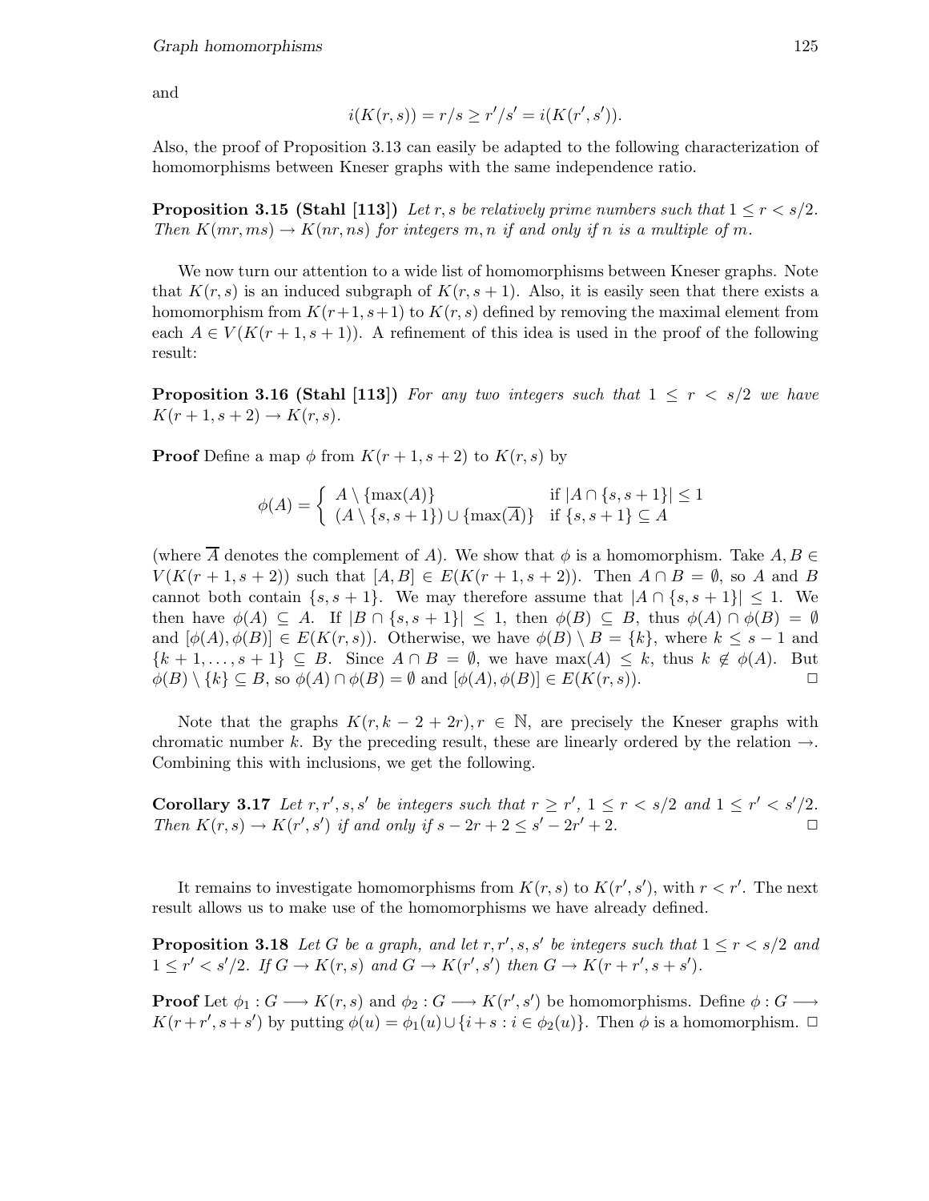and

$$i(K(r,s)) = r/s \geq r'/s' = i(K(r',s')).$$

Also, the proof of Proposition 3.13 can easily be adapted to the following characterization of homomorphisms between Kneser graphs with the same independence ratio.

**Proposition 3.15 (Stahl [113])** *Let $r, s$ be relatively prime numbers such that $1 \leq r < s/2$. Then $K(mr, ms) \to K(nr, ns)$ for integers $m, n$ if and only if $n$ is a multiple of $m$.*

We now turn our attention to a wide list of homomorphisms between Kneser graphs. Note that $K(r,s)$ is an induced subgraph of $K(r,s+1)$. Also, it is easily seen that there exists a homomorphism from $K(r+1,s+1)$ to $K(r,s)$ defined by removing the maximal element from each $A \in V(K(r+1,s+1))$. A refinement of this idea is used in the proof of the following result:

**Proposition 3.16 (Stahl [113])** *For any two integers such that $1 \leq r < s/2$ we have $K(r+1,s+2) \to K(r,s)$.*

**Proof** Define a map $\phi$ from $K(r+1,s+2)$ to $K(r,s)$ by

$$\phi(A) = \begin{cases} A \setminus \{\max(A)\} & \text{if } |A \cap \{s,s+1\}| \leq 1 \\ (A \setminus \{s,s+1\}) \cup \{\max(\overline{A})\} & \text{if } \{s,s+1\} \subseteq A \end{cases}$$

(where $\overline{A}$ denotes the complement of $A$). We show that $\phi$ is a homomorphism. Take $A, B \in V(K(r+1,s+2))$ such that $[A,B] \in E(K(r+1,s+2))$. Then $A \cap B = \emptyset$, so $A$ and $B$ cannot both contain $\{s,s+1\}$. We may therefore assume that $|A \cap \{s,s+1\}| \leq 1$. We then have $\phi(A) \subseteq A$. If $|B \cap \{s,s+1\}| \leq 1$, then $\phi(B) \subseteq B$, thus $\phi(A) \cap \phi(B) = \emptyset$ and $[\phi(A),\phi(B)] \in E(K(r,s))$. Otherwise, we have $\phi(B) \setminus B = \{k\}$, where $k \leq s-1$ and $\{k+1,\ldots,s+1\} \subseteq B$. Since $A \cap B = \emptyset$, we have $\max(A) \leq k$, thus $k \notin \phi(A)$. But $\phi(B) \setminus \{k\} \subseteq B$, so $\phi(A) \cap \phi(B) = \emptyset$ and $[\phi(A),\phi(B)] \in E(K(r,s))$. □

Note that the graphs $K(r, k-2+2r), r \in \mathbb{N}$, are precisely the Kneser graphs with chromatic number $k$. By the preceding result, these are linearly ordered by the relation $\to$. Combining this with inclusions, we get the following.

**Corollary 3.17** *Let $r, r', s, s'$ be integers such that $r \geq r'$, $1 \leq r < s/2$ and $1 \leq r' < s'/2$. Then $K(r,s) \to K(r',s')$ if and only if $s - 2r + 2 \leq s' - 2r' + 2$.* □

It remains to investigate homomorphisms from $K(r,s)$ to $K(r',s')$, with $r < r'$. The next result allows us to make use of the homomorphisms we have already defined.

**Proposition 3.18** *Let $G$ be a graph, and let $r, r', s, s'$ be integers such that $1 \leq r < s/2$ and $1 \leq r' < s'/2$. If $G \to K(r,s)$ and $G \to K(r',s')$ then $G \to K(r+r', s+s')$.*

**Proof** Let $\phi_1 : G \longrightarrow K(r,s)$ and $\phi_2 : G \longrightarrow K(r',s')$ be homomorphisms. Define $\phi : G \longrightarrow K(r+r', s+s')$ by putting $\phi(u) = \phi_1(u) \cup \{i+s : i \in \phi_2(u)\}$. Then $\phi$ is a homomorphism. □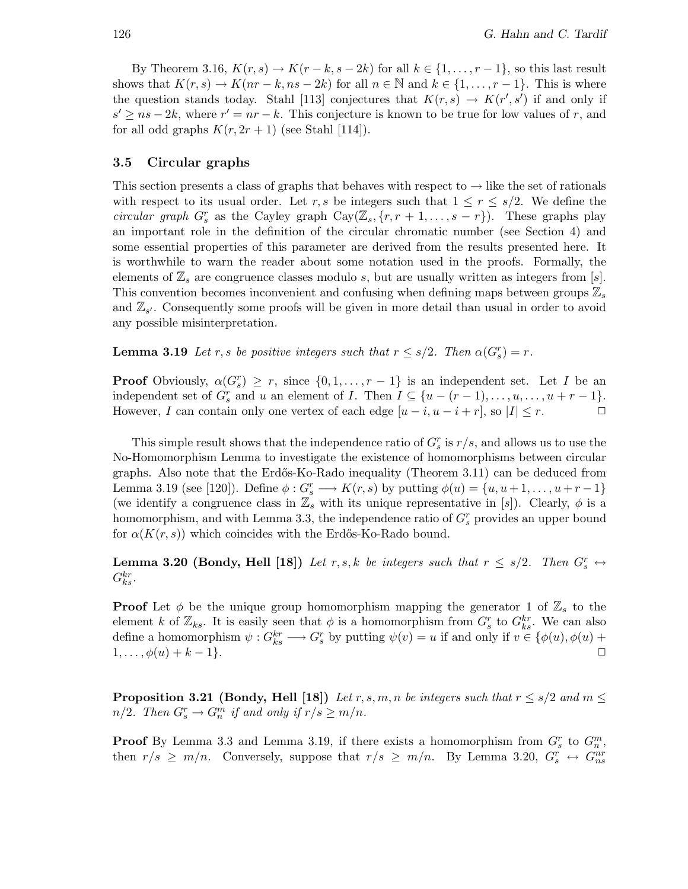By Theorem 3.16, $K(r,s) \to K(r-k, s-2k)$ for all $k \in \{1, \dots, r-1\}$, so this last result shows that $K(r,s) \to K(nr-k, ns-2k)$ for all $n \in \mathbb{N}$ and $k \in \{1, \dots, r-1\}$. This is where the question stands today. Stahl [113] conjectures that $K(r,s) \to K(r', s')$ if and only if $s' \geq ns - 2k$, where $r' = nr - k$. This conjecture is known to be true for low values of $r$, and for all odd graphs $K(r, 2r+1)$ (see Stahl [114]).

### 3.5 Circular graphs

This section presents a class of graphs that behaves with respect to $\to$ like the set of rationals with respect to its usual order. Let $r, s$ be integers such that $1 \leq r \leq s/2$. We define the *circular graph* $G_s^r$ as the Cayley graph $\mathrm{Cay}(\mathbb{Z}_s, \{r, r+1, \dots, s-r\})$. These graphs play an important role in the definition of the circular chromatic number (see Section 4) and some essential properties of this parameter are derived from the results presented here. It is worthwhile to warn the reader about some notation used in the proofs. Formally, the elements of $\mathbb{Z}_s$ are congruence classes modulo $s$, but are usually written as integers from $[s]$. This convention becomes inconvenient and confusing when defining maps between groups $\mathbb{Z}_s$ and $\mathbb{Z}_{s'}$. Consequently some proofs will be given in more detail than usual in order to avoid any possible misinterpretation.

**Lemma 3.19** *Let $r, s$ be positive integers such that $r \leq s/2$. Then $\alpha(G_s^r) = r$.*

**Proof** Obviously, $\alpha(G_s^r) \geq r$, since $\{0, 1, \dots, r-1\}$ is an independent set. Let $I$ be an independent set of $G_s^r$ and $u$ an element of $I$. Then $I \subseteq \{u-(r-1), \dots, u, \dots, u+r-1\}$. However, $I$ can contain only one vertex of each edge $[u-i, u-i+r]$, so $|I| \leq r$. □

This simple result shows that the independence ratio of $G_s^r$ is $r/s$, and allows us to use the No-Homomorphism Lemma to investigate the existence of homomorphisms between circular graphs. Also note that the Erdős-Ko-Rado inequality (Theorem 3.11) can be deduced from Lemma 3.19 (see [120]). Define $\phi : G_s^r \longrightarrow K(r,s)$ by putting $\phi(u) = \{u, u+1, \dots, u+r-1\}$ (we identify a congruence class in $\mathbb{Z}_s$ with its unique representative in $[s]$). Clearly, $\phi$ is a homomorphism, and with Lemma 3.3, the independence ratio of $G_s^r$ provides an upper bound for $\alpha(K(r,s))$ which coincides with the Erdős-Ko-Rado bound.

**Lemma 3.20 (Bondy, Hell [18])** *Let $r, s, k$ be integers such that $r \leq s/2$. Then $G_s^r \leftrightarrow G_{ks}^{kr}$.*

**Proof** Let $\phi$ be the unique group homomorphism mapping the generator 1 of $\mathbb{Z}_s$ to the element $k$ of $\mathbb{Z}_{ks}$. It is easily seen that $\phi$ is a homomorphism from $G_s^r$ to $G_{ks}^{kr}$. We can also define a homomorphism $\psi : G_{ks}^{kr} \longrightarrow G_s^r$ by putting $\psi(v) = u$ if and only if $v \in \{\phi(u), \phi(u)+1, \dots, \phi(u)+k-1\}$. □

**Proposition 3.21 (Bondy, Hell [18])** *Let $r, s, m, n$ be integers such that $r \leq s/2$ and $m \leq n/2$. Then $G_s^r \to G_n^m$ if and only if $r/s \geq m/n$.*

**Proof** By Lemma 3.3 and Lemma 3.19, if there exists a homomorphism from $G_s^r$ to $G_n^m$, then $r/s \geq m/n$. Conversely, suppose that $r/s \geq m/n$. By Lemma 3.20, $G_s^r \leftrightarrow G_{ns}^{nr}$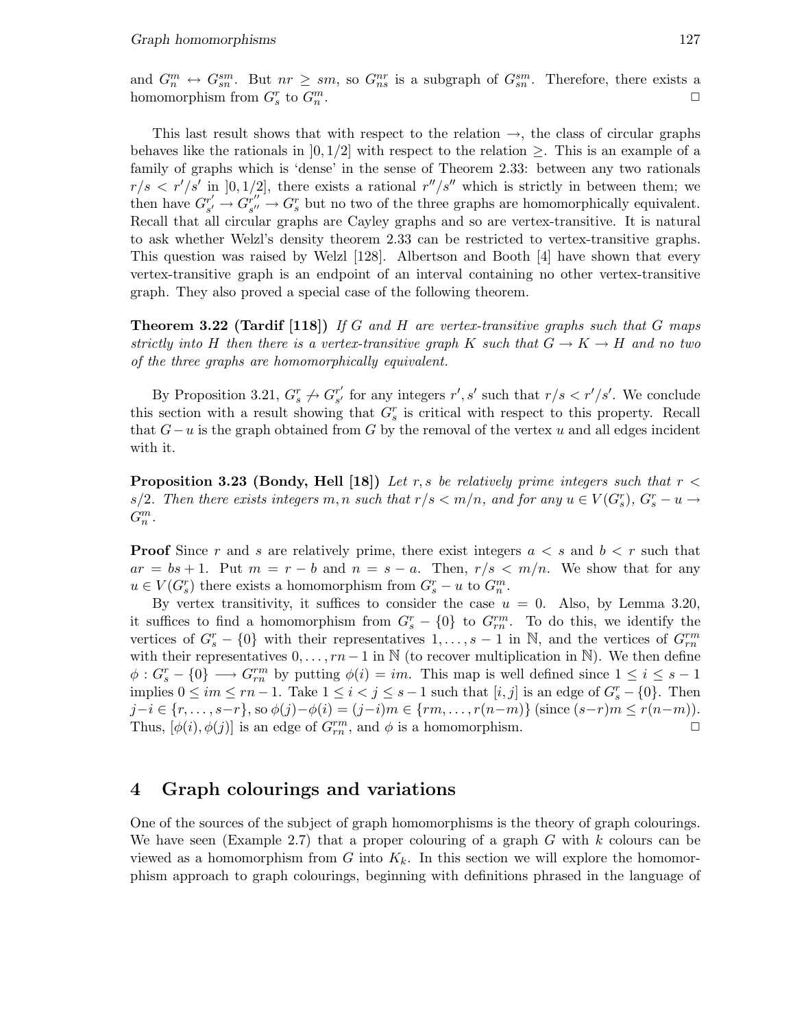and $G_n^m \leftrightarrow G_{sn}^{sm}$. But $nr \geq sm$, so $G_{ns}^{nr}$ is a subgraph of $G_{sn}^{sm}$. Therefore, there exists a homomorphism from $G_s^r$ to $G_n^m$. $\square$

This last result shows that with respect to the relation $\rightarrow$, the class of circular graphs behaves like the rationals in $]0, 1/2]$ with respect to the relation $\geq$. This is an example of a family of graphs which is 'dense' in the sense of Theorem 2.33: between any two rationals $r/s < r'/s'$ in $]0, 1/2]$, there exists a rational $r''/s''$ which is strictly in between them; we then have $G_{s'}^{r'} \rightarrow G_{s''}^{r''} \rightarrow G_s^r$ but no two of the three graphs are homomorphically equivalent. Recall that all circular graphs are Cayley graphs and so are vertex-transitive. It is natural to ask whether Welzl's density theorem 2.33 can be restricted to vertex-transitive graphs. This question was raised by Welzl [128]. Albertson and Booth [4] have shown that every vertex-transitive graph is an endpoint of an interval containing no other vertex-transitive graph. They also proved a special case of the following theorem.

**Theorem 3.22 (Tardif [118])** *If $G$ and $H$ are vertex-transitive graphs such that $G$ maps strictly into $H$ then there is a vertex-transitive graph $K$ such that $G \rightarrow K \rightarrow H$ and no two of the three graphs are homomorphically equivalent.*

By Proposition 3.21, $G_s^r \not\rightarrow G_{s'}^{r'}$ for any integers $r', s'$ such that $r/s < r'/s'$. We conclude this section with a result showing that $G_s^r$ is critical with respect to this property. Recall that $G - u$ is the graph obtained from $G$ by the removal of the vertex $u$ and all edges incident with it.

**Proposition 3.23 (Bondy, Hell [18])** *Let $r, s$ be relatively prime integers such that $r < s/2$. Then there exists integers $m, n$ such that $r/s < m/n$, and for any $u \in V(G_s^r)$, $G_s^r - u \rightarrow G_n^m$.*

**Proof** Since $r$ and $s$ are relatively prime, there exist integers $a < s$ and $b < r$ such that $ar = bs + 1$. Put $m = r - b$ and $n = s - a$. Then, $r/s < m/n$. We show that for any $u \in V(G_s^r)$ there exists a homomorphism from $G_s^r - u$ to $G_n^m$.

By vertex transitivity, it suffices to consider the case $u = 0$. Also, by Lemma 3.20, it suffices to find a homomorphism from $G_s^r - \{0\}$ to $G_{rn}^{rm}$. To do this, we identify the vertices of $G_s^r - \{0\}$ with their representatives $1, \ldots, s-1$ in $\mathbb{N}$, and the vertices of $G_{rn}^{rm}$ with their representatives $0, \ldots, rn-1$ in $\mathbb{N}$ (to recover multiplication in $\mathbb{N}$). We then define $\phi : G_s^r - \{0\} \longrightarrow G_{rn}^{rm}$ by putting $\phi(i) = im$. This map is well defined since $1 \leq i \leq s-1$ implies $0 \leq im \leq rn - 1$. Take $1 \leq i < j \leq s-1$ such that $[i, j]$ is an edge of $G_s^r - \{0\}$. Then $j - i \in \{r, \ldots, s-r\}$, so $\phi(j) - \phi(i) = (j-i)m \in \{rm, \ldots, r(n-m)\}$ (since $(s-r)m \leq r(n-m)$). Thus, $[\phi(i), \phi(j)]$ is an edge of $G_{rn}^{rm}$, and $\phi$ is a homomorphism. $\square$

# 4 Graph colourings and variations

One of the sources of the subject of graph homomorphisms is the theory of graph colourings. We have seen (Example 2.7) that a proper colouring of a graph $G$ with $k$ colours can be viewed as a homomorphism from $G$ into $K_k$. In this section we will explore the homomorphism approach to graph colourings, beginning with definitions phrased in the language of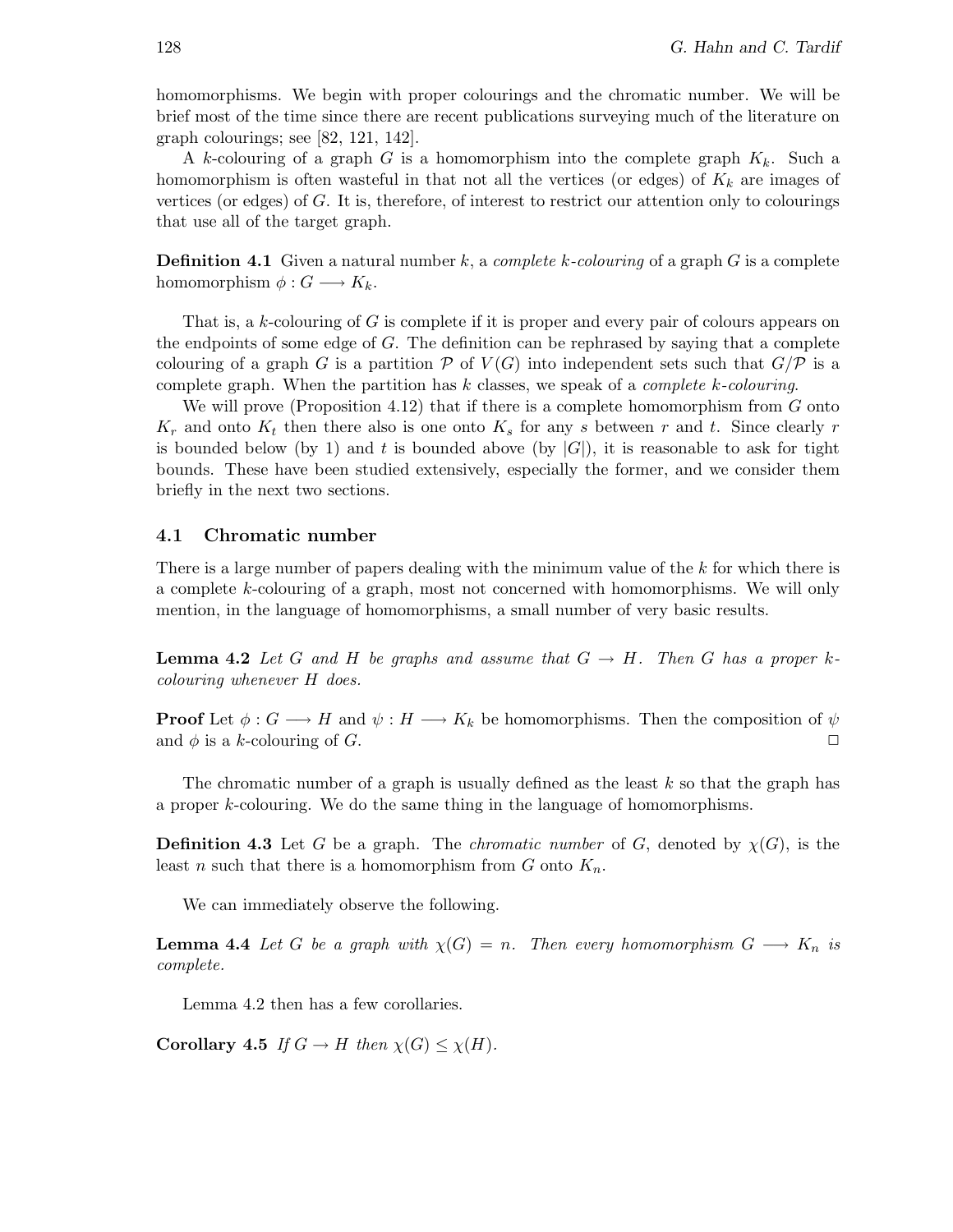homomorphisms. We begin with proper colourings and the chromatic number. We will be brief most of the time since there are recent publications surveying much of the literature on graph colourings; see [82, 121, 142].

A $k$-colouring of a graph $G$ is a homomorphism into the complete graph $K_k$. Such a homomorphism is often wasteful in that not all the vertices (or edges) of $K_k$ are images of vertices (or edges) of $G$. It is, therefore, of interest to restrict our attention only to colourings that use all of the target graph.

**Definition 4.1** Given a natural number $k$, a *complete $k$-colouring* of a graph $G$ is a complete homomorphism $\phi : G \longrightarrow K_k$.

That is, a $k$-colouring of $G$ is complete if it is proper and every pair of colours appears on the endpoints of some edge of $G$. The definition can be rephrased by saying that a complete colouring of a graph $G$ is a partition $\mathcal{P}$ of $V(G)$ into independent sets such that $G/\mathcal{P}$ is a complete graph. When the partition has $k$ classes, we speak of a *complete $k$-colouring*.

We will prove (Proposition 4.12) that if there is a complete homomorphism from $G$ onto $K_r$ and onto $K_t$ then there also is one onto $K_s$ for any $s$ between $r$ and $t$. Since clearly $r$ is bounded below (by 1) and $t$ is bounded above (by $|G|$), it is reasonable to ask for tight bounds. These have been studied extensively, especially the former, and we consider them briefly in the next two sections.

## 4.1 Chromatic number

There is a large number of papers dealing with the minimum value of the $k$ for which there is a complete $k$-colouring of a graph, most not concerned with homomorphisms. We will only mention, in the language of homomorphisms, a small number of very basic results.

**Lemma 4.2** *Let $G$ and $H$ be graphs and assume that $G \to H$. Then $G$ has a proper $k$-colouring whenever $H$ does.*

**Proof** Let $\phi : G \longrightarrow H$ and $\psi : H \longrightarrow K_k$ be homomorphisms. Then the composition of $\psi$ and $\phi$ is a $k$-colouring of $G$. $\Box$

The chromatic number of a graph is usually defined as the least $k$ so that the graph has a proper $k$-colouring. We do the same thing in the language of homomorphisms.

**Definition 4.3** Let $G$ be a graph. The *chromatic number* of $G$, denoted by $\chi(G)$, is the least $n$ such that there is a homomorphism from $G$ onto $K_n$.

We can immediately observe the following.

**Lemma 4.4** *Let $G$ be a graph with $\chi(G) = n$. Then every homomorphism $G \longrightarrow K_n$ is complete.*

Lemma 4.2 then has a few corollaries.

**Corollary 4.5** *If $G \to H$ then $\chi(G) \leq \chi(H)$.*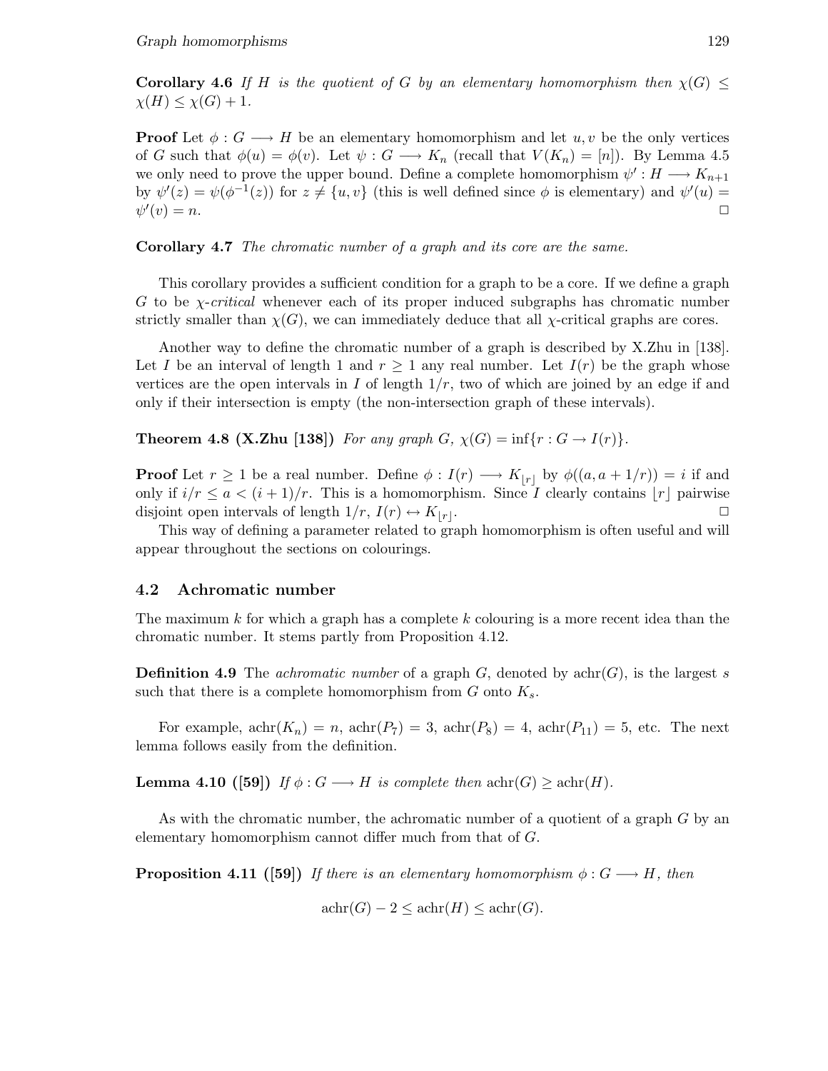**Corollary 4.6** *If $H$ is the quotient of $G$ by an elementary homomorphism then $\chi(G) \leq \chi(H) \leq \chi(G) + 1$.*

**Proof** Let $\phi : G \longrightarrow H$ be an elementary homomorphism and let $u, v$ be the only vertices of $G$ such that $\phi(u) = \phi(v)$. Let $\psi : G \longrightarrow K_n$ (recall that $V(K_n) = [n]$). By Lemma 4.5 we only need to prove the upper bound. Define a complete homomorphism $\psi' : H \longrightarrow K_{n+1}$ by $\psi'(z) = \psi(\phi^{-1}(z))$ for $z \neq \{u, v\}$ (this is well defined since $\phi$ is elementary) and $\psi'(u) = \psi'(v) = n$. □

**Corollary 4.7** *The chromatic number of a graph and its core are the same.*

This corollary provides a sufficient condition for a graph to be a core. If we define a graph $G$ to be *$\chi$-critical* whenever each of its proper induced subgraphs has chromatic number strictly smaller than $\chi(G)$, we can immediately deduce that all $\chi$-critical graphs are cores.

Another way to define the chromatic number of a graph is described by X.Zhu in [138]. Let $I$ be an interval of length 1 and $r \geq 1$ any real number. Let $I(r)$ be the graph whose vertices are the open intervals in $I$ of length $1/r$, two of which are joined by an edge if and only if their intersection is empty (the non-intersection graph of these intervals).

**Theorem 4.8 (X.Zhu [138])** *For any graph $G$, $\chi(G) = \inf\{r : G \to I(r)\}$.*

**Proof** Let $r \geq 1$ be a real number. Define $\phi : I(r) \longrightarrow K_{\lfloor r \rfloor}$ by $\phi((a, a + 1/r)) = i$ if and only if $i/r \leq a < (i + 1)/r$. This is a homomorphism. Since $I$ clearly contains $\lfloor r \rfloor$ pairwise disjoint open intervals of length $1/r$, $I(r) \leftrightarrow K_{\lfloor r \rfloor}$. □

This way of defining a parameter related to graph homomorphism is often useful and will appear throughout the sections on colourings.

## 4.2 Achromatic number

The maximum $k$ for which a graph has a complete $k$ colouring is a more recent idea than the chromatic number. It stems partly from Proposition 4.12.

**Definition 4.9** The *achromatic number* of a graph $G$, denoted by $\text{achr}(G)$, is the largest $s$ such that there is a complete homomorphism from $G$ onto $K_s$.

For example, $\text{achr}(K_n) = n$, $\text{achr}(P_7) = 3$, $\text{achr}(P_8) = 4$, $\text{achr}(P_{11}) = 5$, etc. The next lemma follows easily from the definition.

**Lemma 4.10 ([59])** *If $\phi : G \longrightarrow H$ is complete then $\text{achr}(G) \geq \text{achr}(H)$.*

As with the chromatic number, the achromatic number of a quotient of a graph $G$ by an elementary homomorphism cannot differ much from that of $G$.

**Proposition 4.11 ([59])** *If there is an elementary homomorphism $\phi : G \longrightarrow H$, then*

$$\text{achr}(G) - 2 \leq \text{achr}(H) \leq \text{achr}(G).$$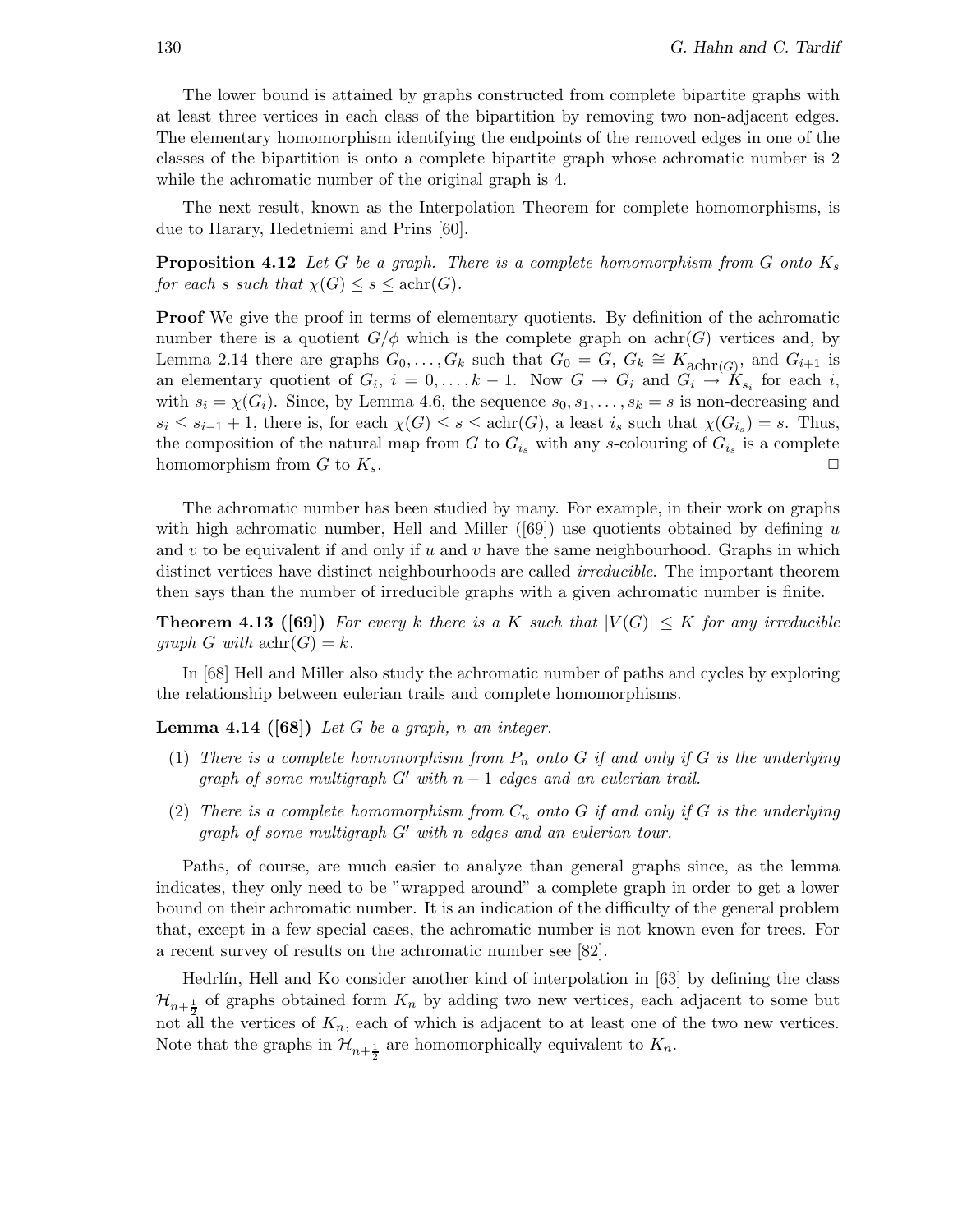The lower bound is attained by graphs constructed from complete bipartite graphs with at least three vertices in each class of the bipartition by removing two non-adjacent edges. The elementary homomorphism identifying the endpoints of the removed edges in one of the classes of the bipartition is onto a complete bipartite graph whose achromatic number is 2 while the achromatic number of the original graph is 4.

The next result, known as the Interpolation Theorem for complete homomorphisms, is due to Harary, Hedetniemi and Prins [60].

**Proposition 4.12** *Let $G$ be a graph. There is a complete homomorphism from $G$ onto $K_s$ for each $s$ such that $\chi(G) \leq s \leq \mathrm{achr}(G)$.*

**Proof** We give the proof in terms of elementary quotients. By definition of the achromatic number there is a quotient $G/\phi$ which is the complete graph on $\mathrm{achr}(G)$ vertices and, by Lemma 2.14 there are graphs $G_0, \ldots, G_k$ such that $G_0 = G$, $G_k \cong K_{\mathrm{achr}(G)}$, and $G_{i+1}$ is an elementary quotient of $G_i$, $i = 0, \ldots, k-1$. Now $G \to G_i$ and $G_i \to K_{s_i}$ for each $i$, with $s_i = \chi(G_i)$. Since, by Lemma 4.6, the sequence $s_0, s_1, \ldots, s_k = s$ is non-decreasing and $s_i \leq s_{i-1} + 1$, there is, for each $\chi(G) \leq s \leq \mathrm{achr}(G)$, a least $i_s$ such that $\chi(G_{i_s}) = s$. Thus, the composition of the natural map from $G$ to $G_{i_s}$ with any $s$-colouring of $G_{i_s}$ is a complete homomorphism from $G$ to $K_s$. □

The achromatic number has been studied by many. For example, in their work on graphs with high achromatic number, Hell and Miller ([69]) use quotients obtained by defining $u$ and $v$ to be equivalent if and only if $u$ and $v$ have the same neighbourhood. Graphs in which distinct vertices have distinct neighbourhoods are called *irreducible*. The important theorem then says than the number of irreducible graphs with a given achromatic number is finite.

**Theorem 4.13 ([69])** *For every $k$ there is a $K$ such that $|V(G)| \leq K$ for any irreducible graph $G$ with $\mathrm{achr}(G) = k$.*

In [68] Hell and Miller also study the achromatic number of paths and cycles by exploring the relationship between eulerian trails and complete homomorphisms.

**Lemma 4.14 ([68])** *Let $G$ be a graph, $n$ an integer.*

1. *There is a complete homomorphism from $P_n$ onto $G$ if and only if $G$ is the underlying graph of some multigraph $G'$ with $n-1$ edges and an eulerian trail.*
2. *There is a complete homomorphism from $C_n$ onto $G$ if and only if $G$ is the underlying graph of some multigraph $G'$ with $n$ edges and an eulerian tour.*

Paths, of course, are much easier to analyze than general graphs since, as the lemma indicates, they only need to be "wrapped around" a complete graph in order to get a lower bound on their achromatic number. It is an indication of the difficulty of the general problem that, except in a few special cases, the achromatic number is not known even for trees. For a recent survey of results on the achromatic number see [82].

Hedrlín, Hell and Ko consider another kind of interpolation in [63] by defining the class $\mathcal{H}_{n+\frac{1}{2}}$ of graphs obtained form $K_n$ by adding two new vertices, each adjacent to some but not all the vertices of $K_n$, each of which is adjacent to at least one of the two new vertices. Note that the graphs in $\mathcal{H}_{n+\frac{1}{2}}$ are homomorphically equivalent to $K_n$.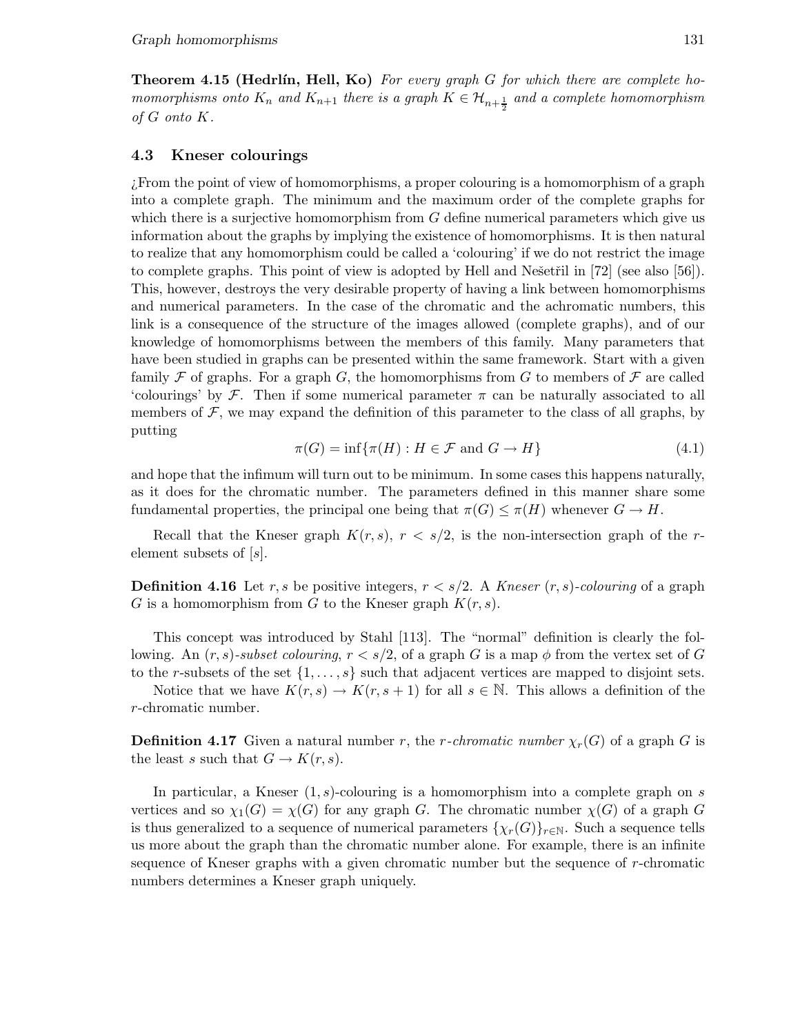**Theorem 4.15 (Hedrlín, Hell, Ko)** *For every graph $G$ for which there are complete homomorphisms onto $K_n$ and $K_{n+1}$ there is a graph $K \in \mathcal{H}_{n+\frac{1}{2}}$ and a complete homomorphism of $G$ onto $K$.*

## 4.3 Kneser colourings

¿From the point of view of homomorphisms, a proper colouring is a homomorphism of a graph into a complete graph. The minimum and the maximum order of the complete graphs for which there is a surjective homomorphism from $G$ define numerical parameters which give us information about the graphs by implying the existence of homomorphisms. It is then natural to realize that any homomorphism could be called a 'colouring' if we do not restrict the image to complete graphs. This point of view is adopted by Hell and Nešetřil in [72] (see also [56]). This, however, destroys the very desirable property of having a link between homomorphisms and numerical parameters. In the case of the chromatic and the achromatic numbers, this link is a consequence of the structure of the images allowed (complete graphs), and of our knowledge of homomorphisms between the members of this family. Many parameters that have been studied in graphs can be presented within the same framework. Start with a given family $\mathcal{F}$ of graphs. For a graph $G$, the homomorphisms from $G$ to members of $\mathcal{F}$ are called 'colourings' by $\mathcal{F}$. Then if some numerical parameter $\pi$ can be naturally associated to all members of $\mathcal{F}$, we may expand the definition of this parameter to the class of all graphs, by putting

$$\pi(G) = \inf\{\pi(H) : H \in \mathcal{F} \text{ and } G \to H\} \tag{4.1}$$

and hope that the infimum will turn out to be minimum. In some cases this happens naturally, as it does for the chromatic number. The parameters defined in this manner share some fundamental properties, the principal one being that $\pi(G) \leq \pi(H)$ whenever $G \to H$.

Recall that the Kneser graph $K(r, s)$, $r < s/2$, is the non-intersection graph of the $r$-element subsets of $[s]$.

**Definition 4.16** Let $r, s$ be positive integers, $r < s/2$. A *Kneser $(r, s)$-colouring* of a graph $G$ is a homomorphism from $G$ to the Kneser graph $K(r, s)$.

This concept was introduced by Stahl [113]. The "normal" definition is clearly the following. An *$(r, s)$-subset colouring*, $r < s/2$, of a graph $G$ is a map $\phi$ from the vertex set of $G$ to the $r$-subsets of the set $\{1, \ldots, s\}$ such that adjacent vertices are mapped to disjoint sets.

Notice that we have $K(r, s) \to K(r, s + 1)$ for all $s \in \mathbb{N}$. This allows a definition of the $r$-chromatic number.

**Definition 4.17** Given a natural number $r$, the *$r$-chromatic number* $\chi_r(G)$ of a graph $G$ is the least $s$ such that $G \to K(r, s)$.

In particular, a Kneser $(1, s)$-colouring is a homomorphism into a complete graph on $s$ vertices and so $\chi_1(G) = \chi(G)$ for any graph $G$. The chromatic number $\chi(G)$ of a graph $G$ is thus generalized to a sequence of numerical parameters $\{\chi_r(G)\}_{r\in\mathbb{N}}$. Such a sequence tells us more about the graph than the chromatic number alone. For example, there is an infinite sequence of Kneser graphs with a given chromatic number but the sequence of $r$-chromatic numbers determines a Kneser graph uniquely.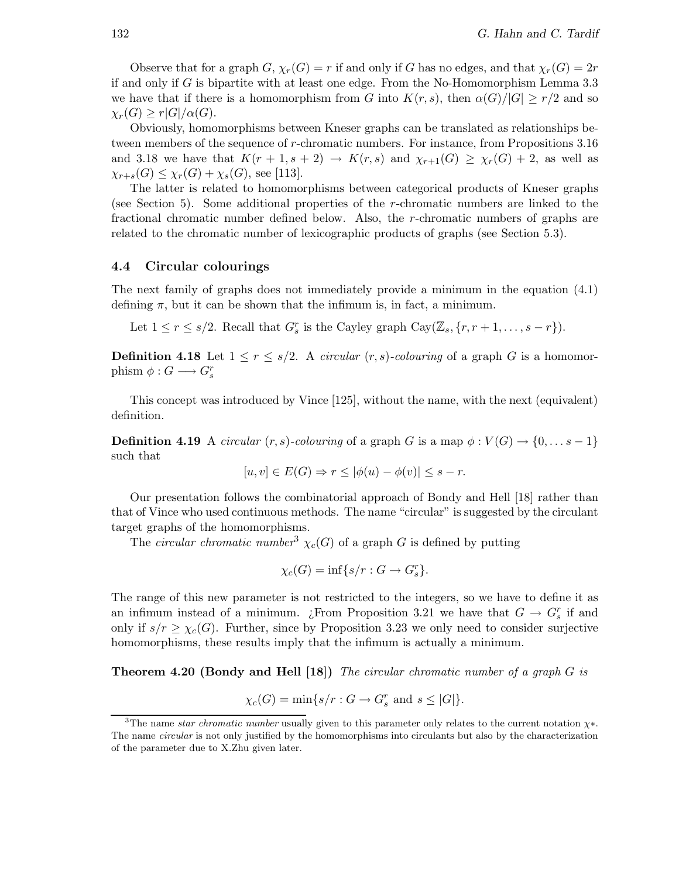Observe that for a graph $G$, $\chi_r(G) = r$ if and only if $G$ has no edges, and that $\chi_r(G) = 2r$ if and only if $G$ is bipartite with at least one edge. From the No-Homomorphism Lemma 3.3 we have that if there is a homomorphism from $G$ into $K(r, s)$, then $\alpha(G)/|G| \geq r/2$ and so $\chi_r(G) \geq r|G|/\alpha(G)$.

Obviously, homomorphisms between Kneser graphs can be translated as relationships between members of the sequence of $r$-chromatic numbers. For instance, from Propositions 3.16 and 3.18 we have that $K(r + 1, s + 2) \to K(r, s)$ and $\chi_{r+1}(G) \geq \chi_r(G) + 2$, as well as $\chi_{r+s}(G) \leq \chi_r(G) + \chi_s(G)$, see [113].

The latter is related to homomorphisms between categorical products of Kneser graphs (see Section 5). Some additional properties of the $r$-chromatic numbers are linked to the fractional chromatic number defined below. Also, the $r$-chromatic numbers of graphs are related to the chromatic number of lexicographic products of graphs (see Section 5.3).

## 4.4 Circular colourings

The next family of graphs does not immediately provide a minimum in the equation (4.1) defining $\pi$, but it can be shown that the infimum is, in fact, a minimum.

Let $1 \leq r \leq s/2$. Recall that $G_s^r$ is the Cayley graph $\mathrm{Cay}(\mathbb{Z}_s, \{r, r + 1, \dots, s - r\})$.

**Definition 4.18** Let $1 \leq r \leq s/2$. A *circular $(r, s)$-colouring* of a graph $G$ is a homomorphism $\phi : G \longrightarrow G_s^r$

This concept was introduced by Vince [125], without the name, with the next (equivalent) definition.

**Definition 4.19** A *circular $(r, s)$-colouring* of a graph $G$ is a map $\phi : V(G) \to \{0, \dots s - 1\}$ such that

$$[u, v] \in E(G) \Rightarrow r \leq |\phi(u) - \phi(v)| \leq s - r.$$

Our presentation follows the combinatorial approach of Bondy and Hell [18] rather than that of Vince who used continuous methods. The name "circular" is suggested by the circulant target graphs of the homomorphisms.

The *circular chromatic number*[3] $\chi_c(G)$ of a graph $G$ is defined by putting

$$\chi_c(G) = \inf\{s/r : G \to G_s^r\}.$$

The range of this new parameter is not restricted to the integers, so we have to define it as an infimum instead of a minimum. ¿From Proposition 3.21 we have that $G \to G_s^r$ if and only if $s/r \geq \chi_c(G)$. Further, since by Proposition 3.23 we only need to consider surjective homomorphisms, these results imply that the infimum is actually a minimum.

**Theorem 4.20 (Bondy and Hell [18])** *The circular chromatic number of a graph $G$ is*

$$\chi_c(G) = \min\{s/r : G \to G_s^r \text{ and } s \leq |G|\}.$$

[3] The name *star chromatic number* usually given to this parameter only relates to the current notation $\chi*$. The name *circular* is not only justified by the homomorphisms into circulants but also by the characterization of the parameter due to X.Zhu given later.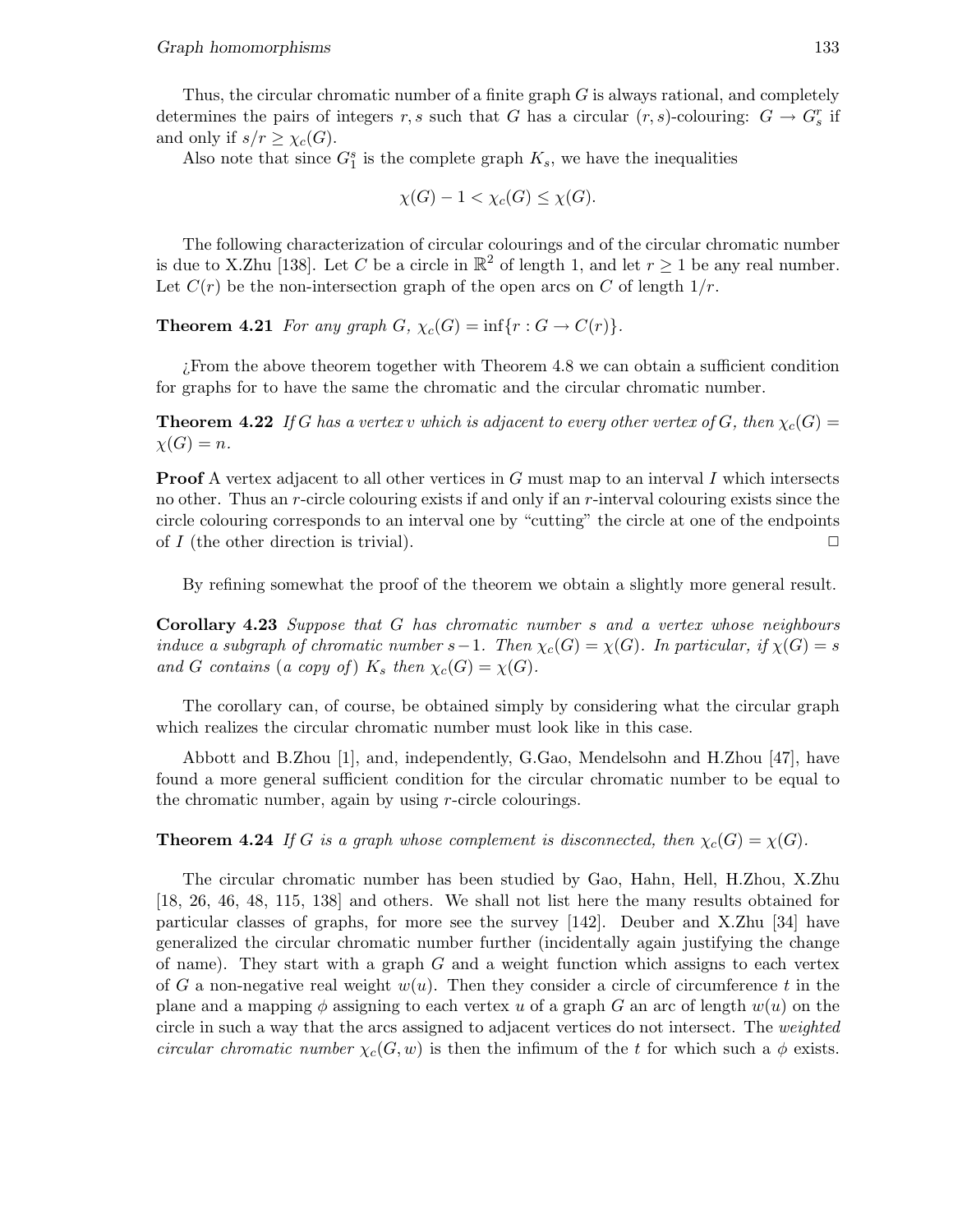Thus, the circular chromatic number of a finite graph $G$ is always rational, and completely determines the pairs of integers $r, s$ such that $G$ has a circular $(r, s)$-colouring: $G \to G_s^r$ if and only if $s/r \geq \chi_c(G)$.

Also note that since $G_1^s$ is the complete graph $K_s$, we have the inequalities

$$\chi(G) - 1 < \chi_c(G) \leq \chi(G).$$

The following characterization of circular colourings and of the circular chromatic number is due to X.Zhu [138]. Let $C$ be a circle in $\mathbb{R}^2$ of length 1, and let $r \geq 1$ be any real number. Let $C(r)$ be the non-intersection graph of the open arcs on $C$ of length $1/r$.

**Theorem 4.21** *For any graph $G$, $\chi_c(G) = \inf\{r : G \to C(r)\}$.*

¿From the above theorem together with Theorem 4.8 we can obtain a sufficient condition for graphs for to have the same the chromatic and the circular chromatic number.

**Theorem 4.22** *If $G$ has a vertex $v$ which is adjacent to every other vertex of $G$, then $\chi_c(G) = \chi(G) = n$.*

**Proof** A vertex adjacent to all other vertices in $G$ must map to an interval $I$ which intersects no other. Thus an $r$-circle colouring exists if and only if an $r$-interval colouring exists since the circle colouring corresponds to an interval one by "cutting" the circle at one of the endpoints of $I$ (the other direction is trivial). $\Box$

By refining somewhat the proof of the theorem we obtain a slightly more general result.

**Corollary 4.23** *Suppose that $G$ has chromatic number $s$ and a vertex whose neighbours induce a subgraph of chromatic number $s-1$. Then $\chi_c(G) = \chi(G)$. In particular, if $\chi(G) = s$ and $G$ contains (a copy of) $K_s$ then $\chi_c(G) = \chi(G)$.*

The corollary can, of course, be obtained simply by considering what the circular graph which realizes the circular chromatic number must look like in this case.

Abbott and B.Zhou [1], and, independently, G.Gao, Mendelsohn and H.Zhou [47], have found a more general sufficient condition for the circular chromatic number to be equal to the chromatic number, again by using $r$-circle colourings.

**Theorem 4.24** *If $G$ is a graph whose complement is disconnected, then $\chi_c(G) = \chi(G)$.*

The circular chromatic number has been studied by Gao, Hahn, Hell, H.Zhou, X.Zhu [18, 26, 46, 48, 115, 138] and others. We shall not list here the many results obtained for particular classes of graphs, for more see the survey [142]. Deuber and X.Zhu [34] have generalized the circular chromatic number further (incidentally again justifying the change of name). They start with a graph $G$ and a weight function which assigns to each vertex of $G$ a non-negative real weight $w(u)$. Then they consider a circle of circumference $t$ in the plane and a mapping $\phi$ assigning to each vertex $u$ of a graph $G$ an arc of length $w(u)$ on the circle in such a way that the arcs assigned to adjacent vertices do not intersect. The *weighted circular chromatic number* $\chi_c(G, w)$ is then the infimum of the $t$ for which such a $\phi$ exists.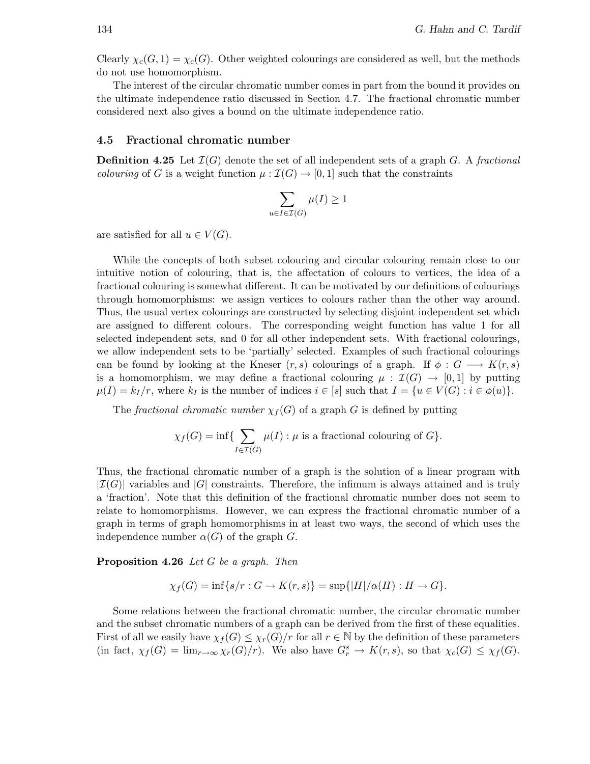Clearly $\chi_c(G, 1) = \chi_c(G)$. Other weighted colourings are considered as well, but the methods do not use homomorphism.

The interest of the circular chromatic number comes in part from the bound it provides on the ultimate independence ratio discussed in Section 4.7. The fractional chromatic number considered next also gives a bound on the ultimate independence ratio.

### 4.5 Fractional chromatic number

**Definition 4.25** Let $\mathcal{I}(G)$ denote the set of all independent sets of a graph $G$. A *fractional colouring* of $G$ is a weight function $\mu : \mathcal{I}(G) \to [0, 1]$ such that the constraints

$$\sum_{u \in I \in \mathcal{I}(G)} \mu(I) \geq 1$$

are satisfied for all $u \in V(G)$.

While the concepts of both subset colouring and circular colouring remain close to our intuitive notion of colouring, that is, the affectation of colours to vertices, the idea of a fractional colouring is somewhat different. It can be motivated by our definitions of colourings through homomorphisms: we assign vertices to colours rather than the other way around. Thus, the usual vertex colourings are constructed by selecting disjoint independent set which are assigned to different colours. The corresponding weight function has value 1 for all selected independent sets, and 0 for all other independent sets. With fractional colourings, we allow independent sets to be 'partially' selected. Examples of such fractional colourings can be found by looking at the Kneser $(r, s)$ colourings of a graph. If $\phi : G \longrightarrow K(r, s)$ is a homomorphism, we may define a fractional colouring $\mu : \mathcal{I}(G) \to [0, 1]$ by putting $\mu(I) = k_I/r$, where $k_I$ is the number of indices $i \in [s]$ such that $I = \{u \in V(G) : i \in \phi(u)\}$.

The *fractional chromatic number* $\chi_f(G)$ of a graph $G$ is defined by putting

$$\chi_f(G) = \inf\{\sum_{I \in \mathcal{I}(G)} \mu(I) : \mu \text{ is a fractional colouring of } G\}.$$

Thus, the fractional chromatic number of a graph is the solution of a linear program with $|\mathcal{I}(G)|$ variables and $|G|$ constraints. Therefore, the infimum is always attained and is truly a 'fraction'. Note that this definition of the fractional chromatic number does not seem to relate to homomorphisms. However, we can express the fractional chromatic number of a graph in terms of graph homomorphisms in at least two ways, the second of which uses the independence number $\alpha(G)$ of the graph $G$.

**Proposition 4.26** *Let $G$ be a graph. Then*

$$\chi_f(G) = \inf\{s/r : G \to K(r, s)\} = \sup\{|H|/\alpha(H) : H \to G\}.$$

Some relations between the fractional chromatic number, the circular chromatic number and the subset chromatic numbers of a graph can be derived from the first of these equalities. First of all we easily have $\chi_f(G) \leq \chi_r(G)/r$ for all $r \in \mathbb{N}$ by the definition of these parameters (in fact, $\chi_f(G) = \lim_{r\to\infty} \chi_r(G)/r$). We also have $G_r^s \to K(r, s)$, so that $\chi_c(G) \leq \chi_f(G)$.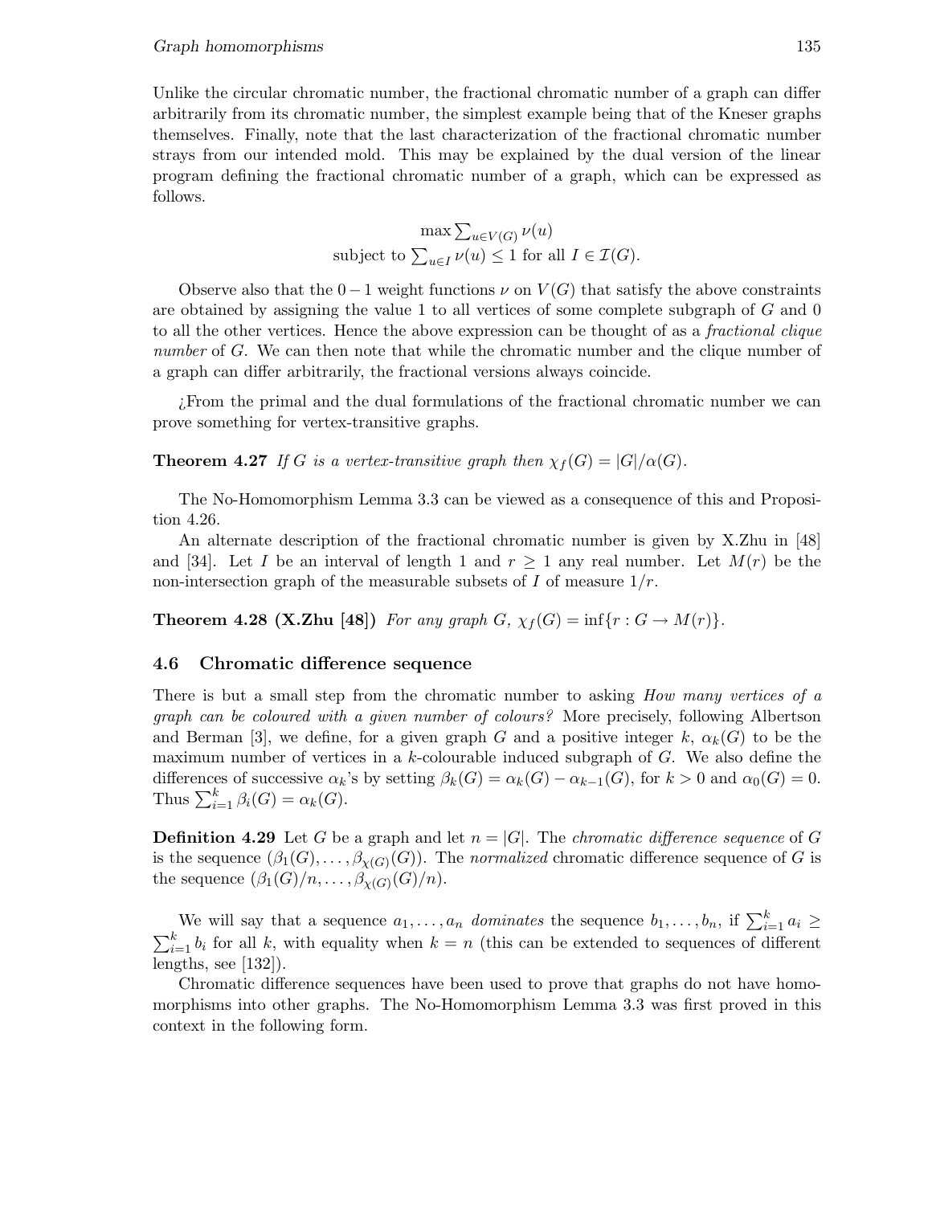Unlike the circular chromatic number, the fractional chromatic number of a graph can differ arbitrarily from its chromatic number, the simplest example being that of the Kneser graphs themselves. Finally, note that the last characterization of the fractional chromatic number strays from our intended mold. This may be explained by the dual version of the linear program defining the fractional chromatic number of a graph, which can be expressed as follows.

$$\max \sum_{u \in V(G)} \nu(u)$$
$$\text{subject to } \sum_{u \in I} \nu(u) \leq 1 \text{ for all } I \in \mathcal{I}(G).$$

Observe also that the $0-1$ weight functions $\nu$ on $V(G)$ that satisfy the above constraints are obtained by assigning the value 1 to all vertices of some complete subgraph of $G$ and 0 to all the other vertices. Hence the above expression can be thought of as a *fractional clique number* of $G$. We can then note that while the chromatic number and the clique number of a graph can differ arbitrarily, the fractional versions always coincide.

¿From the primal and the dual formulations of the fractional chromatic number we can prove something for vertex-transitive graphs.

**Theorem 4.27** *If $G$ is a vertex-transitive graph then $\chi_f(G) = |G|/\alpha(G)$.*

The No-Homomorphism Lemma 3.3 can be viewed as a consequence of this and Proposition 4.26.

An alternate description of the fractional chromatic number is given by X.Zhu in [48] and [34]. Let $I$ be an interval of length 1 and $r \geq 1$ any real number. Let $M(r)$ be the non-intersection graph of the measurable subsets of $I$ of measure $1/r$.

**Theorem 4.28 (X.Zhu [48])** *For any graph $G$, $\chi_f(G) = \inf\{r : G \to M(r)\}$.*

## 4.6 Chromatic difference sequence

There is but a small step from the chromatic number to asking *How many vertices of a graph can be coloured with a given number of colours?* More precisely, following Albertson and Berman [3], we define, for a given graph $G$ and a positive integer $k$, $\alpha_k(G)$ to be the maximum number of vertices in a $k$-colourable induced subgraph of $G$. We also define the differences of successive $\alpha_k$'s by setting $\beta_k(G) = \alpha_k(G) - \alpha_{k-1}(G)$, for $k > 0$ and $\alpha_0(G) = 0$. Thus $\sum_{i=1}^{k} \beta_i(G) = \alpha_k(G)$.

**Definition 4.29** Let $G$ be a graph and let $n = |G|$. The *chromatic difference sequence* of $G$ is the sequence $(\beta_1(G), \ldots, \beta_{\chi(G)}(G))$. The *normalized* chromatic difference sequence of $G$ is the sequence $(\beta_1(G)/n, \ldots, \beta_{\chi(G)}(G)/n)$.

We will say that a sequence $a_1, \ldots, a_n$ *dominates* the sequence $b_1, \ldots, b_n$, if $\sum_{i=1}^{k} a_i \geq \sum_{i=1}^{k} b_i$ for all $k$, with equality when $k = n$ (this can be extended to sequences of different lengths, see [132]).

Chromatic difference sequences have been used to prove that graphs do not have homomorphisms into other graphs. The No-Homomorphism Lemma 3.3 was first proved in this context in the following form.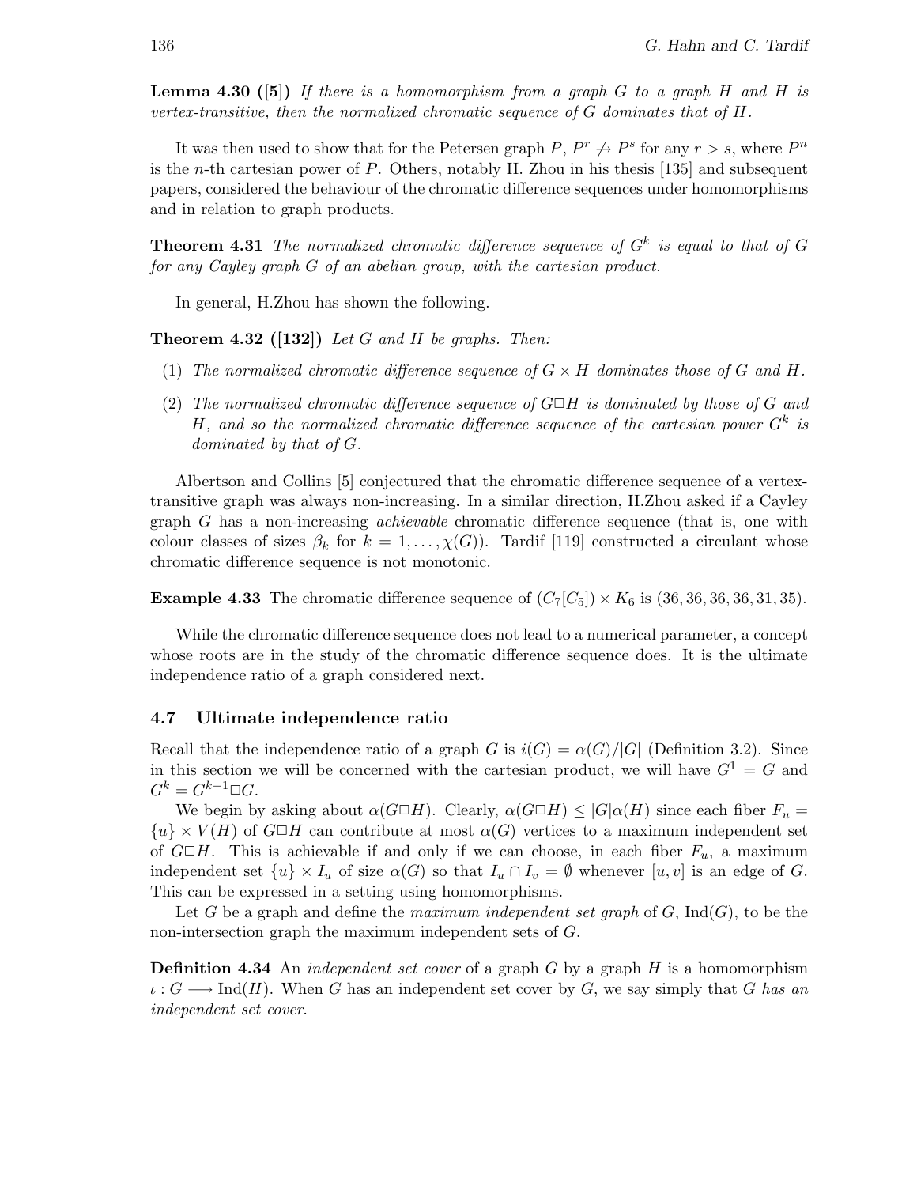**Lemma 4.30 ([5])** *If there is a homomorphism from a graph $G$ to a graph $H$ and $H$ is vertex-transitive, then the normalized chromatic sequence of $G$ dominates that of $H$.*

It was then used to show that for the Petersen graph $P$, $P^r \not\to P^s$ for any $r > s$, where $P^n$ is the $n$-th cartesian power of $P$. Others, notably H. Zhou in his thesis [135] and subsequent papers, considered the behaviour of the chromatic difference sequences under homomorphisms and in relation to graph products.

**Theorem 4.31** *The normalized chromatic difference sequence of $G^k$ is equal to that of $G$ for any Cayley graph $G$ of an abelian group, with the cartesian product.*

In general, H.Zhou has shown the following.

**Theorem 4.32 ([132])** *Let $G$ and $H$ be graphs. Then:*

1. *The normalized chromatic difference sequence of $G \times H$ dominates those of $G$ and $H$.*
2. *The normalized chromatic difference sequence of $G \square H$ is dominated by those of $G$ and $H$, and so the normalized chromatic difference sequence of the cartesian power $G^k$ is dominated by that of $G$.*

Albertson and Collins [5] conjectured that the chromatic difference sequence of a vertex-transitive graph was always non-increasing. In a similar direction, H.Zhou asked if a Cayley graph $G$ has a non-increasing *achievable* chromatic difference sequence (that is, one with colour classes of sizes $\beta_k$ for $k = 1, \ldots, \chi(G)$). Tardif [119] constructed a circulant whose chromatic difference sequence is not monotonic.

**Example 4.33** The chromatic difference sequence of $(C_7[C_5]) \times K_6$ is $(36, 36, 36, 36, 31, 35)$.

While the chromatic difference sequence does not lead to a numerical parameter, a concept whose roots are in the study of the chromatic difference sequence does. It is the ultimate independence ratio of a graph considered next.

### 4.7 Ultimate independence ratio

Recall that the independence ratio of a graph $G$ is $i(G) = \alpha(G)/|G|$ (Definition 3.2). Since in this section we will be concerned with the cartesian product, we will have $G^1 = G$ and $G^k = G^{k-1} \square G$.

We begin by asking about $\alpha(G \square H)$. Clearly, $\alpha(G \square H) \leq |G|\alpha(H)$ since each fiber $F_u = \{u\} \times V(H)$ of $G \square H$ can contribute at most $\alpha(G)$ vertices to a maximum independent set of $G \square H$. This is achievable if and only if we can choose, in each fiber $F_u$, a maximum independent set $\{u\} \times I_u$ of size $\alpha(G)$ so that $I_u \cap I_v = \emptyset$ whenever $[u, v]$ is an edge of $G$. This can be expressed in a setting using homomorphisms.

Let $G$ be a graph and define the *maximum independent set graph* of $G$, $\mathrm{Ind}(G)$, to be the non-intersection graph the maximum independent sets of $G$.

**Definition 4.34** An *independent set cover* of a graph $G$ by a graph $H$ is a homomorphism $\iota : G \longrightarrow \mathrm{Ind}(H)$. When $G$ has an independent set cover by $G$, we say simply that $G$ *has an independent set cover*.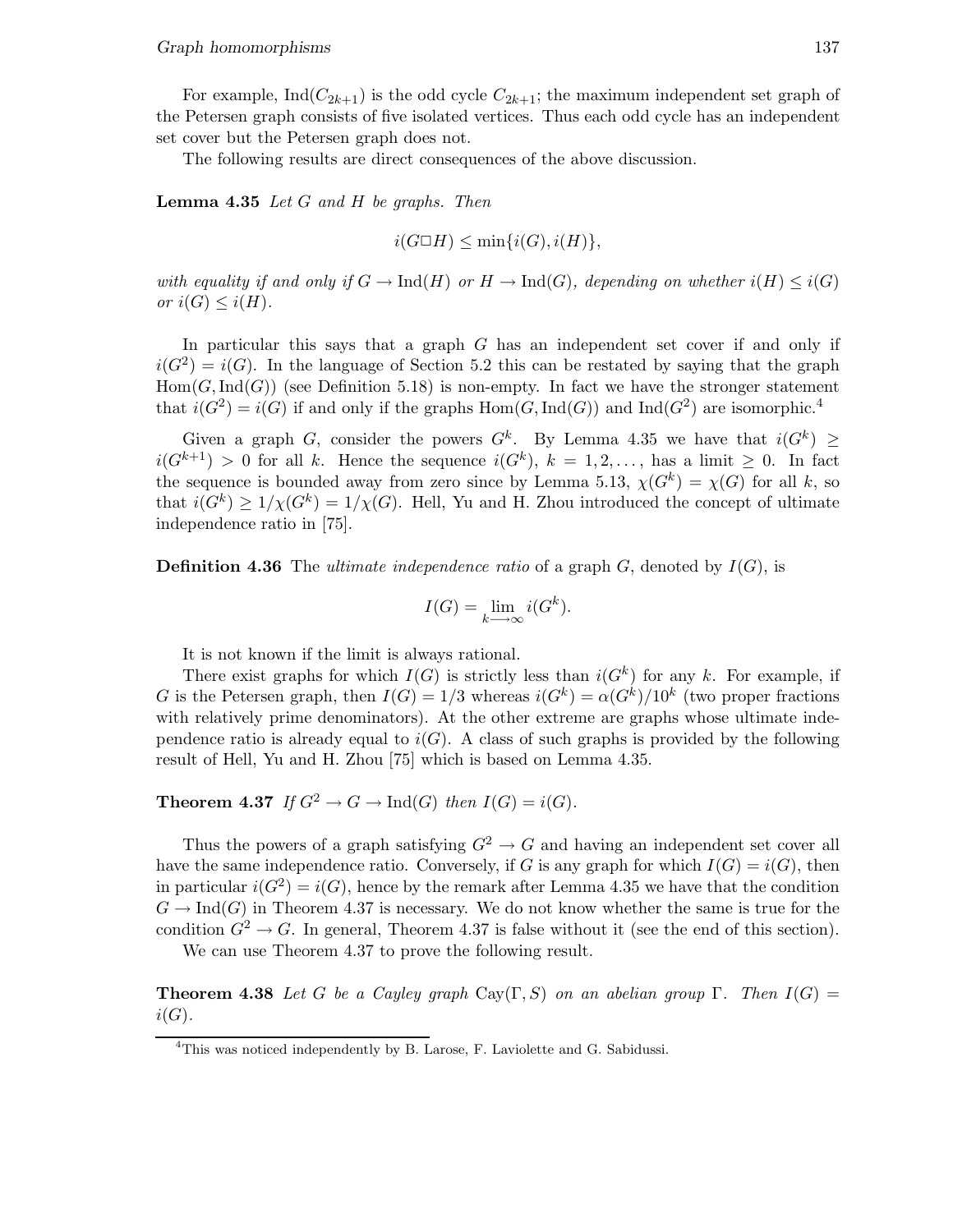For example, $\mathrm{Ind}(C_{2k+1})$ is the odd cycle $C_{2k+1}$; the maximum independent set graph of the Petersen graph consists of five isolated vertices. Thus each odd cycle has an independent set cover but the Petersen graph does not.

The following results are direct consequences of the above discussion.

**Lemma 4.35** *Let $G$ and $H$ be graphs. Then*

$$i(G \square H) \leq \min\{i(G), i(H)\},$$

*with equality if and only if $G \to \mathrm{Ind}(H)$ or $H \to \mathrm{Ind}(G)$, depending on whether $i(H) \leq i(G)$ or $i(G) \leq i(H)$.*

In particular this says that a graph $G$ has an independent set cover if and only if $i(G^2) = i(G)$. In the language of Section 5.2 this can be restated by saying that the graph $\mathrm{Hom}(G, \mathrm{Ind}(G))$ (see Definition 5.18) is non-empty. In fact we have the stronger statement that $i(G^2) = i(G)$ if and only if the graphs $\mathrm{Hom}(G, \mathrm{Ind}(G))$ and $\mathrm{Ind}(G^2)$ are isomorphic.[4]

Given a graph $G$, consider the powers $G^k$. By Lemma 4.35 we have that $i(G^k) \geq i(G^{k+1}) > 0$ for all $k$. Hence the sequence $i(G^k)$, $k = 1, 2, \ldots$, has a limit $\geq 0$. In fact the sequence is bounded away from zero since by Lemma 5.13, $\chi(G^k) = \chi(G)$ for all $k$, so that $i(G^k) \geq 1/\chi(G^k) = 1/\chi(G)$. Hell, Yu and H. Zhou introduced the concept of ultimate independence ratio in [75].

**Definition 4.36** The *ultimate independence ratio* of a graph $G$, denoted by $I(G)$, is

$$I(G) = \lim_{k \longrightarrow \infty} i(G^k).$$

It is not known if the limit is always rational.

There exist graphs for which $I(G)$ is strictly less than $i(G^k)$ for any $k$. For example, if $G$ is the Petersen graph, then $I(G) = 1/3$ whereas $i(G^k) = \alpha(G^k)/10^k$ (two proper fractions with relatively prime denominators). At the other extreme are graphs whose ultimate independence ratio is already equal to $i(G)$. A class of such graphs is provided by the following result of Hell, Yu and H. Zhou [75] which is based on Lemma 4.35.

**Theorem 4.37** *If $G^2 \to G \to \mathrm{Ind}(G)$ then $I(G) = i(G)$.*

Thus the powers of a graph satisfying $G^2 \to G$ and having an independent set cover all have the same independence ratio. Conversely, if $G$ is any graph for which $I(G) = i(G)$, then in particular $i(G^2) = i(G)$, hence by the remark after Lemma 4.35 we have that the condition $G \to \mathrm{Ind}(G)$ in Theorem 4.37 is necessary. We do not know whether the same is true for the condition $G^2 \to G$. In general, Theorem 4.37 is false without it (see the end of this section).

We can use Theorem 4.37 to prove the following result.

**Theorem 4.38** *Let $G$ be a Cayley graph $\mathrm{Cay}(\Gamma, S)$ on an abelian group $\Gamma$. Then $I(G) = i(G)$.*

[4] This was noticed independently by B. Larose, F. Laviolette and G. Sabidussi.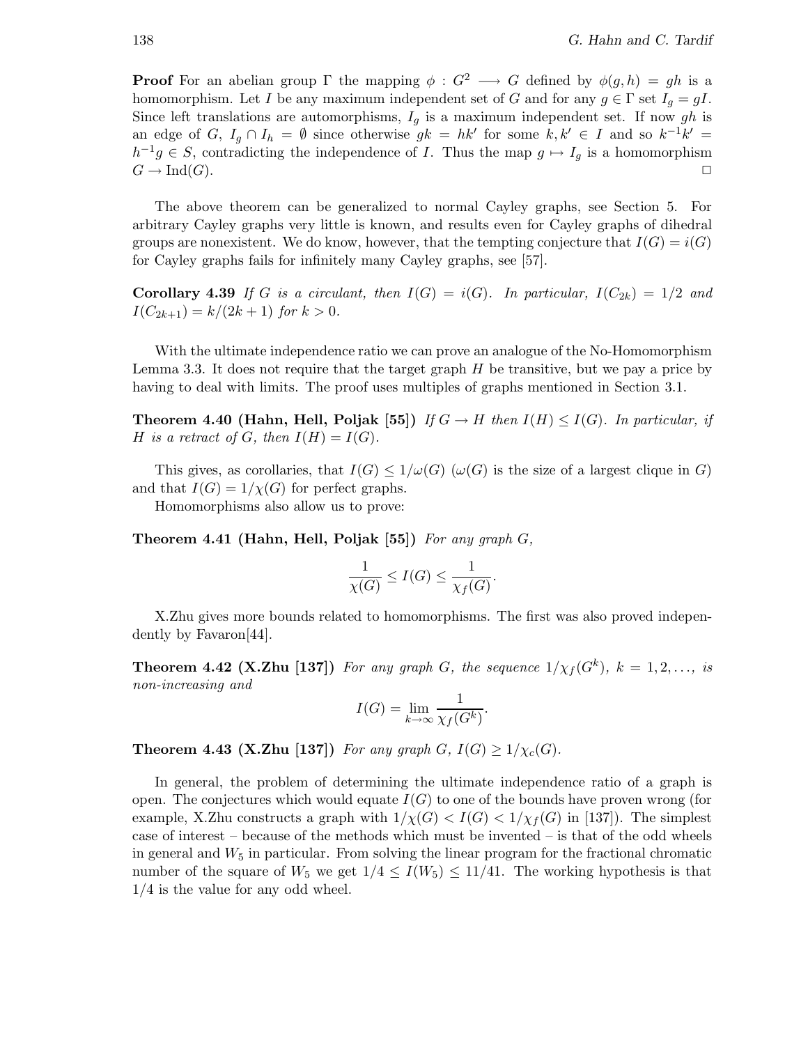**Proof** For an abelian group $\Gamma$ the mapping $\phi : G^2 \longrightarrow G$ defined by $\phi(g, h) = gh$ is a homomorphism. Let $I$ be any maximum independent set of $G$ and for any $g \in \Gamma$ set $I_g = gI$. Since left translations are automorphisms, $I_g$ is a maximum independent set. If now $gh$ is an edge of $G$, $I_g \cap I_h = \emptyset$ since otherwise $gk = hk'$ for some $k, k' \in I$ and so $k^{-1}k' = h^{-1}g \in S$, contradicting the independence of $I$. Thus the map $g \mapsto I_g$ is a homomorphism $G \to \mathrm{Ind}(G)$. □

The above theorem can be generalized to normal Cayley graphs, see Section 5. For arbitrary Cayley graphs very little is known, and results even for Cayley graphs of dihedral groups are nonexistent. We do know, however, that the tempting conjecture that $I(G) = i(G)$ for Cayley graphs fails for infinitely many Cayley graphs, see [57].

**Corollary 4.39** *If $G$ is a circulant, then $I(G) = i(G)$. In particular, $I(C_{2k}) = 1/2$ and $I(C_{2k+1}) = k/(2k+1)$ for $k > 0$.*

With the ultimate independence ratio we can prove an analogue of the No-Homomorphism Lemma 3.3. It does not require that the target graph $H$ be transitive, but we pay a price by having to deal with limits. The proof uses multiples of graphs mentioned in Section 3.1.

**Theorem 4.40 (Hahn, Hell, Poljak [55])** *If $G \to H$ then $I(H) \leq I(G)$. In particular, if $H$ is a retract of $G$, then $I(H) = I(G)$.*

This gives, as corollaries, that $I(G) \leq 1/\omega(G)$ ($\omega(G)$ is the size of a largest clique in $G$) and that $I(G) = 1/\chi(G)$ for perfect graphs.

Homomorphisms also allow us to prove:

**Theorem 4.41 (Hahn, Hell, Poljak [55])** *For any graph $G$,*

$$\frac{1}{\chi(G)} \leq I(G) \leq \frac{1}{\chi_f(G)}.$$

X.Zhu gives more bounds related to homomorphisms. The first was also proved independently by Favaron[44].

**Theorem 4.42 (X.Zhu [137])** *For any graph $G$, the sequence $1/\chi_f(G^k)$, $k = 1, 2, \ldots$, is non-increasing and*

$$I(G) = \lim_{k \to \infty} \frac{1}{\chi_f(G^k)}.$$

**Theorem 4.43 (X.Zhu [137])** *For any graph $G$, $I(G) \geq 1/\chi_c(G)$.*

In general, the problem of determining the ultimate independence ratio of a graph is open. The conjectures which would equate $I(G)$ to one of the bounds have proven wrong (for example, X.Zhu constructs a graph with $1/\chi(G) < I(G) < 1/\chi_f(G)$ in [137]). The simplest case of interest – because of the methods which must be invented – is that of the odd wheels in general and $W_5$ in particular. From solving the linear program for the fractional chromatic number of the square of $W_5$ we get $1/4 \leq I(W_5) \leq 11/41$. The working hypothesis is that $1/4$ is the value for any odd wheel.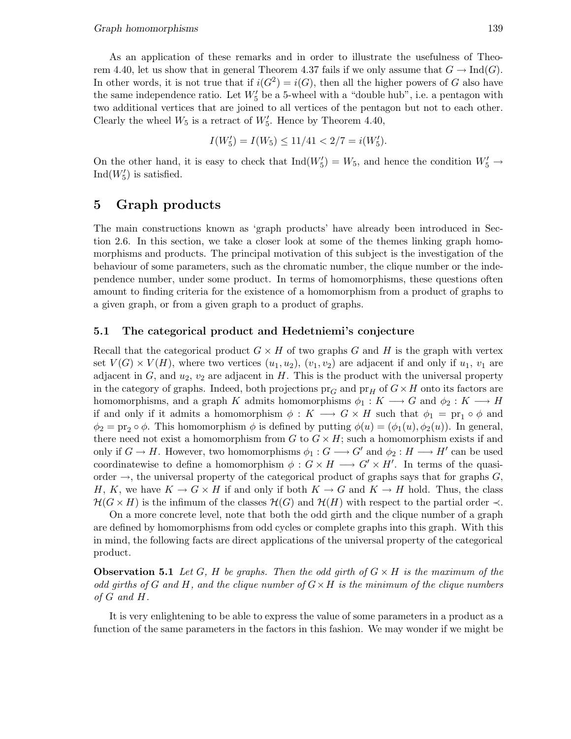As an application of these remarks and in order to illustrate the usefulness of Theorem 4.40, let us show that in general Theorem 4.37 fails if we only assume that $G \to \text{Ind}(G)$. In other words, it is not true that if $i(G^2) = i(G)$, then all the higher powers of $G$ also have the same independence ratio. Let $W_5'$ be a 5-wheel with a "double hub", i.e. a pentagon with two additional vertices that are joined to all vertices of the pentagon but not to each other. Clearly the wheel $W_5$ is a retract of $W_5'$. Hence by Theorem 4.40,

$$I(W_5') = I(W_5) \leq 11/41 < 2/7 = i(W_5').$$

On the other hand, it is easy to check that $\text{Ind}(W_5') = W_5$, and hence the condition $W_5' \to \text{Ind}(W_5')$ is satisfied.

# 5 Graph products

The main constructions known as 'graph products' have already been introduced in Section 2.6. In this section, we take a closer look at some of the themes linking graph homomorphisms and products. The principal motivation of this subject is the investigation of the behaviour of some parameters, such as the chromatic number, the clique number or the independence number, under some product. In terms of homomorphisms, these questions often amount to finding criteria for the existence of a homomorphism from a product of graphs to a given graph, or from a given graph to a product of graphs.

## 5.1 The categorical product and Hedetniemi's conjecture

Recall that the categorical product $G \times H$ of two graphs $G$ and $H$ is the graph with vertex set $V(G) \times V(H)$, where two vertices $(u_1, u_2)$, $(v_1, v_2)$ are adjacent if and only if $u_1$, $v_1$ are adjacent in $G$, and $u_2$, $v_2$ are adjacent in $H$. This is the product with the universal property in the category of graphs. Indeed, both projections $\text{pr}_G$ and $\text{pr}_H$ of $G \times H$ onto its factors are homomorphisms, and a graph $K$ admits homomorphisms $\phi_1 : K \longrightarrow G$ and $\phi_2 : K \longrightarrow H$ if and only if it admits a homomorphism $\phi : K \longrightarrow G \times H$ such that $\phi_1 = \text{pr}_1 \circ \phi$ and $\phi_2 = \text{pr}_2 \circ \phi$. This homomorphism $\phi$ is defined by putting $\phi(u) = (\phi_1(u), \phi_2(u))$. In general, there need not exist a homomorphism from $G$ to $G \times H$; such a homomorphism exists if and only if $G \to H$. However, two homomorphisms $\phi_1 : G \longrightarrow G'$ and $\phi_2 : H \longrightarrow H'$ can be used coordinatewise to define a homomorphism $\phi : G \times H \longrightarrow G' \times H'$. In terms of the quasi-order $\to$, the universal property of the categorical product of graphs says that for graphs $G$, $H$, $K$, we have $K \to G \times H$ if and only if both $K \to G$ and $K \to H$ hold. Thus, the class $\mathcal{H}(G \times H)$ is the infimum of the classes $\mathcal{H}(G)$ and $\mathcal{H}(H)$ with respect to the partial order $\prec$.

On a more concrete level, note that both the odd girth and the clique number of a graph are defined by homomorphisms from odd cycles or complete graphs into this graph. With this in mind, the following facts are direct applications of the universal property of the categorical product.

**Observation 5.1** *Let $G$, $H$ be graphs. Then the odd girth of $G \times H$ is the maximum of the odd girths of $G$ and $H$, and the clique number of $G \times H$ is the minimum of the clique numbers of $G$ and $H$.*

It is very enlightening to be able to express the value of some parameters in a product as a function of the same parameters in the factors in this fashion. We may wonder if we might be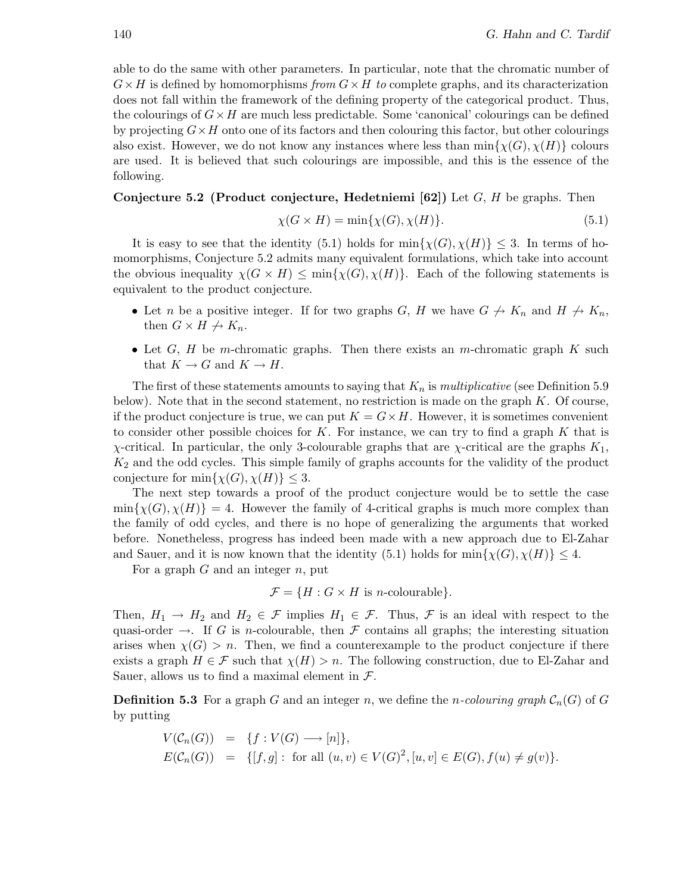able to do the same with other parameters. In particular, note that the chromatic number of $G \times H$ is defined by homomorphisms *from* $G \times H$ *to* complete graphs, and its characterization does not fall within the framework of the defining property of the categorical product. Thus, the colourings of $G \times H$ are much less predictable. Some 'canonical' colourings can be defined by projecting $G \times H$ onto one of its factors and then colouring this factor, but other colourings also exist. However, we do not know any instances where less than $\min\{\chi(G), \chi(H)\}$ colours are used. It is believed that such colourings are impossible, and this is the essence of the following.

**Conjecture 5.2 (Product conjecture, Hedetniemi [62])** Let $G$, $H$ be graphs. Then

$$\chi(G \times H) = \min\{\chi(G), \chi(H)\}. \tag{5.1}$$

It is easy to see that the identity (5.1) holds for $\min\{\chi(G), \chi(H)\} \leq 3$. In terms of homomorphisms, Conjecture 5.2 admits many equivalent formulations, which take into account the obvious inequality $\chi(G \times H) \leq \min\{\chi(G), \chi(H)\}$. Each of the following statements is equivalent to the product conjecture.

- Let $n$ be a positive integer. If for two graphs $G$, $H$ we have $G \not\to K_n$ and $H \not\to K_n$, then $G \times H \not\to K_n$.
- Let $G$, $H$ be $m$-chromatic graphs. Then there exists an $m$-chromatic graph $K$ such that $K \to G$ and $K \to H$.

The first of these statements amounts to saying that $K_n$ is *multiplicative* (see Definition 5.9 below). Note that in the second statement, no restriction is made on the graph $K$. Of course, if the product conjecture is true, we can put $K = G \times H$. However, it is sometimes convenient to consider other possible choices for $K$. For instance, we can try to find a graph $K$ that is $\chi$-critical. In particular, the only 3-colourable graphs that are $\chi$-critical are the graphs $K_1$, $K_2$ and the odd cycles. This simple family of graphs accounts for the validity of the product conjecture for $\min\{\chi(G), \chi(H)\} \leq 3$.

The next step towards a proof of the product conjecture would be to settle the case $\min\{\chi(G), \chi(H)\} = 4$. However the family of 4-critical graphs is much more complex than the family of odd cycles, and there is no hope of generalizing the arguments that worked before. Nonetheless, progress has indeed been made with a new approach due to El-Zahar and Sauer, and it is now known that the identity (5.1) holds for $\min\{\chi(G), \chi(H)\} \leq 4$.

For a graph $G$ and an integer $n$, put

$$\mathcal{F} = \{H : G \times H \text{ is } n\text{-colourable}\}.$$

Then, $H_1 \to H_2$ and $H_2 \in \mathcal{F}$ implies $H_1 \in \mathcal{F}$. Thus, $\mathcal{F}$ is an ideal with respect to the quasi-order $\to$. If $G$ is $n$-colourable, then $\mathcal{F}$ contains all graphs; the interesting situation arises when $\chi(G) > n$. Then, we find a counterexample to the product conjecture if there exists a graph $H \in \mathcal{F}$ such that $\chi(H) > n$. The following construction, due to El-Zahar and Sauer, allows us to find a maximal element in $\mathcal{F}$.

**Definition 5.3** For a graph $G$ and an integer $n$, we define the *$n$-colouring graph* $\mathcal{C}_n(G)$ of $G$ by putting

$$\begin{aligned}
V(\mathcal{C}_n(G)) &= \{f : V(G) \longrightarrow [n]\}, \\
E(\mathcal{C}_n(G)) &= \{[f, g] : \text{ for all } (u, v) \in V(G)^2, [u, v] \in E(G), f(u) \neq g(v)\}.
\end{aligned}$$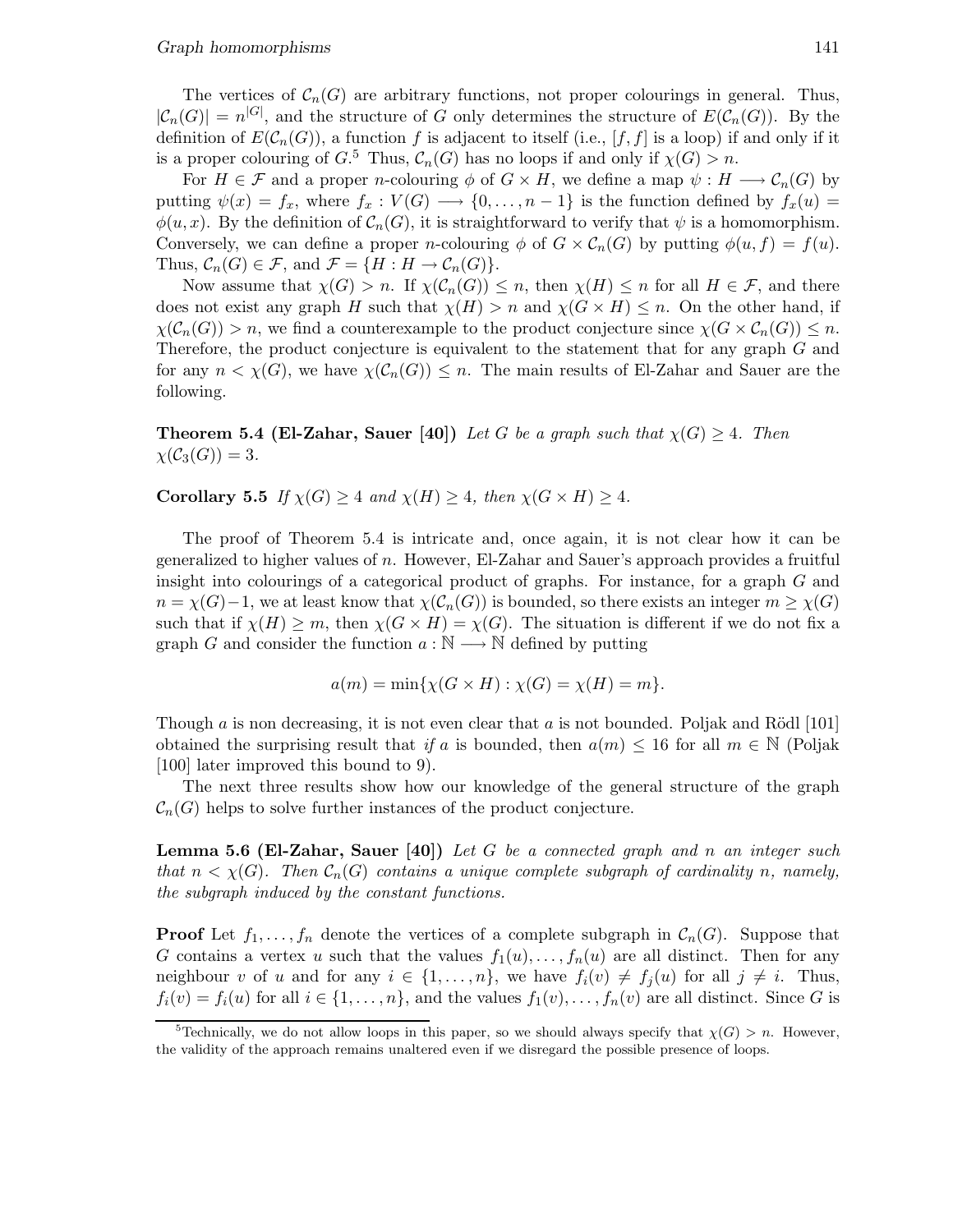The vertices of $\mathcal{C}_n(G)$ are arbitrary functions, not proper colourings in general. Thus, $|\mathcal{C}_n(G)| = n^{|G|}$, and the structure of $G$ only determines the structure of $E(\mathcal{C}_n(G))$. By the definition of $E(\mathcal{C}_n(G))$, a function $f$ is adjacent to itself (i.e., $[f, f]$ is a loop) if and only if it is a proper colouring of $G$.[5] Thus, $\mathcal{C}_n(G)$ has no loops if and only if $\chi(G) > n$.

For $H \in \mathcal{F}$ and a proper $n$-colouring $\phi$ of $G \times H$, we define a map $\psi : H \longrightarrow \mathcal{C}_n(G)$ by putting $\psi(x) = f_x$, where $f_x : V(G) \longrightarrow \{0, \ldots, n-1\}$ is the function defined by $f_x(u) = \phi(u, x)$. By the definition of $\mathcal{C}_n(G)$, it is straightforward to verify that $\psi$ is a homomorphism. Conversely, we can define a proper $n$-colouring $\phi$ of $G \times \mathcal{C}_n(G)$ by putting $\phi(u, f) = f(u)$. Thus, $\mathcal{C}_n(G) \in \mathcal{F}$, and $\mathcal{F} = \{H : H \to \mathcal{C}_n(G)\}$.

Now assume that $\chi(G) > n$. If $\chi(\mathcal{C}_n(G)) \leq n$, then $\chi(H) \leq n$ for all $H \in \mathcal{F}$, and there does not exist any graph $H$ such that $\chi(H) > n$ and $\chi(G \times H) \leq n$. On the other hand, if $\chi(\mathcal{C}_n(G)) > n$, we find a counterexample to the product conjecture since $\chi(G \times \mathcal{C}_n(G)) \leq n$. Therefore, the product conjecture is equivalent to the statement that for any graph $G$ and for any $n < \chi(G)$, we have $\chi(\mathcal{C}_n(G)) \leq n$. The main results of El-Zahar and Sauer are the following.

**Theorem 5.4 (El-Zahar, Sauer [40])** *Let $G$ be a graph such that $\chi(G) \geq 4$. Then $\chi(\mathcal{C}_3(G)) = 3$.*

**Corollary 5.5** *If $\chi(G) \geq 4$ and $\chi(H) \geq 4$, then $\chi(G \times H) \geq 4$.*

The proof of Theorem 5.4 is intricate and, once again, it is not clear how it can be generalized to higher values of $n$. However, El-Zahar and Sauer's approach provides a fruitful insight into colourings of a categorical product of graphs. For instance, for a graph $G$ and $n = \chi(G)-1$, we at least know that $\chi(\mathcal{C}_n(G))$ is bounded, so there exists an integer $m \geq \chi(G)$ such that if $\chi(H) \geq m$, then $\chi(G \times H) = \chi(G)$. The situation is different if we do not fix a graph $G$ and consider the function $a : \mathbb{N} \longrightarrow \mathbb{N}$ defined by putting

$$a(m) = \min\{\chi(G \times H) : \chi(G) = \chi(H) = m\}.$$

Though $a$ is non decreasing, it is not even clear that $a$ is not bounded. Poljak and Rödl [101] obtained the surprising result that *if* $a$ is bounded, then $a(m) \leq 16$ for all $m \in \mathbb{N}$ (Poljak [100] later improved this bound to 9).

The next three results show how our knowledge of the general structure of the graph $\mathcal{C}_n(G)$ helps to solve further instances of the product conjecture.

**Lemma 5.6 (El-Zahar, Sauer [40])** *Let $G$ be a connected graph and $n$ an integer such that $n < \chi(G)$. Then $\mathcal{C}_n(G)$ contains a unique complete subgraph of cardinality $n$, namely, the subgraph induced by the constant functions.*

**Proof** Let $f_1, \ldots, f_n$ denote the vertices of a complete subgraph in $\mathcal{C}_n(G)$. Suppose that $G$ contains a vertex $u$ such that the values $f_1(u), \ldots, f_n(u)$ are all distinct. Then for any neighbour $v$ of $u$ and for any $i \in \{1, \ldots, n\}$, we have $f_i(v) \neq f_j(u)$ for all $j \neq i$. Thus, $f_i(v) = f_i(u)$ for all $i \in \{1, \ldots, n\}$, and the values $f_1(v), \ldots, f_n(v)$ are all distinct. Since $G$ is

[5] Technically, we do not allow loops in this paper, so we should always specify that $\chi(G) > n$. However, the validity of the approach remains unaltered even if we disregard the possible presence of loops.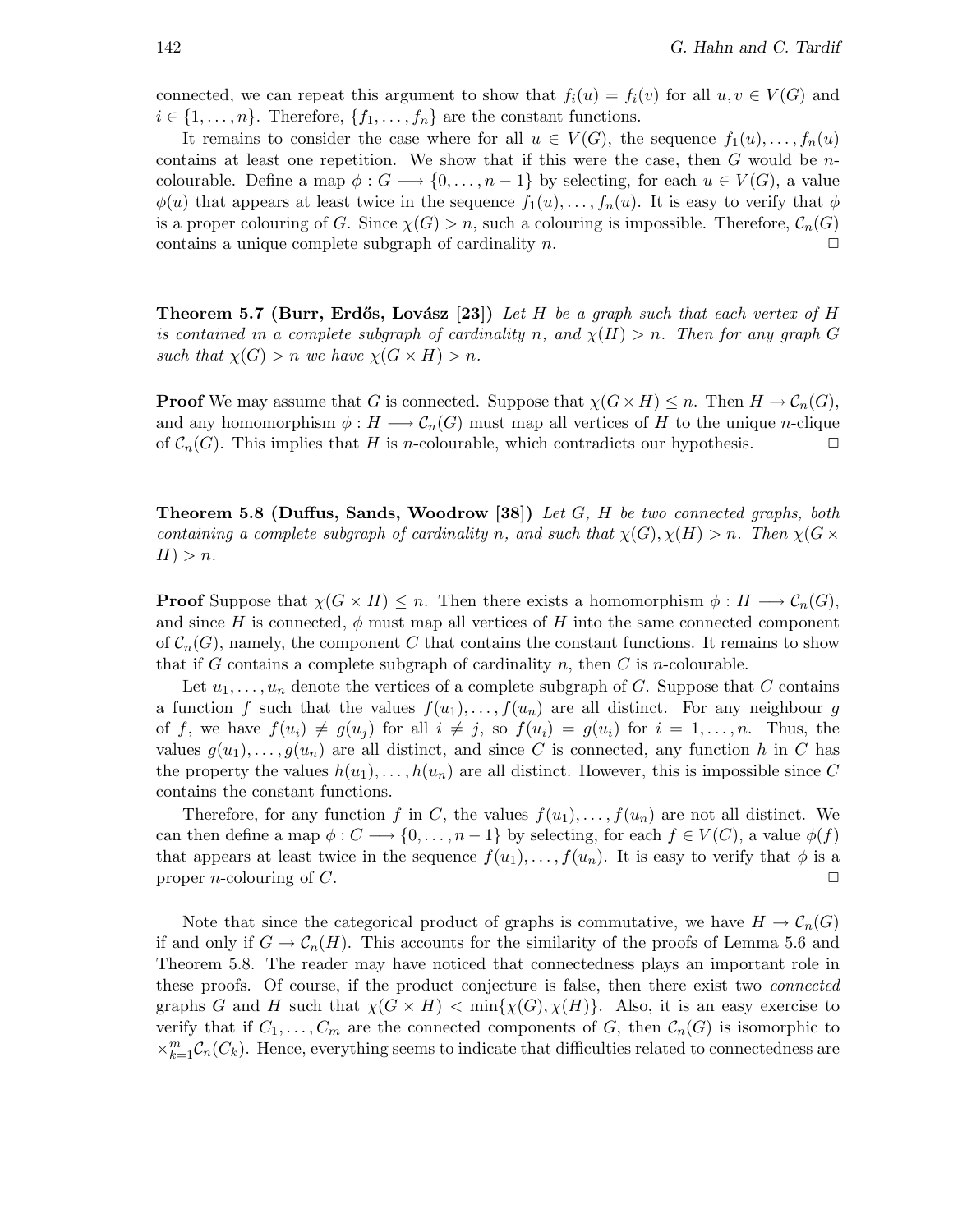connected, we can repeat this argument to show that $f_i(u) = f_i(v)$ for all $u, v \in V(G)$ and $i \in \{1, \ldots, n\}$. Therefore, $\{f_1, \ldots, f_n\}$ are the constant functions.

It remains to consider the case where for all $u \in V(G)$, the sequence $f_1(u), \ldots, f_n(u)$ contains at least one repetition. We show that if this were the case, then $G$ would be $n$-colourable. Define a map $\phi : G \longrightarrow \{0, \ldots, n-1\}$ by selecting, for each $u \in V(G)$, a value $\phi(u)$ that appears at least twice in the sequence $f_1(u), \ldots, f_n(u)$. It is easy to verify that $\phi$ is a proper colouring of $G$. Since $\chi(G) > n$, such a colouring is impossible. Therefore, $\mathcal{C}_n(G)$ contains a unique complete subgraph of cardinality $n$. □

**Theorem 5.7 (Burr, Erdős, Lovász [23])** *Let $H$ be a graph such that each vertex of $H$ is contained in a complete subgraph of cardinality $n$, and $\chi(H) > n$. Then for any graph $G$ such that $\chi(G) > n$ we have $\chi(G \times H) > n$.*

**Proof** We may assume that $G$ is connected. Suppose that $\chi(G \times H) \leq n$. Then $H \to \mathcal{C}_n(G)$, and any homomorphism $\phi : H \longrightarrow \mathcal{C}_n(G)$ must map all vertices of $H$ to the unique $n$-clique of $\mathcal{C}_n(G)$. This implies that $H$ is $n$-colourable, which contradicts our hypothesis. □

**Theorem 5.8 (Duffus, Sands, Woodrow [38])** *Let $G$, $H$ be two connected graphs, both containing a complete subgraph of cardinality $n$, and such that $\chi(G), \chi(H) > n$. Then $\chi(G \times H) > n$.*

**Proof** Suppose that $\chi(G \times H) \leq n$. Then there exists a homomorphism $\phi : H \longrightarrow \mathcal{C}_n(G)$, and since $H$ is connected, $\phi$ must map all vertices of $H$ into the same connected component of $\mathcal{C}_n(G)$, namely, the component $C$ that contains the constant functions. It remains to show that if $G$ contains a complete subgraph of cardinality $n$, then $C$ is $n$-colourable.

Let $u_1, \ldots, u_n$ denote the vertices of a complete subgraph of $G$. Suppose that $C$ contains a function $f$ such that the values $f(u_1), \ldots, f(u_n)$ are all distinct. For any neighbour $g$ of $f$, we have $f(u_i) \neq g(u_j)$ for all $i \neq j$, so $f(u_i) = g(u_i)$ for $i = 1, \ldots, n$. Thus, the values $g(u_1), \ldots, g(u_n)$ are all distinct, and since $C$ is connected, any function $h$ in $C$ has the property the values $h(u_1), \ldots, h(u_n)$ are all distinct. However, this is impossible since $C$ contains the constant functions.

Therefore, for any function $f$ in $C$, the values $f(u_1), \ldots, f(u_n)$ are not all distinct. We can then define a map $\phi : C \longrightarrow \{0, \ldots, n-1\}$ by selecting, for each $f \in V(C)$, a value $\phi(f)$ that appears at least twice in the sequence $f(u_1), \ldots, f(u_n)$. It is easy to verify that $\phi$ is a proper $n$-colouring of $C$. □

Note that since the categorical product of graphs is commutative, we have $H \to \mathcal{C}_n(G)$ if and only if $G \to \mathcal{C}_n(H)$. This accounts for the similarity of the proofs of Lemma 5.6 and Theorem 5.8. The reader may have noticed that connectedness plays an important role in these proofs. Of course, if the product conjecture is false, then there exist two *connected* graphs $G$ and $H$ such that $\chi(G \times H) < \min\{\chi(G), \chi(H)\}$. Also, it is an easy exercise to verify that if $C_1, \ldots, C_m$ are the connected components of $G$, then $\mathcal{C}_n(G)$ is isomorphic to $\times_{k=1}^{m} \mathcal{C}_n(C_k)$. Hence, everything seems to indicate that difficulties related to connectedness are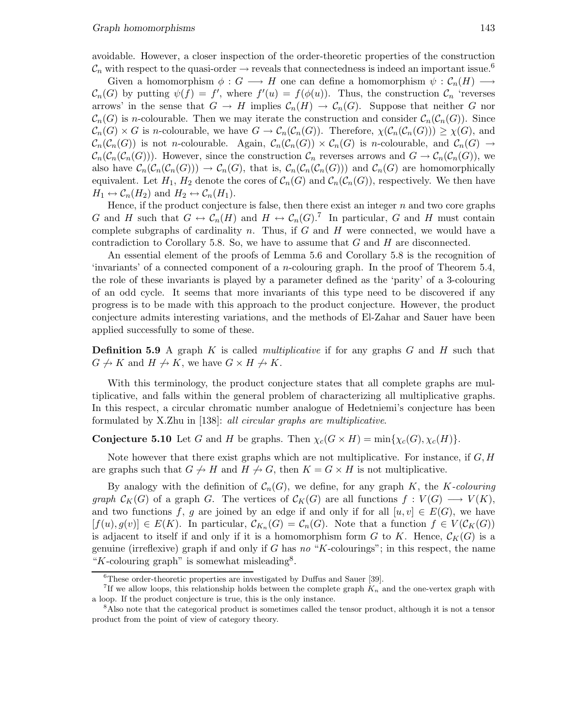avoidable. However, a closer inspection of the order-theoretic properties of the construction $\mathcal{C}_n$ with respect to the quasi-order $\rightarrow$ reveals that connectedness is indeed an important issue.[6]

Given a homomorphism $\phi : G \longrightarrow H$ one can define a homomorphism $\psi : \mathcal{C}_n(H) \longrightarrow \mathcal{C}_n(G)$ by putting $\psi(f) = f'$, where $f'(u) = f(\phi(u))$. Thus, the construction $\mathcal{C}_n$ 'reverses arrows' in the sense that $G \rightarrow H$ implies $\mathcal{C}_n(H) \rightarrow \mathcal{C}_n(G)$. Suppose that neither $G$ nor $\mathcal{C}_n(G)$ is $n$-colourable. Then we may iterate the construction and consider $\mathcal{C}_n(\mathcal{C}_n(G))$. Since $\mathcal{C}_n(G) \times G$ is $n$-colourable, we have $G \rightarrow \mathcal{C}_n(\mathcal{C}_n(G))$. Therefore, $\chi(\mathcal{C}_n(\mathcal{C}_n(G))) \geq \chi(G)$, and $\mathcal{C}_n(\mathcal{C}_n(G))$ is not $n$-colourable. Again, $\mathcal{C}_n(\mathcal{C}_n(G)) \times \mathcal{C}_n(G)$ is $n$-colourable, and $\mathcal{C}_n(G) \rightarrow \mathcal{C}_n(\mathcal{C}_n(\mathcal{C}_n(G)))$. However, since the construction $\mathcal{C}_n$ reverses arrows and $G \rightarrow \mathcal{C}_n(\mathcal{C}_n(G))$, we also have $\mathcal{C}_n(\mathcal{C}_n(\mathcal{C}_n(G))) \rightarrow \mathcal{C}_n(G)$, that is, $\mathcal{C}_n(\mathcal{C}_n(\mathcal{C}_n(G)))$ and $\mathcal{C}_n(G)$ are homomorphically equivalent. Let $H_1$, $H_2$ denote the cores of $\mathcal{C}_n(G)$ and $\mathcal{C}_n(\mathcal{C}_n(G))$, respectively. We then have $H_1 \leftrightarrow \mathcal{C}_n(H_2)$ and $H_2 \leftrightarrow \mathcal{C}_n(H_1)$.

Hence, if the product conjecture is false, then there exist an integer $n$ and two core graphs $G$ and $H$ such that $G \leftrightarrow \mathcal{C}_n(H)$ and $H \leftrightarrow \mathcal{C}_n(G)$.[7] In particular, $G$ and $H$ must contain complete subgraphs of cardinality $n$. Thus, if $G$ and $H$ were connected, we would have a contradiction to Corollary 5.8. So, we have to assume that $G$ and $H$ are disconnected.

An essential element of the proofs of Lemma 5.6 and Corollary 5.8 is the recognition of 'invariants' of a connected component of a $n$-colouring graph. In the proof of Theorem 5.4, the role of these invariants is played by a parameter defined as the 'parity' of a 3-colouring of an odd cycle. It seems that more invariants of this type need to be discovered if any progress is to be made with this approach to the product conjecture. However, the product conjecture admits interesting variations, and the methods of El-Zahar and Sauer have been applied successfully to some of these.

**Definition 5.9** A graph $K$ is called *multiplicative* if for any graphs $G$ and $H$ such that $G \not\rightarrow K$ and $H \not\rightarrow K$, we have $G \times H \not\rightarrow K$.

With this terminology, the product conjecture states that all complete graphs are multiplicative, and falls within the general problem of characterizing all multiplicative graphs. In this respect, a circular chromatic number analogue of Hedetniemi's conjecture has been formulated by X.Zhu in [138]: *all circular graphs are multiplicative*.

**Conjecture 5.10** Let $G$ and $H$ be graphs. Then $\chi_c(G \times H) = \min\{\chi_c(G), \chi_c(H)\}$.

Note however that there exist graphs which are not multiplicative. For instance, if $G, H$ are graphs such that $G \not\rightarrow H$ and $H \not\rightarrow G$, then $K = G \times H$ is not multiplicative.

By analogy with the definition of $\mathcal{C}_n(G)$, we define, for any graph $K$, the *$K$-colouring graph* $\mathcal{C}_K(G)$ of a graph $G$. The vertices of $\mathcal{C}_K(G)$ are all functions $f : V(G) \longrightarrow V(K)$, and two functions $f$, $g$ are joined by an edge if and only if for all $[u, v] \in E(G)$, we have $[f(u), g(v)] \in E(K)$. In particular, $\mathcal{C}_{K_n}(G) = \mathcal{C}_n(G)$. Note that a function $f \in V(\mathcal{C}_K(G))$ is adjacent to itself if and only if it is a homomorphism form $G$ to $K$. Hence, $\mathcal{C}_K(G)$ is a genuine (irreflexive) graph if and only if $G$ has *no* "$K$-colourings"; in this respect, the name "$K$-colouring graph" is somewhat misleading[8].

---

[6] These order-theoretic properties are investigated by Duffus and Sauer [39].

[7] If we allow loops, this relationship holds between the complete graph $K_n$ and the one-vertex graph with a loop. If the product conjecture is true, this is the only instance.

[8] Also note that the categorical product is sometimes called the tensor product, although it is not a tensor product from the point of view of category theory.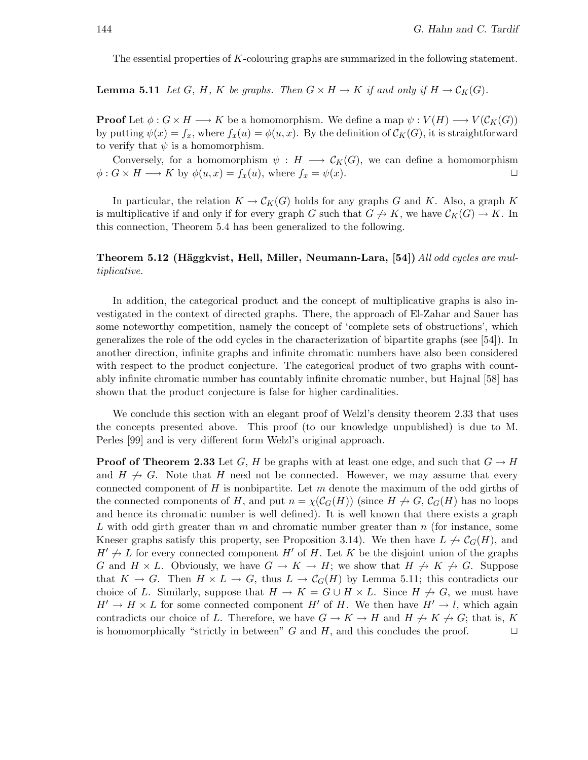The essential properties of $K$-colouring graphs are summarized in the following statement.

**Lemma 5.11** *Let $G$, $H$, $K$ be graphs. Then $G \times H \to K$ if and only if $H \to \mathcal{C}_K(G)$.*

**Proof** Let $\phi : G \times H \longrightarrow K$ be a homomorphism. We define a map $\psi : V(H) \longrightarrow V(\mathcal{C}_K(G))$ by putting $\psi(x) = f_x$, where $f_x(u) = \phi(u, x)$. By the definition of $\mathcal{C}_K(G)$, it is straightforward to verify that $\psi$ is a homomorphism.

Conversely, for a homomorphism $\psi : H \longrightarrow \mathcal{C}_K(G)$, we can define a homomorphism $\phi : G \times H \longrightarrow K$ by $\phi(u, x) = f_x(u)$, where $f_x = \psi(x)$. □

In particular, the relation $K \to \mathcal{C}_K(G)$ holds for any graphs $G$ and $K$. Also, a graph $K$ is multiplicative if and only if for every graph $G$ such that $G \not\to K$, we have $\mathcal{C}_K(G) \to K$. In this connection, Theorem 5.4 has been generalized to the following.

**Theorem 5.12 (Häggkvist, Hell, Miller, Neumann-Lara, [54])** *All odd cycles are multiplicative.*

In addition, the categorical product and the concept of multiplicative graphs is also investigated in the context of directed graphs. There, the approach of El-Zahar and Sauer has some noteworthy competition, namely the concept of 'complete sets of obstructions', which generalizes the role of the odd cycles in the characterization of bipartite graphs (see [54]). In another direction, infinite graphs and infinite chromatic numbers have also been considered with respect to the product conjecture. The categorical product of two graphs with countably infinite chromatic number has countably infinite chromatic number, but Hajnal [58] has shown that the product conjecture is false for higher cardinalities.

We conclude this section with an elegant proof of Welzl's density theorem 2.33 that uses the concepts presented above. This proof (to our knowledge unpublished) is due to M. Perles [99] and is very different form Welzl's original approach.

**Proof of Theorem 2.33** Let $G$, $H$ be graphs with at least one edge, and such that $G \to H$ and $H \not\to G$. Note that $H$ need not be connected. However, we may assume that every connected component of $H$ is nonbipartite. Let $m$ denote the maximum of the odd girths of the connected components of $H$, and put $n = \chi(\mathcal{C}_G(H))$ (since $H \not\to G$, $\mathcal{C}_G(H)$ has no loops and hence its chromatic number is well defined). It is well known that there exists a graph $L$ with odd girth greater than $m$ and chromatic number greater than $n$ (for instance, some Kneser graphs satisfy this property, see Proposition 3.14). We then have $L \not\to \mathcal{C}_G(H)$, and $H' \not\to L$ for every connected component $H'$ of $H$. Let $K$ be the disjoint union of the graphs $G$ and $H \times L$. Obviously, we have $G \to K \to H$; we show that $H \not\to K \not\to G$. Suppose that $K \to G$. Then $H \times L \to G$, thus $L \to \mathcal{C}_G(H)$ by Lemma 5.11; this contradicts our choice of $L$. Similarly, suppose that $H \to K = G \cup H \times L$. Since $H \not\to G$, we must have $H' \to H \times L$ for some connected component $H'$ of $H$. We then have $H' \to l$, which again contradicts our choice of $L$. Therefore, we have $G \to K \to H$ and $H \not\to K \not\to G$; that is, $K$ is homomorphically "strictly in between" $G$ and $H$, and this concludes the proof. □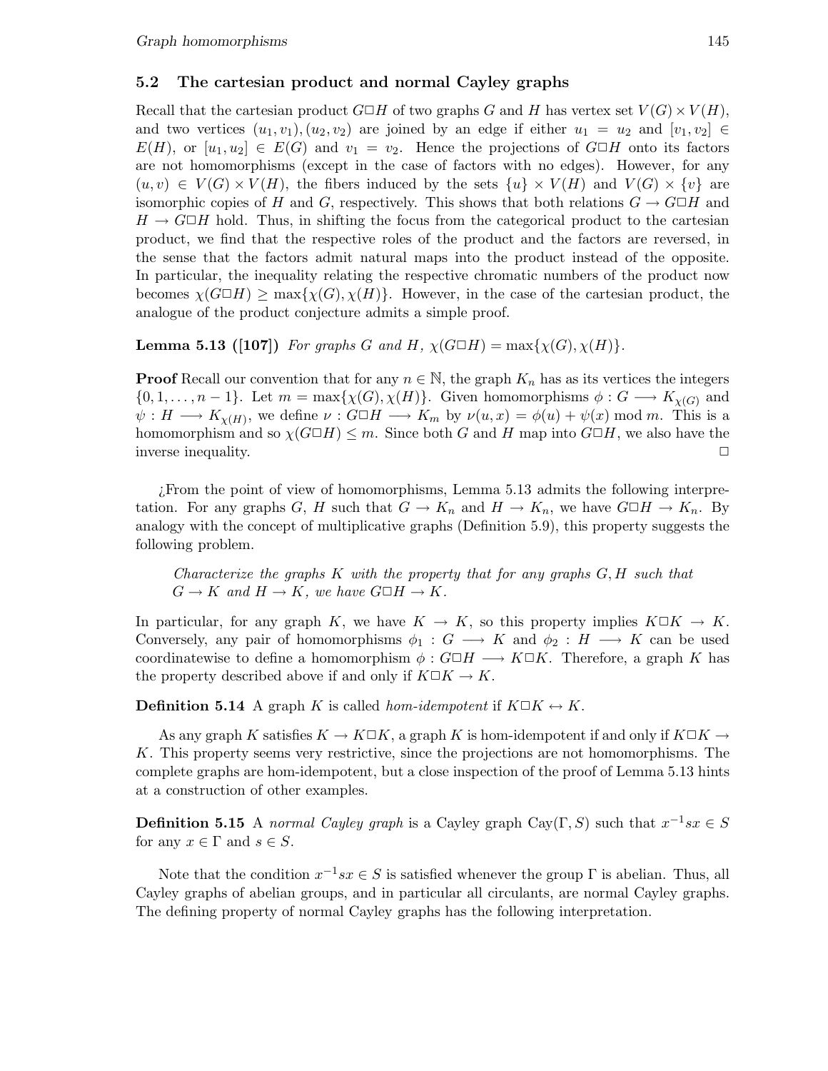## 5.2 The cartesian product and normal Cayley graphs

Recall that the cartesian product $G\Box H$ of two graphs $G$ and $H$ has vertex set $V(G)\times V(H)$, and two vertices $(u_1,v_1),(u_2,v_2)$ are joined by an edge if either $u_1 = u_2$ and $[v_1,v_2] \in E(H)$, or $[u_1,u_2] \in E(G)$ and $v_1 = v_2$. Hence the projections of $G\Box H$ onto its factors are not homomorphisms (except in the case of factors with no edges). However, for any $(u,v) \in V(G)\times V(H)$, the fibers induced by the sets $\{u\}\times V(H)$ and $V(G)\times\{v\}$ are isomorphic copies of $H$ and $G$, respectively. This shows that both relations $G \to G\Box H$ and $H \to G\Box H$ hold. Thus, in shifting the focus from the categorical product to the cartesian product, we find that the respective roles of the product and the factors are reversed, in the sense that the factors admit natural maps into the product instead of the opposite. In particular, the inequality relating the respective chromatic numbers of the product now becomes $\chi(G\Box H) \geq \max\{\chi(G),\chi(H)\}$. However, in the case of the cartesian product, the analogue of the product conjecture admits a simple proof.

**Lemma 5.13 ([107])** *For graphs $G$ and $H$, $\chi(G\Box H) = \max\{\chi(G),\chi(H)\}$.*

**Proof** Recall our convention that for any $n \in \mathbb{N}$, the graph $K_n$ has as its vertices the integers $\{0,1,\ldots,n-1\}$. Let $m = \max\{\chi(G),\chi(H)\}$. Given homomorphisms $\phi : G \longrightarrow K_{\chi(G)}$ and $\psi : H \longrightarrow K_{\chi(H)}$, we define $\nu : G\Box H \longrightarrow K_m$ by $\nu(u,x) = \phi(u)+\psi(x) \bmod m$. This is a homomorphism and so $\chi(G\Box H) \leq m$. Since both $G$ and $H$ map into $G\Box H$, we also have the inverse inequality. □

¿From the point of view of homomorphisms, Lemma 5.13 admits the following interpretation. For any graphs $G$, $H$ such that $G \to K_n$ and $H \to K_n$, we have $G\Box H \to K_n$. By analogy with the concept of multiplicative graphs (Definition 5.9), this property suggests the following problem.

> *Characterize the graphs $K$ with the property that for any graphs $G, H$ such that $G \to K$ and $H \to K$, we have $G\Box H \to K$.*

In particular, for any graph $K$, we have $K \to K$, so this property implies $K\Box K \to K$. Conversely, any pair of homomorphisms $\phi_1 : G \longrightarrow K$ and $\phi_2 : H \longrightarrow K$ can be used coordinatewise to define a homomorphism $\phi : G\Box H \longrightarrow K\Box K$. Therefore, a graph $K$ has the property described above if and only if $K\Box K \to K$.

**Definition 5.14** A graph $K$ is called *hom-idempotent* if $K\Box K \leftrightarrow K$.

As any graph $K$ satisfies $K \to K\Box K$, a graph $K$ is hom-idempotent if and only if $K\Box K \to K$. This property seems very restrictive, since the projections are not homomorphisms. The complete graphs are hom-idempotent, but a close inspection of the proof of Lemma 5.13 hints at a construction of other examples.

**Definition 5.15** A *normal Cayley graph* is a Cayley graph $\mathrm{Cay}(\Gamma,S)$ such that $x^{-1}sx \in S$ for any $x \in \Gamma$ and $s \in S$.

Note that the condition $x^{-1}sx \in S$ is satisfied whenever the group $\Gamma$ is abelian. Thus, all Cayley graphs of abelian groups, and in particular all circulants, are normal Cayley graphs. The defining property of normal Cayley graphs has the following interpretation.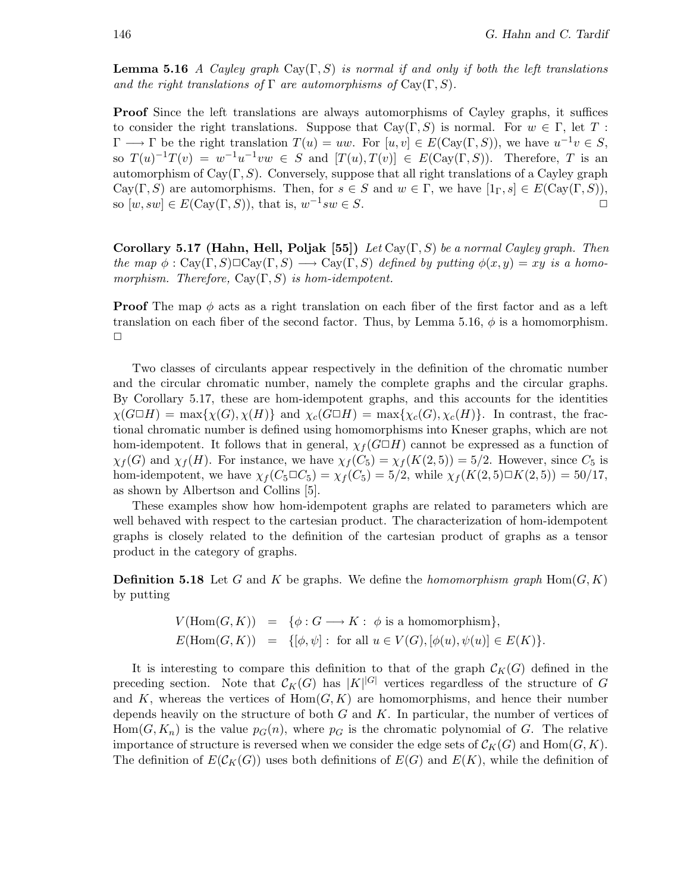**Lemma 5.16** *A Cayley graph* $\mathrm{Cay}(\Gamma, S)$ *is normal if and only if both the left translations and the right translations of* $\Gamma$ *are automorphisms of* $\mathrm{Cay}(\Gamma, S)$.

**Proof** Since the left translations are always automorphisms of Cayley graphs, it suffices to consider the right translations. Suppose that $\mathrm{Cay}(\Gamma, S)$ is normal. For $w \in \Gamma$, let $T : \Gamma \longrightarrow \Gamma$ be the right translation $T(u) = uw$. For $[u, v] \in E(\mathrm{Cay}(\Gamma, S))$, we have $u^{-1}v \in S$, so $T(u)^{-1}T(v) = w^{-1}u^{-1}vw \in S$ and $[T(u), T(v)] \in E(\mathrm{Cay}(\Gamma, S))$. Therefore, $T$ is an automorphism of $\mathrm{Cay}(\Gamma, S)$. Conversely, suppose that all right translations of a Cayley graph $\mathrm{Cay}(\Gamma, S)$ are automorphisms. Then, for $s \in S$ and $w \in \Gamma$, we have $[1_\Gamma, s] \in E(\mathrm{Cay}(\Gamma, S))$, so $[w, sw] \in E(\mathrm{Cay}(\Gamma, S))$, that is, $w^{-1}sw \in S$. □

**Corollary 5.17 (Hahn, Hell, Poljak [55])** *Let* $\mathrm{Cay}(\Gamma, S)$ *be a normal Cayley graph. Then the map* $\phi : \mathrm{Cay}(\Gamma, S)\square\mathrm{Cay}(\Gamma, S) \longrightarrow \mathrm{Cay}(\Gamma, S)$ *defined by putting* $\phi(x, y) = xy$ *is a homomorphism. Therefore,* $\mathrm{Cay}(\Gamma, S)$ *is hom-idempotent.*

**Proof** The map $\phi$ acts as a right translation on each fiber of the first factor and as a left translation on each fiber of the second factor. Thus, by Lemma 5.16, $\phi$ is a homomorphism. □

Two classes of circulants appear respectively in the definition of the chromatic number and the circular chromatic number, namely the complete graphs and the circular graphs. By Corollary 5.17, these are hom-idempotent graphs, and this accounts for the identities $\chi(G\square H) = \max\{\chi(G), \chi(H)\}$ and $\chi_c(G\square H) = \max\{\chi_c(G), \chi_c(H)\}$. In contrast, the fractional chromatic number is defined using homomorphisms into Kneser graphs, which are not hom-idempotent. It follows that in general, $\chi_f(G\square H)$ cannot be expressed as a function of $\chi_f(G)$ and $\chi_f(H)$. For instance, we have $\chi_f(C_5) = \chi_f(K(2, 5)) = 5/2$. However, since $C_5$ is hom-idempotent, we have $\chi_f(C_5\square C_5) = \chi_f(C_5) = 5/2$, while $\chi_f(K(2, 5)\square K(2, 5)) = 50/17$, as shown by Albertson and Collins [5].

These examples show how hom-idempotent graphs are related to parameters which are well behaved with respect to the cartesian product. The characterization of hom-idempotent graphs is closely related to the definition of the cartesian product of graphs as a tensor product in the category of graphs.

**Definition 5.18** Let $G$ and $K$ be graphs. We define the *homomorphism graph* $\mathrm{Hom}(G, K)$ by putting

$$
\begin{aligned}
V(\mathrm{Hom}(G, K)) &= \{\phi : G \longrightarrow K : \ \phi \text{ is a homomorphism}\}, \\
E(\mathrm{Hom}(G, K)) &= \{[\phi, \psi] : \text{ for all } u \in V(G), [\phi(u), \psi(u)] \in E(K)\}.
\end{aligned}
$$

It is interesting to compare this definition to that of the graph $\mathcal{C}_K(G)$ defined in the preceding section. Note that $\mathcal{C}_K(G)$ has $|K|^{|G|}$ vertices regardless of the structure of $G$ and $K$, whereas the vertices of $\mathrm{Hom}(G, K)$ are homomorphisms, and hence their number depends heavily on the structure of both $G$ and $K$. In particular, the number of vertices of $\mathrm{Hom}(G, K_n)$ is the value $p_G(n)$, where $p_G$ is the chromatic polynomial of $G$. The relative importance of structure is reversed when we consider the edge sets of $\mathcal{C}_K(G)$ and $\mathrm{Hom}(G, K)$. The definition of $E(\mathcal{C}_K(G))$ uses both definitions of $E(G)$ and $E(K)$, while the definition of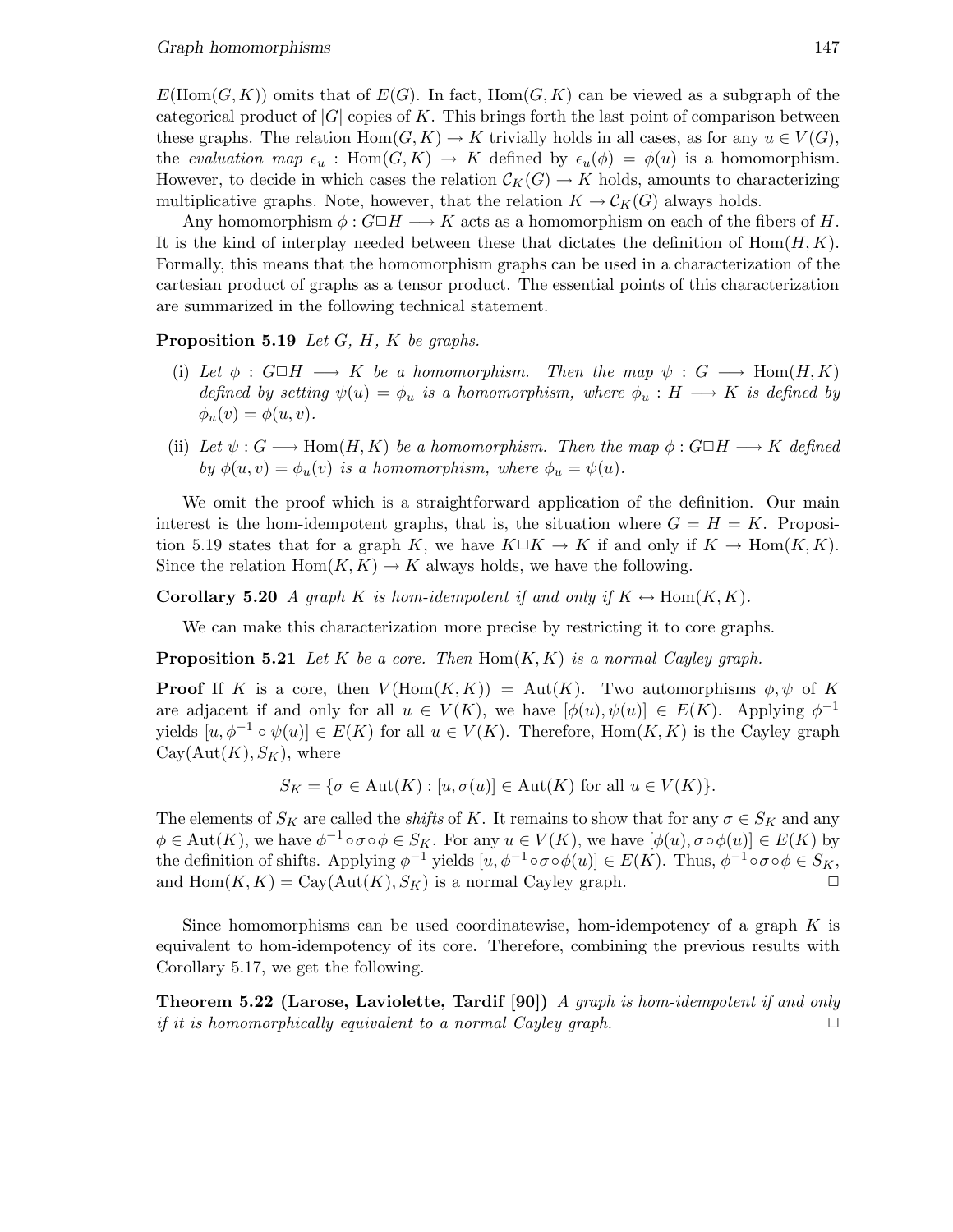$E(\mathrm{Hom}(G,K))$ omits that of $E(G)$. In fact, $\mathrm{Hom}(G,K)$ can be viewed as a subgraph of the categorical product of $|G|$ copies of $K$. This brings forth the last point of comparison between these graphs. The relation $\mathrm{Hom}(G,K) \to K$ trivially holds in all cases, as for any $u \in V(G)$, the *evaluation map* $\epsilon_u : \mathrm{Hom}(G,K) \to K$ defined by $\epsilon_u(\phi) = \phi(u)$ is a homomorphism. However, to decide in which cases the relation $\mathcal{C}_K(G) \to K$ holds, amounts to characterizing multiplicative graphs. Note, however, that the relation $K \to \mathcal{C}_K(G)$ always holds.

Any homomorphism $\phi : G \Box H \longrightarrow K$ acts as a homomorphism on each of the fibers of $H$. It is the kind of interplay needed between these that dictates the definition of $\mathrm{Hom}(H,K)$. Formally, this means that the homomorphism graphs can be used in a characterization of the cartesian product of graphs as a tensor product. The essential points of this characterization are summarized in the following technical statement.

**Proposition 5.19** *Let $G$, $H$, $K$ be graphs.*

(i) *Let $\phi : G \Box H \longrightarrow K$ be a homomorphism. Then the map $\psi : G \longrightarrow \mathrm{Hom}(H,K)$ defined by setting $\psi(u) = \phi_u$ is a homomorphism, where $\phi_u : H \longrightarrow K$ is defined by $\phi_u(v) = \phi(u,v)$.*

(ii) *Let $\psi : G \longrightarrow \mathrm{Hom}(H,K)$ be a homomorphism. Then the map $\phi : G \Box H \longrightarrow K$ defined by $\phi(u,v) = \phi_u(v)$ is a homomorphism, where $\phi_u = \psi(u)$.*

We omit the proof which is a straightforward application of the definition. Our main interest is the hom-idempotent graphs, that is, the situation where $G = H = K$. Proposition 5.19 states that for a graph $K$, we have $K \Box K \to K$ if and only if $K \to \mathrm{Hom}(K,K)$. Since the relation $\mathrm{Hom}(K,K) \to K$ always holds, we have the following.

**Corollary 5.20** *A graph $K$ is hom-idempotent if and only if $K \leftrightarrow \mathrm{Hom}(K,K)$.*

We can make this characterization more precise by restricting it to core graphs.

**Proposition 5.21** *Let $K$ be a core. Then $\mathrm{Hom}(K,K)$ is a normal Cayley graph.*

**Proof** If $K$ is a core, then $V(\mathrm{Hom}(K,K)) = \mathrm{Aut}(K)$. Two automorphisms $\phi, \psi$ of $K$ are adjacent if and only for all $u \in V(K)$, we have $[\phi(u), \psi(u)] \in E(K)$. Applying $\phi^{-1}$ yields $[u, \phi^{-1} \circ \psi(u)] \in E(K)$ for all $u \in V(K)$. Therefore, $\mathrm{Hom}(K,K)$ is the Cayley graph $\mathrm{Cay}(\mathrm{Aut}(K), S_K)$, where

$$S_K = \{\sigma \in \mathrm{Aut}(K) : [u, \sigma(u)] \in \mathrm{Aut}(K) \text{ for all } u \in V(K)\}.$$

The elements of $S_K$ are called the *shifts* of $K$. It remains to show that for any $\sigma \in S_K$ and any $\phi \in \mathrm{Aut}(K)$, we have $\phi^{-1} \circ \sigma \circ \phi \in S_K$. For any $u \in V(K)$, we have $[\phi(u), \sigma \circ \phi(u)] \in E(K)$ by the definition of shifts. Applying $\phi^{-1}$ yields $[u, \phi^{-1} \circ \sigma \circ \phi(u)] \in E(K)$. Thus, $\phi^{-1} \circ \sigma \circ \phi \in S_K$, and $\mathrm{Hom}(K,K) = \mathrm{Cay}(\mathrm{Aut}(K), S_K)$ is a normal Cayley graph. □

Since homomorphisms can be used coordinatewise, hom-idempotency of a graph $K$ is equivalent to hom-idempotency of its core. Therefore, combining the previous results with Corollary 5.17, we get the following.

**Theorem 5.22 (Larose, Laviolette, Tardif [90])** *A graph is hom-idempotent if and only if it is homomorphically equivalent to a normal Cayley graph.* □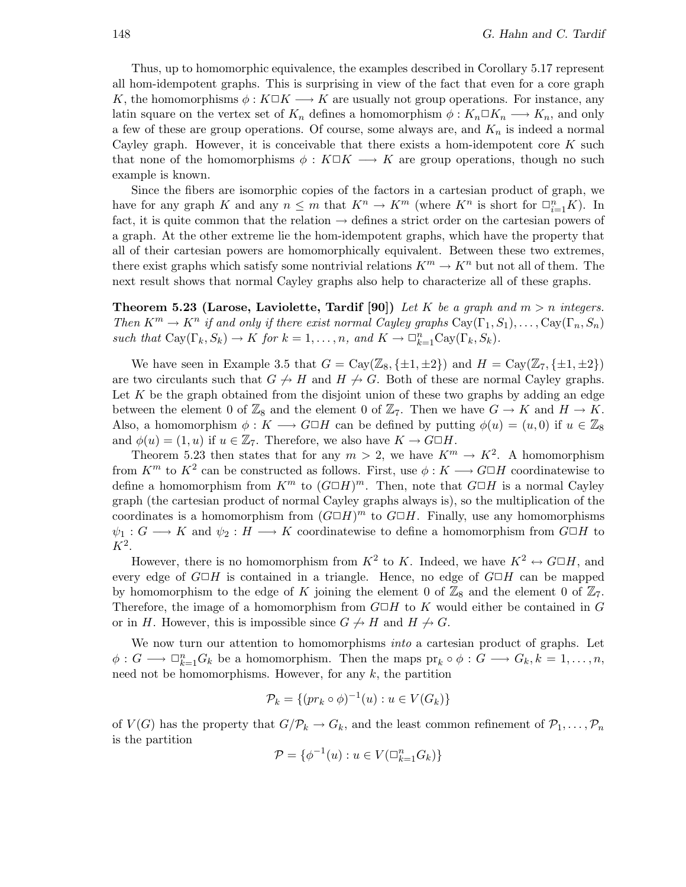Thus, up to homomorphic equivalence, the examples described in Corollary 5.17 represent all hom-idempotent graphs. This is surprising in view of the fact that even for a core graph $K$, the homomorphisms $\phi : K \Box K \longrightarrow K$ are usually not group operations. For instance, any latin square on the vertex set of $K_n$ defines a homomorphism $\phi : K_n \Box K_n \longrightarrow K_n$, and only a few of these are group operations. Of course, some always are, and $K_n$ is indeed a normal Cayley graph. However, it is conceivable that there exists a hom-idempotent core $K$ such that none of the homomorphisms $\phi : K \Box K \longrightarrow K$ are group operations, though no such example is known.

Since the fibers are isomorphic copies of the factors in a cartesian product of graph, we have for any graph $K$ and any $n \leq m$ that $K^n \to K^m$ (where $K^n$ is short for $\Box_{i=1}^n K$). In fact, it is quite common that the relation $\to$ defines a strict order on the cartesian powers of a graph. At the other extreme lie the hom-idempotent graphs, which have the property that all of their cartesian powers are homomorphically equivalent. Between these two extremes, there exist graphs which satisfy some nontrivial relations $K^m \to K^n$ but not all of them. The next result shows that normal Cayley graphs also help to characterize all of these graphs.

**Theorem 5.23 (Larose, Laviolette, Tardif [90])** *Let $K$ be a graph and $m > n$ integers. Then $K^m \to K^n$ if and only if there exist normal Cayley graphs $\mathrm{Cay}(\Gamma_1, S_1), \ldots, \mathrm{Cay}(\Gamma_n, S_n)$ such that $\mathrm{Cay}(\Gamma_k, S_k) \to K$ for $k = 1, \ldots, n$, and $K \to \Box_{k=1}^n \mathrm{Cay}(\Gamma_k, S_k)$.*

We have seen in Example 3.5 that $G = \mathrm{Cay}(\mathbb{Z}_8, \{\pm 1, \pm 2\})$ and $H = \mathrm{Cay}(\mathbb{Z}_7, \{\pm 1, \pm 2\})$ are two circulants such that $G \not\to H$ and $H \not\to G$. Both of these are normal Cayley graphs. Let $K$ be the graph obtained from the disjoint union of these two graphs by adding an edge between the element 0 of $\mathbb{Z}_8$ and the element 0 of $\mathbb{Z}_7$. Then we have $G \to K$ and $H \to K$. Also, a homomorphism $\phi : K \longrightarrow G \Box H$ can be defined by putting $\phi(u) = (u, 0)$ if $u \in \mathbb{Z}_8$ and $\phi(u) = (1, u)$ if $u \in \mathbb{Z}_7$. Therefore, we also have $K \to G \Box H$.

Theorem 5.23 then states that for any $m > 2$, we have $K^m \to K^2$. A homomorphism from $K^m$ to $K^2$ can be constructed as follows. First, use $\phi : K \longrightarrow G \Box H$ coordinatewise to define a homomorphism from $K^m$ to $(G \Box H)^m$. Then, note that $G \Box H$ is a normal Cayley graph (the cartesian product of normal Cayley graphs always is), so the multiplication of the coordinates is a homomorphism from $(G \Box H)^m$ to $G \Box H$. Finally, use any homomorphisms $\psi_1 : G \longrightarrow K$ and $\psi_2 : H \longrightarrow K$ coordinatewise to define a homomorphism from $G \Box H$ to $K^2$.

However, there is no homomorphism from $K^2$ to $K$. Indeed, we have $K^2 \leftrightarrow G \Box H$, and every edge of $G \Box H$ is contained in a triangle. Hence, no edge of $G \Box H$ can be mapped by homomorphism to the edge of $K$ joining the element 0 of $\mathbb{Z}_8$ and the element 0 of $\mathbb{Z}_7$. Therefore, the image of a homomorphism from $G \Box H$ to $K$ would either be contained in $G$ or in $H$. However, this is impossible since $G \not\to H$ and $H \not\to G$.

We now turn our attention to homomorphisms *into* a cartesian product of graphs. Let $\phi : G \longrightarrow \Box_{k=1}^n G_k$ be a homomorphism. Then the maps $\mathrm{pr}_k \circ \phi : G \longrightarrow G_k$, $k = 1, \ldots, n$, need not be homomorphisms. However, for any $k$, the partition

$$\mathcal{P}_k = \{(pr_k \circ \phi)^{-1}(u) : u \in V(G_k)\}$$

of $V(G)$ has the property that $G/\mathcal{P}_k \to G_k$, and the least common refinement of $\mathcal{P}_1, \ldots, \mathcal{P}_n$ is the partition

$$\mathcal{P} = \{\phi^{-1}(u) : u \in V(\Box_{k=1}^n G_k)\}$$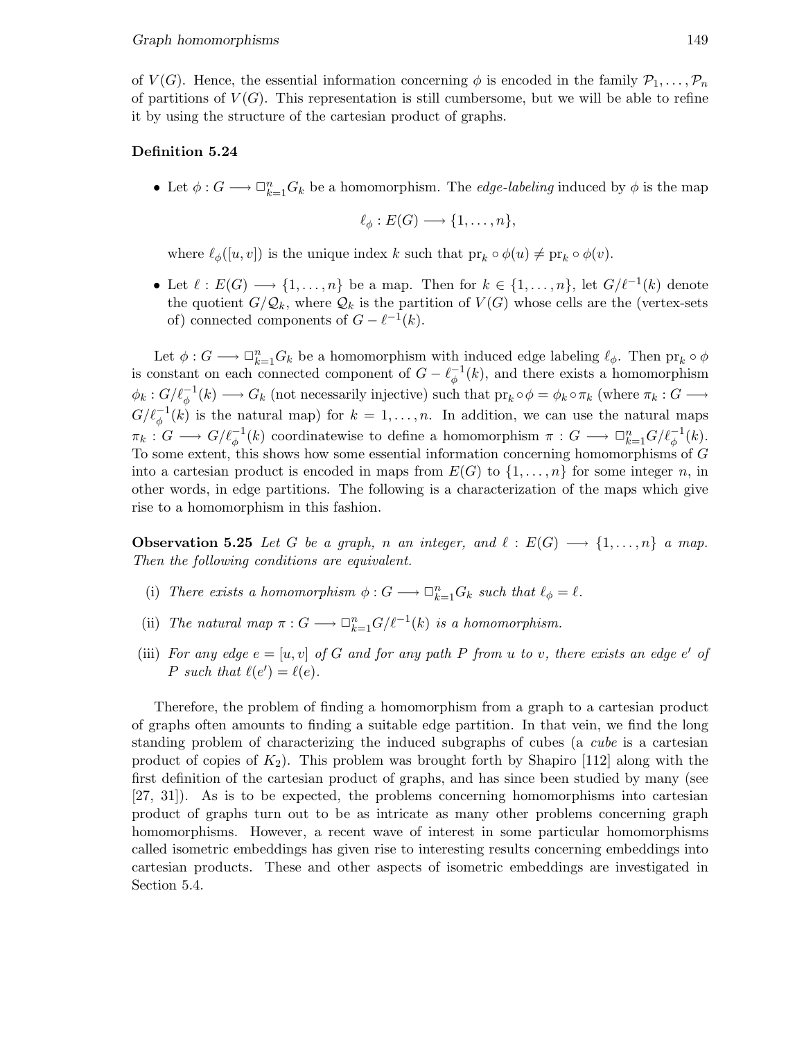of $V(G)$. Hence, the essential information concerning $\phi$ is encoded in the family $\mathcal{P}_1, \ldots, \mathcal{P}_n$ of partitions of $V(G)$. This representation is still cumbersome, but we will be able to refine it by using the structure of the cartesian product of graphs.

**Definition 5.24**

- Let $\phi : G \longrightarrow \Box_{k=1}^n G_k$ be a homomorphism. The *edge-labeling* induced by $\phi$ is the map

$$\ell_\phi : E(G) \longrightarrow \{1, \ldots, n\},$$

  where $\ell_\phi([u, v])$ is the unique index $k$ such that $\mathrm{pr}_k \circ \phi(u) \neq \mathrm{pr}_k \circ \phi(v)$.

- Let $\ell : E(G) \longrightarrow \{1, \ldots, n\}$ be a map. Then for $k \in \{1, \ldots, n\}$, let $G/\ell^{-1}(k)$ denote the quotient $G/\mathcal{Q}_k$, where $\mathcal{Q}_k$ is the partition of $V(G)$ whose cells are the (vertex-sets of) connected components of $G - \ell^{-1}(k)$.

Let $\phi : G \longrightarrow \Box_{k=1}^n G_k$ be a homomorphism with induced edge labeling $\ell_\phi$. Then $\mathrm{pr}_k \circ \phi$ is constant on each connected component of $G - \ell_\phi^{-1}(k)$, and there exists a homomorphism $\phi_k : G/\ell_\phi^{-1}(k) \longrightarrow G_k$ (not necessarily injective) such that $\mathrm{pr}_k \circ \phi = \phi_k \circ \pi_k$ (where $\pi_k : G \longrightarrow G/\ell_\phi^{-1}(k)$ is the natural map) for $k = 1, \ldots, n$. In addition, we can use the natural maps $\pi_k : G \longrightarrow G/\ell_\phi^{-1}(k)$ coordinatewise to define a homomorphism $\pi : G \longrightarrow \Box_{k=1}^n G/\ell_\phi^{-1}(k)$. To some extent, this shows how some essential information concerning homomorphisms of $G$ into a cartesian product is encoded in maps from $E(G)$ to $\{1, \ldots, n\}$ for some integer $n$, in other words, in edge partitions. The following is a characterization of the maps which give rise to a homomorphism in this fashion.

**Observation 5.25** *Let $G$ be a graph, $n$ an integer, and $\ell : E(G) \longrightarrow \{1, \ldots, n\}$ a map. Then the following conditions are equivalent.*

(i) *There exists a homomorphism $\phi : G \longrightarrow \Box_{k=1}^n G_k$ such that $\ell_\phi = \ell$.*

(ii) *The natural map $\pi : G \longrightarrow \Box_{k=1}^n G/\ell^{-1}(k)$ is a homomorphism.*

(iii) *For any edge $e = [u, v]$ of $G$ and for any path $P$ from $u$ to $v$, there exists an edge $e'$ of $P$ such that $\ell(e') = \ell(e)$.*

Therefore, the problem of finding a homomorphism from a graph to a cartesian product of graphs often amounts to finding a suitable edge partition. In that vein, we find the long standing problem of characterizing the induced subgraphs of cubes (a *cube* is a cartesian product of copies of $K_2$). This problem was brought forth by Shapiro [112] along with the first definition of the cartesian product of graphs, and has since been studied by many (see [27, 31]). As is to be expected, the problems concerning homomorphisms into cartesian product of graphs turn out to be as intricate as many other problems concerning graph homomorphisms. However, a recent wave of interest in some particular homomorphisms called isometric embeddings has given rise to interesting results concerning embeddings into cartesian products. These and other aspects of isometric embeddings are investigated in Section 5.4.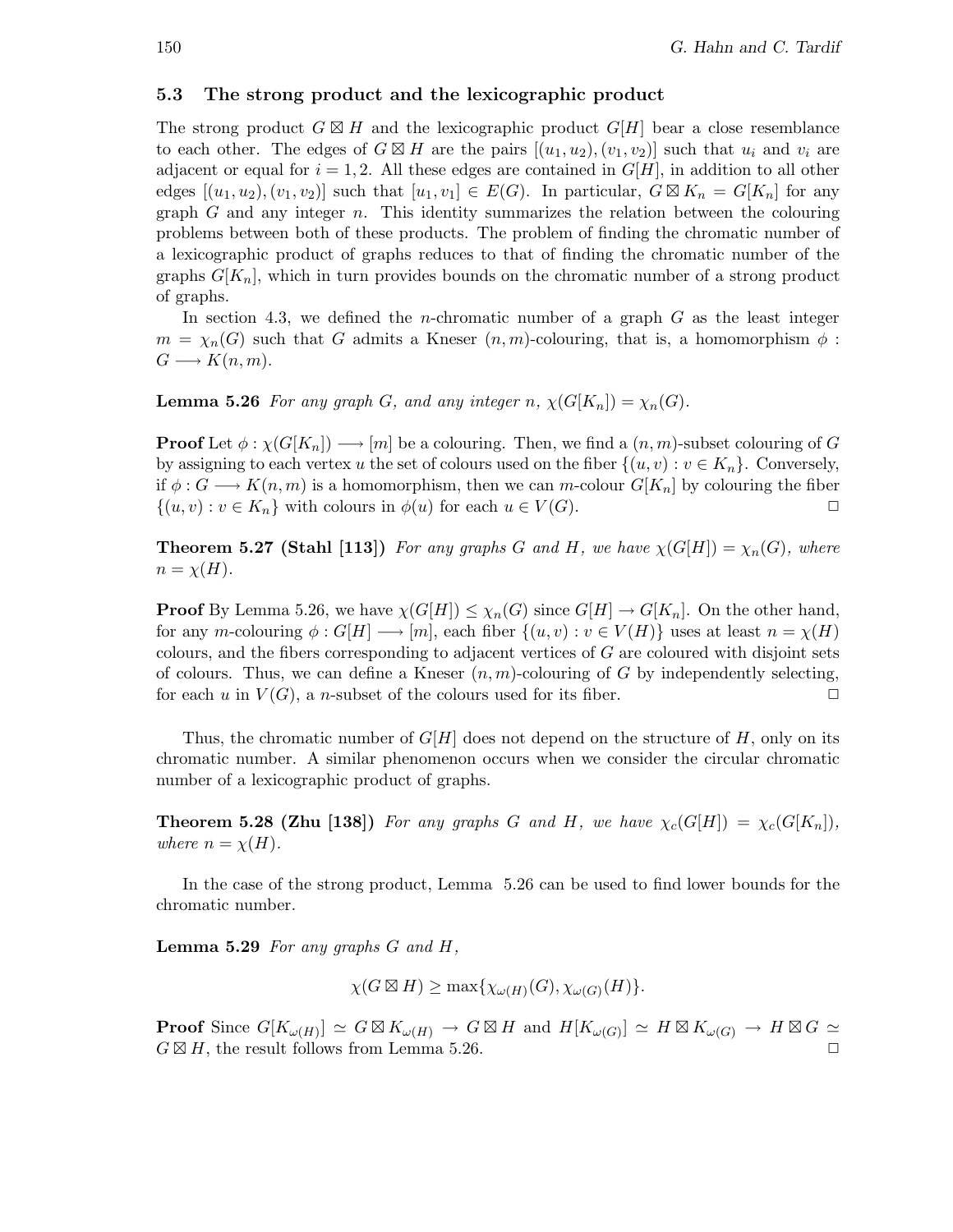### 5.3 The strong product and the lexicographic product

The strong product $G \boxtimes H$ and the lexicographic product $G[H]$ bear a close resemblance to each other. The edges of $G \boxtimes H$ are the pairs $[(u_1, u_2), (v_1, v_2)]$ such that $u_i$ and $v_i$ are adjacent or equal for $i = 1, 2$. All these edges are contained in $G[H]$, in addition to all other edges $[(u_1, u_2), (v_1, v_2)]$ such that $[u_1, v_1] \in E(G)$. In particular, $G \boxtimes K_n = G[K_n]$ for any graph $G$ and any integer $n$. This identity summarizes the relation between the colouring problems between both of these products. The problem of finding the chromatic number of a lexicographic product of graphs reduces to that of finding the chromatic number of the graphs $G[K_n]$, which in turn provides bounds on the chromatic number of a strong product of graphs.

In section 4.3, we defined the $n$-chromatic number of a graph $G$ as the least integer $m = \chi_n(G)$ such that $G$ admits a Kneser $(n, m)$-colouring, that is, a homomorphism $\phi : G \longrightarrow K(n, m)$.

**Lemma 5.26** *For any graph $G$, and any integer $n$, $\chi(G[K_n]) = \chi_n(G)$.*

**Proof** Let $\phi : \chi(G[K_n]) \longrightarrow [m]$ be a colouring. Then, we find a $(n, m)$-subset colouring of $G$ by assigning to each vertex $u$ the set of colours used on the fiber $\{(u, v) : v \in K_n\}$. Conversely, if $\phi : G \longrightarrow K(n, m)$ is a homomorphism, then we can $m$-colour $G[K_n]$ by colouring the fiber $\{(u, v) : v \in K_n\}$ with colours in $\phi(u)$ for each $u \in V(G)$. □

**Theorem 5.27 (Stahl [113])** *For any graphs $G$ and $H$, we have $\chi(G[H]) = \chi_n(G)$, where $n = \chi(H)$.*

**Proof** By Lemma 5.26, we have $\chi(G[H]) \leq \chi_n(G)$ since $G[H] \rightarrow G[K_n]$. On the other hand, for any $m$-colouring $\phi : G[H] \longrightarrow [m]$, each fiber $\{(u, v) : v \in V(H)\}$ uses at least $n = \chi(H)$ colours, and the fibers corresponding to adjacent vertices of $G$ are coloured with disjoint sets of colours. Thus, we can define a Kneser $(n, m)$-colouring of $G$ by independently selecting, for each $u$ in $V(G)$, a $n$-subset of the colours used for its fiber. □

Thus, the chromatic number of $G[H]$ does not depend on the structure of $H$, only on its chromatic number. A similar phenomenon occurs when we consider the circular chromatic number of a lexicographic product of graphs.

**Theorem 5.28 (Zhu [138])** *For any graphs $G$ and $H$, we have $\chi_c(G[H]) = \chi_c(G[K_n])$, where $n = \chi(H)$.*

In the case of the strong product, Lemma 5.26 can be used to find lower bounds for the chromatic number.

**Lemma 5.29** *For any graphs $G$ and $H$,*

$$\chi(G \boxtimes H) \geq \max\{\chi_{\omega(H)}(G), \chi_{\omega(G)}(H)\}.$$

**Proof** Since $G[K_{\omega(H)}] \simeq G \boxtimes K_{\omega(H)} \rightarrow G \boxtimes H$ and $H[K_{\omega(G)}] \simeq H \boxtimes K_{\omega(G)} \rightarrow H \boxtimes G \simeq G \boxtimes H$, the result follows from Lemma 5.26. □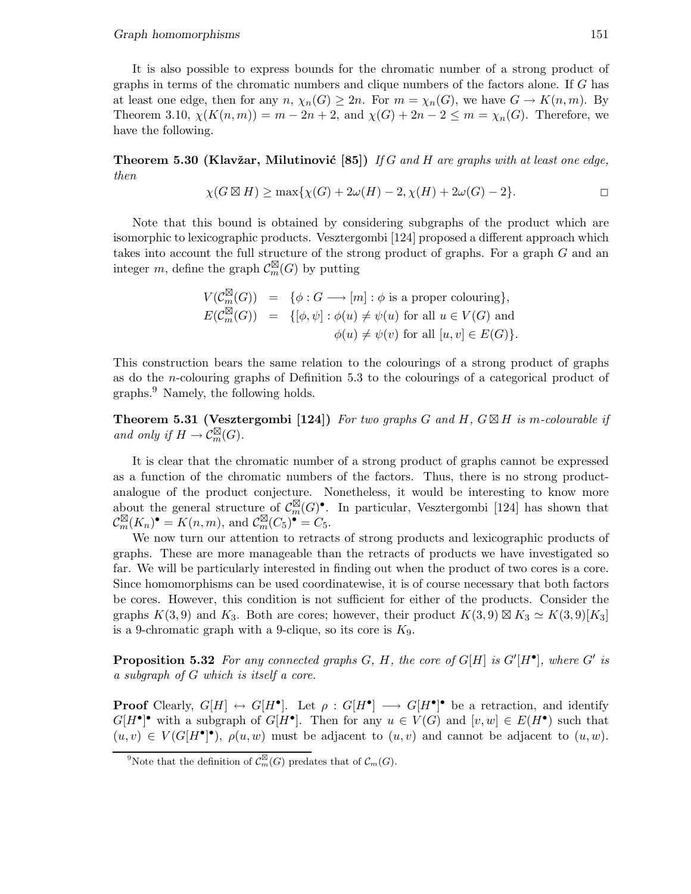It is also possible to express bounds for the chromatic number of a strong product of graphs in terms of the chromatic numbers and clique numbers of the factors alone. If $G$ has at least one edge, then for any $n$, $\chi_n(G) \geq 2n$. For $m = \chi_n(G)$, we have $G \to K(n,m)$. By Theorem 3.10, $\chi(K(n,m)) = m - 2n + 2$, and $\chi(G) + 2n - 2 \leq m = \chi_n(G)$. Therefore, we have the following.

**Theorem 5.30 (Klavžar, Milutinović [85])** *If $G$ and $H$ are graphs with at least one edge, then*

$$\chi(G \boxtimes H) \geq \max\{\chi(G) + 2\omega(H) - 2, \chi(H) + 2\omega(G) - 2\}. \qquad \Box$$

Note that this bound is obtained by considering subgraphs of the product which are isomorphic to lexicographic products. Vesztergombi [124] proposed a different approach which takes into account the full structure of the strong product of graphs. For a graph $G$ and an integer $m$, define the graph $\mathcal{C}_m^{\boxtimes}(G)$ by putting

$$\begin{aligned}
V(\mathcal{C}_m^{\boxtimes}(G)) &= \{\phi : G \longrightarrow [m] : \phi \text{ is a proper colouring}\}, \\
E(\mathcal{C}_m^{\boxtimes}(G)) &= \{[\phi, \psi] : \phi(u) \neq \psi(u) \text{ for all } u \in V(G) \text{ and} \\
&\qquad\qquad \phi(u) \neq \psi(v) \text{ for all } [u,v] \in E(G)\}.
\end{aligned}$$

This construction bears the same relation to the colourings of a strong product of graphs as do the $n$-colouring graphs of Definition 5.3 to the colourings of a categorical product of graphs.[9] Namely, the following holds.

**Theorem 5.31 (Vesztergombi [124])** *For two graphs $G$ and $H$, $G \boxtimes H$ is $m$-colourable if and only if $H \to \mathcal{C}_m^{\boxtimes}(G)$.*

It is clear that the chromatic number of a strong product of graphs cannot be expressed as a function of the chromatic numbers of the factors. Thus, there is no strong product-analogue of the product conjecture. Nonetheless, it would be interesting to know more about the general structure of $\mathcal{C}_m^{\boxtimes}(G)^\bullet$. In particular, Vesztergombi [124] has shown that $\mathcal{C}_m^{\boxtimes}(K_n)^\bullet = K(n,m)$, and $\mathcal{C}_m^{\boxtimes}(C_5)^\bullet = C_5$.

We now turn our attention to retracts of strong products and lexicographic products of graphs. These are more manageable than the retracts of products we have investigated so far. We will be particularly interested in finding out when the product of two cores is a core. Since homomorphisms can be used coordinatewise, it is of course necessary that both factors be cores. However, this condition is not sufficient for either of the products. Consider the graphs $K(3,9)$ and $K_3$. Both are cores; however, their product $K(3,9) \boxtimes K_3 \simeq K(3,9)[K_3]$ is a 9-chromatic graph with a 9-clique, so its core is $K_9$.

**Proposition 5.32** *For any connected graphs $G$, $H$, the core of $G[H]$ is $G'[H^\bullet]$, where $G'$ is a subgraph of $G$ which is itself a core.*

**Proof** Clearly, $G[H] \leftrightarrow G[H^\bullet]$. Let $\rho : G[H^\bullet] \longrightarrow G[H^\bullet]^\bullet$ be a retraction, and identify $G[H^\bullet]^\bullet$ with a subgraph of $G[H^\bullet]$. Then for any $u \in V(G)$ and $[v,w] \in E(H^\bullet)$ such that $(u,v) \in V(G[H^\bullet]^\bullet)$, $\rho(u,w)$ must be adjacent to $(u,v)$ and cannot be adjacent to $(u,w)$.

[9] Note that the definition of $\mathcal{C}_m^{\boxtimes}(G)$ predates that of $\mathcal{C}_m(G)$.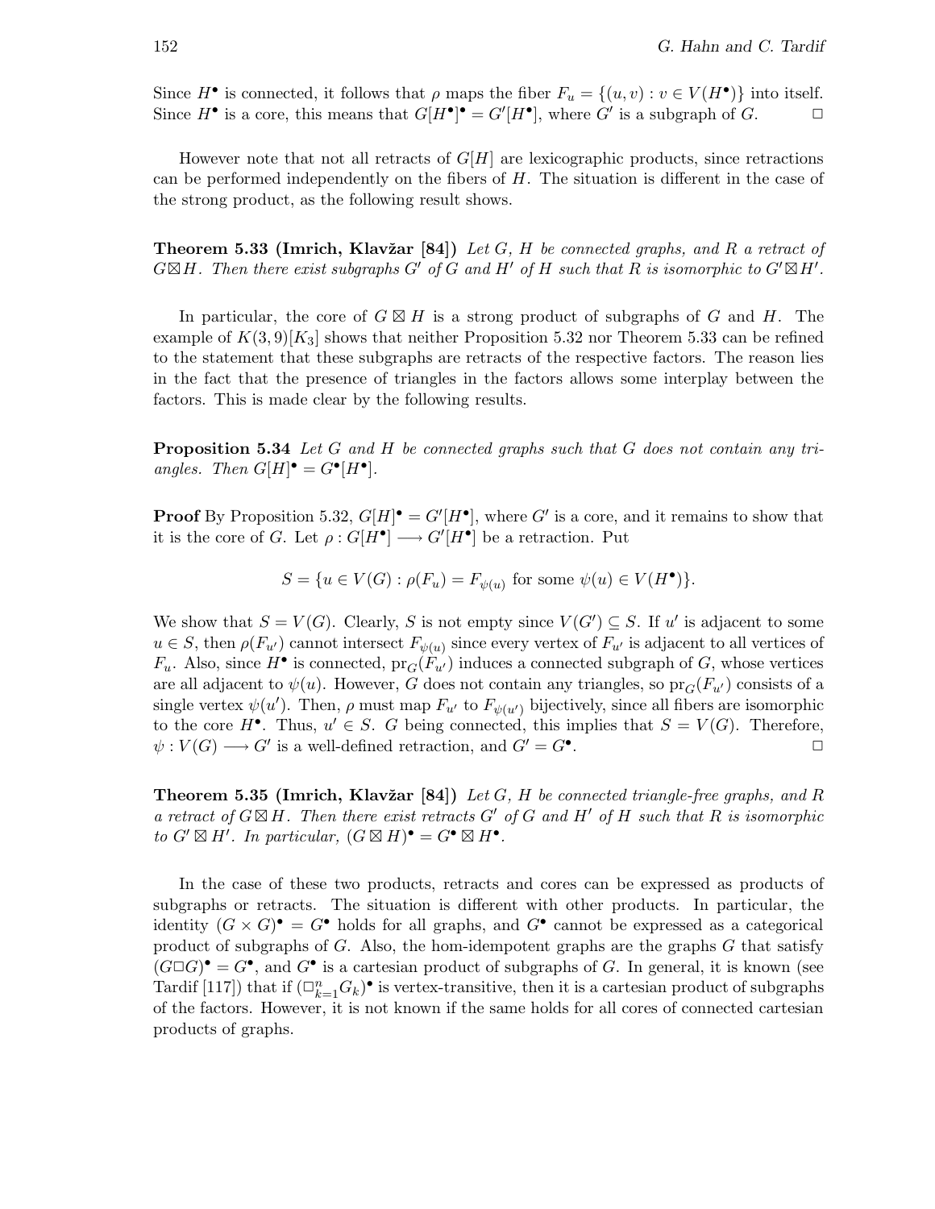Since $H^\bullet$ is connected, it follows that $\rho$ maps the fiber $F_u = \{(u, v) : v \in V(H^\bullet)\}$ into itself. Since $H^\bullet$ is a core, this means that $G[H^\bullet]^\bullet = G'[H^\bullet]$, where $G'$ is a subgraph of $G$. □

However note that not all retracts of $G[H]$ are lexicographic products, since retractions can be performed independently on the fibers of $H$. The situation is different in the case of the strong product, as the following result shows.

**Theorem 5.33 (Imrich, Klavžar [84])** *Let $G$, $H$ be connected graphs, and $R$ a retract of $G \boxtimes H$. Then there exist subgraphs $G'$ of $G$ and $H'$ of $H$ such that $R$ is isomorphic to $G' \boxtimes H'$.*

In particular, the core of $G \boxtimes H$ is a strong product of subgraphs of $G$ and $H$. The example of $K(3, 9)[K_3]$ shows that neither Proposition 5.32 nor Theorem 5.33 can be refined to the statement that these subgraphs are retracts of the respective factors. The reason lies in the fact that the presence of triangles in the factors allows some interplay between the factors. This is made clear by the following results.

**Proposition 5.34** *Let $G$ and $H$ be connected graphs such that $G$ does not contain any triangles. Then $G[H]^\bullet = G^\bullet[H^\bullet]$.*

**Proof** By Proposition 5.32, $G[H]^\bullet = G'[H^\bullet]$, where $G'$ is a core, and it remains to show that it is the core of $G$. Let $\rho : G[H^\bullet] \longrightarrow G'[H^\bullet]$ be a retraction. Put

$$S = \{u \in V(G) : \rho(F_u) = F_{\psi(u)} \text{ for some } \psi(u) \in V(H^\bullet)\}.$$

We show that $S = V(G)$. Clearly, $S$ is not empty since $V(G') \subseteq S$. If $u'$ is adjacent to some $u \in S$, then $\rho(F_{u'})$ cannot intersect $F_{\psi(u)}$ since every vertex of $F_{u'}$ is adjacent to all vertices of $F_u$. Also, since $H^\bullet$ is connected, $\mathrm{pr}_G(F_{u'})$ induces a connected subgraph of $G$, whose vertices are all adjacent to $\psi(u)$. However, $G$ does not contain any triangles, so $\mathrm{pr}_G(F_{u'})$ consists of a single vertex $\psi(u')$. Then, $\rho$ must map $F_{u'}$ to $F_{\psi(u')}$ bijectively, since all fibers are isomorphic to the core $H^\bullet$. Thus, $u' \in S$. $G$ being connected, this implies that $S = V(G)$. Therefore, $\psi : V(G) \longrightarrow G'$ is a well-defined retraction, and $G' = G^\bullet$. □

**Theorem 5.35 (Imrich, Klavžar [84])** *Let $G$, $H$ be connected triangle-free graphs, and $R$ a retract of $G \boxtimes H$. Then there exist retracts $G'$ of $G$ and $H'$ of $H$ such that $R$ is isomorphic to $G' \boxtimes H'$. In particular, $(G \boxtimes H)^\bullet = G^\bullet \boxtimes H^\bullet$.*

In the case of these two products, retracts and cores can be expressed as products of subgraphs or retracts. The situation is different with other products. In particular, the identity $(G \times G)^\bullet = G^\bullet$ holds for all graphs, and $G^\bullet$ cannot be expressed as a categorical product of subgraphs of $G$. Also, the hom-idempotent graphs are the graphs $G$ that satisfy $(G \square G)^\bullet = G^\bullet$, and $G^\bullet$ is a cartesian product of subgraphs of $G$. In general, it is known (see Tardif [117]) that if $(\square_{k=1}^{n} G_k)^\bullet$ is vertex-transitive, then it is a cartesian product of subgraphs of the factors. However, it is not known if the same holds for all cores of connected cartesian products of graphs.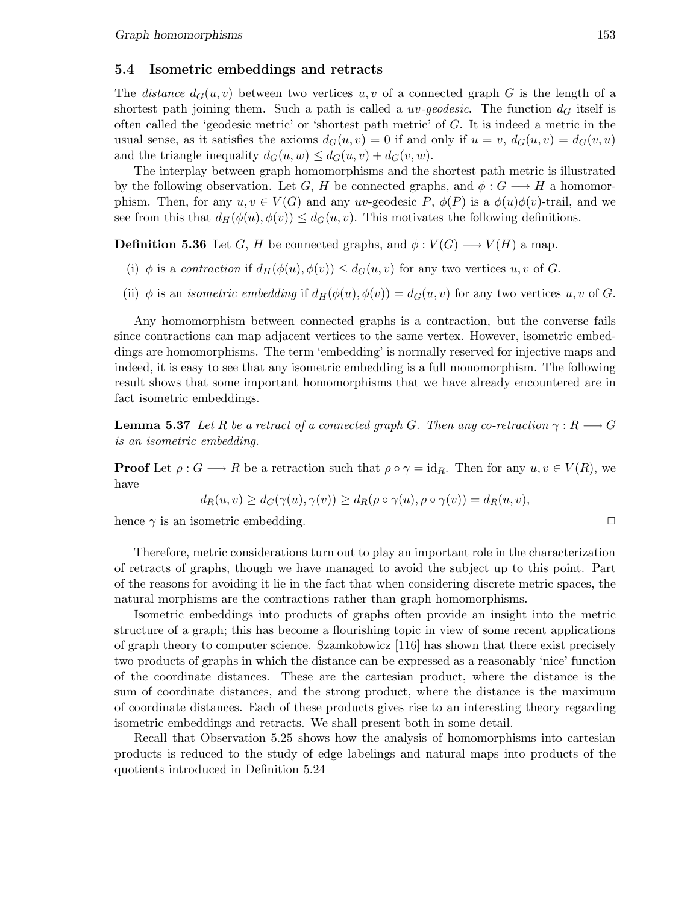## 5.4 Isometric embeddings and retracts

The *distance* $d_G(u, v)$ between two vertices $u, v$ of a connected graph $G$ is the length of a shortest path joining them. Such a path is called a *uv-geodesic*. The function $d_G$ itself is often called the 'geodesic metric' or 'shortest path metric' of $G$. It is indeed a metric in the usual sense, as it satisfies the axioms $d_G(u, v) = 0$ if and only if $u = v$, $d_G(u, v) = d_G(v, u)$ and the triangle inequality $d_G(u, w) \leq d_G(u, v) + d_G(v, w)$.

The interplay between graph homomorphisms and the shortest path metric is illustrated by the following observation. Let $G$, $H$ be connected graphs, and $\phi : G \longrightarrow H$ a homomorphism. Then, for any $u, v \in V(G)$ and any $uv$-geodesic $P$, $\phi(P)$ is a $\phi(u)\phi(v)$-trail, and we see from this that $d_H(\phi(u), \phi(v)) \leq d_G(u, v)$. This motivates the following definitions.

**Definition 5.36** Let $G$, $H$ be connected graphs, and $\phi : V(G) \longrightarrow V(H)$ a map.

(i) $\phi$ is a *contraction* if $d_H(\phi(u), \phi(v)) \leq d_G(u, v)$ for any two vertices $u, v$ of $G$.

(ii) $\phi$ is an *isometric embedding* if $d_H(\phi(u), \phi(v)) = d_G(u, v)$ for any two vertices $u, v$ of $G$.

Any homomorphism between connected graphs is a contraction, but the converse fails since contractions can map adjacent vertices to the same vertex. However, isometric embeddings are homomorphisms. The term 'embedding' is normally reserved for injective maps and indeed, it is easy to see that any isometric embedding is a full monomorphism. The following result shows that some important homomorphisms that we have already encountered are in fact isometric embeddings.

**Lemma 5.37** *Let $R$ be a retract of a connected graph $G$. Then any co-retraction $\gamma : R \longrightarrow G$ is an isometric embedding.*

**Proof** Let $\rho : G \longrightarrow R$ be a retraction such that $\rho \circ \gamma = \mathrm{id}_R$. Then for any $u, v \in V(R)$, we have

$$d_R(u, v) \geq d_G(\gamma(u), \gamma(v)) \geq d_R(\rho \circ \gamma(u), \rho \circ \gamma(v)) = d_R(u, v),$$

hence $\gamma$ is an isometric embedding. □

Therefore, metric considerations turn out to play an important role in the characterization of retracts of graphs, though we have managed to avoid the subject up to this point. Part of the reasons for avoiding it lie in the fact that when considering discrete metric spaces, the natural morphisms are the contractions rather than graph homomorphisms.

Isometric embeddings into products of graphs often provide an insight into the metric structure of a graph; this has become a flourishing topic in view of some recent applications of graph theory to computer science. Szamkołowicz [116] has shown that there exist precisely two products of graphs in which the distance can be expressed as a reasonably 'nice' function of the coordinate distances. These are the cartesian product, where the distance is the sum of coordinate distances, and the strong product, where the distance is the maximum of coordinate distances. Each of these products gives rise to an interesting theory regarding isometric embeddings and retracts. We shall present both in some detail.

Recall that Observation 5.25 shows how the analysis of homomorphisms into cartesian products is reduced to the study of edge labelings and natural maps into products of the quotients introduced in Definition 5.24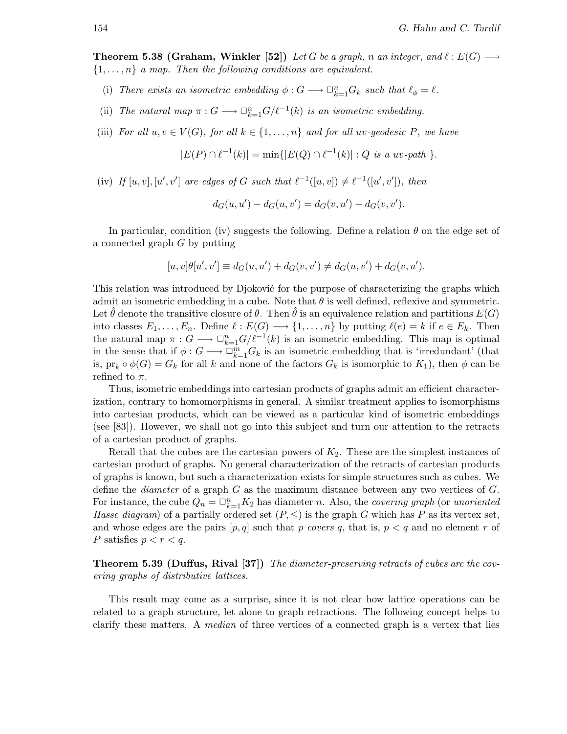**Theorem 5.38 (Graham, Winkler [52])** *Let $G$ be a graph, $n$ an integer, and $\ell : E(G) \longrightarrow \{1, \ldots, n\}$ a map. Then the following conditions are equivalent.*

(i) *There exists an isometric embedding $\phi : G \longrightarrow \Box_{k=1}^{n} G_k$ such that $\ell_\phi = \ell$.*

(ii) *The natural map $\pi : G \longrightarrow \Box_{k=1}^{n} G/\ell^{-1}(k)$ is an isometric embedding.*

(iii) *For all $u, v \in V(G)$, for all $k \in \{1, \ldots, n\}$ and for all $uv$-geodesic $P$, we have*

$$|E(P) \cap \ell^{-1}(k)| = \min\{|E(Q) \cap \ell^{-1}(k)| : Q \text{ is a } uv\text{-path }\}.$$

(iv) *If $[u, v], [u', v']$ are edges of $G$ such that $\ell^{-1}([u, v]) \neq \ell^{-1}([u', v'])$, then*

$$d_G(u, u') - d_G(u, v') = d_G(v, u') - d_G(v, v').$$

In particular, condition (iv) suggests the following. Define a relation $\theta$ on the edge set of a connected graph $G$ by putting

$$[u, v]\theta[u', v'] \equiv d_G(u, u') + d_G(v, v') \neq d_G(u, v') + d_G(v, u').$$

This relation was introduced by Djoković for the purpose of characterizing the graphs which admit an isometric embedding in a cube. Note that $\theta$ is well defined, reflexive and symmetric. Let $\hat{\theta}$ denote the transitive closure of $\theta$. Then $\hat{\theta}$ is an equivalence relation and partitions $E(G)$ into classes $E_1, \ldots, E_n$. Define $\ell : E(G) \longrightarrow \{1, \ldots, n\}$ by putting $\ell(e) = k$ if $e \in E_k$. Then the natural map $\pi : G \longrightarrow \Box_{k=1}^{n} G/\ell^{-1}(k)$ is an isometric embedding. This map is optimal in the sense that if $\phi : G \longrightarrow \Box_{k=1}^{m} G_k$ is an isometric embedding that is 'irredundant' (that is, $\text{pr}_k \circ \phi(G) = G_k$ for all $k$ and none of the factors $G_k$ is isomorphic to $K_1$), then $\phi$ can be refined to $\pi$.

Thus, isometric embeddings into cartesian products of graphs admit an efficient characterization, contrary to homomorphisms in general. A similar treatment applies to isomorphisms into cartesian products, which can be viewed as a particular kind of isometric embeddings (see [83]). However, we shall not go into this subject and turn our attention to the retracts of a cartesian product of graphs.

Recall that the cubes are the cartesian powers of $K_2$. These are the simplest instances of cartesian product of graphs. No general characterization of the retracts of cartesian products of graphs is known, but such a characterization exists for simple structures such as cubes. We define the *diameter* of a graph $G$ as the maximum distance between any two vertices of $G$. For instance, the cube $Q_n = \Box_{k=1}^{n} K_2$ has diameter $n$. Also, the *covering graph* (or *unoriented Hasse diagram*) of a partially ordered set $(P, \leq)$ is the graph $G$ which has $P$ as its vertex set, and whose edges are the pairs $[p, q]$ such that $p$ *covers* $q$, that is, $p < q$ and no element $r$ of $P$ satisfies $p < r < q$.

**Theorem 5.39 (Duffus, Rival [37])** *The diameter-preserving retracts of cubes are the covering graphs of distributive lattices.*

This result may come as a surprise, since it is not clear how lattice operations can be related to a graph structure, let alone to graph retractions. The following concept helps to clarify these matters. A *median* of three vertices of a connected graph is a vertex that lies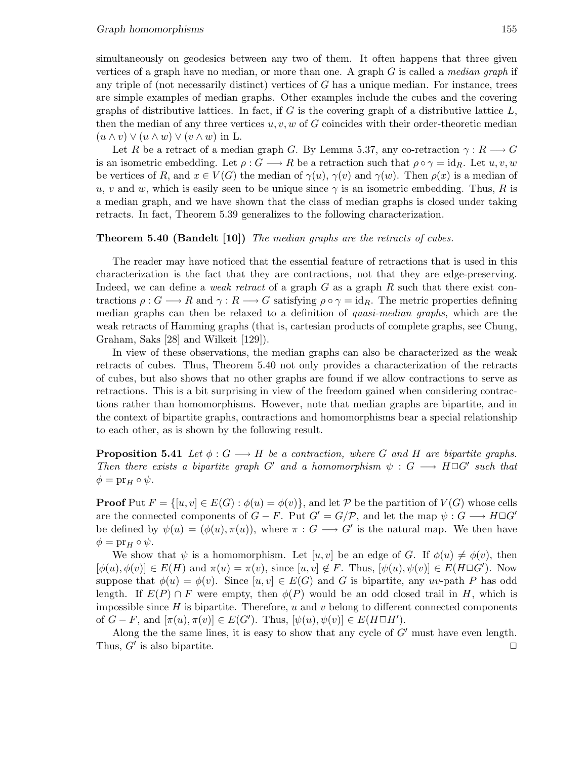simultaneously on geodesics between any two of them. It often happens that three given vertices of a graph have no median, or more than one. A graph $G$ is called a *median graph* if any triple of (not necessarily distinct) vertices of $G$ has a unique median. For instance, trees are simple examples of median graphs. Other examples include the cubes and the covering graphs of distributive lattices. In fact, if $G$ is the covering graph of a distributive lattice $L$, then the median of any three vertices $u, v, w$ of $G$ coincides with their order-theoretic median $(u \wedge v) \vee (u \wedge w) \vee (v \wedge w)$ in L.

Let $R$ be a retract of a median graph $G$. By Lemma 5.37, any co-retraction $\gamma : R \longrightarrow G$ is an isometric embedding. Let $\rho : G \longrightarrow R$ be a retraction such that $\rho \circ \gamma = \mathrm{id}_R$. Let $u, v, w$ be vertices of $R$, and $x \in V(G)$ the median of $\gamma(u)$, $\gamma(v)$ and $\gamma(w)$. Then $\rho(x)$ is a median of $u$, $v$ and $w$, which is easily seen to be unique since $\gamma$ is an isometric embedding. Thus, $R$ is a median graph, and we have shown that the class of median graphs is closed under taking retracts. In fact, Theorem 5.39 generalizes to the following characterization.

**Theorem 5.40 (Bandelt [10])** *The median graphs are the retracts of cubes.*

The reader may have noticed that the essential feature of retractions that is used in this characterization is the fact that they are contractions, not that they are edge-preserving. Indeed, we can define a *weak retract* of a graph $G$ as a graph $R$ such that there exist contractions $\rho : G \longrightarrow R$ and $\gamma : R \longrightarrow G$ satisfying $\rho \circ \gamma = \mathrm{id}_R$. The metric properties defining median graphs can then be relaxed to a definition of *quasi-median graphs*, which are the weak retracts of Hamming graphs (that is, cartesian products of complete graphs, see Chung, Graham, Saks [28] and Wilkeit [129]).

In view of these observations, the median graphs can also be characterized as the weak retracts of cubes. Thus, Theorem 5.40 not only provides a characterization of the retracts of cubes, but also shows that no other graphs are found if we allow contractions to serve as retractions. This is a bit surprising in view of the freedom gained when considering contractions rather than homomorphisms. However, note that median graphs are bipartite, and in the context of bipartite graphs, contractions and homomorphisms bear a special relationship to each other, as is shown by the following result.

**Proposition 5.41** *Let $\phi : G \longrightarrow H$ be a contraction, where $G$ and $H$ are bipartite graphs. Then there exists a bipartite graph $G'$ and a homomorphism $\psi : G \longrightarrow H \Box G'$ such that $\phi = \mathrm{pr}_H \circ \psi$.*

**Proof** Put $F = \{[u, v] \in E(G) : \phi(u) = \phi(v)\}$, and let $\mathcal{P}$ be the partition of $V(G)$ whose cells are the connected components of $G - F$. Put $G' = G/\mathcal{P}$, and let the map $\psi : G \longrightarrow H \Box G'$ be defined by $\psi(u) = (\phi(u), \pi(u))$, where $\pi : G \longrightarrow G'$ is the natural map. We then have $\phi = \mathrm{pr}_H \circ \psi$.

We show that $\psi$ is a homomorphism. Let $[u, v]$ be an edge of $G$. If $\phi(u) \neq \phi(v)$, then $[\phi(u), \phi(v)] \in E(H)$ and $\pi(u) = \pi(v)$, since $[u, v] \notin F$. Thus, $[\psi(u), \psi(v)] \in E(H \Box G')$. Now suppose that $\phi(u) = \phi(v)$. Since $[u, v] \in E(G)$ and $G$ is bipartite, any $uv$-path $P$ has odd length. If $E(P) \cap F$ were empty, then $\phi(P)$ would be an odd closed trail in $H$, which is impossible since $H$ is bipartite. Therefore, $u$ and $v$ belong to different connected components of $G - F$, and $[\pi(u), \pi(v)] \in E(G')$. Thus, $[\psi(u), \psi(v)] \in E(H \Box H')$.

Along the the same lines, it is easy to show that any cycle of $G'$ must have even length. Thus, $G'$ is also bipartite. □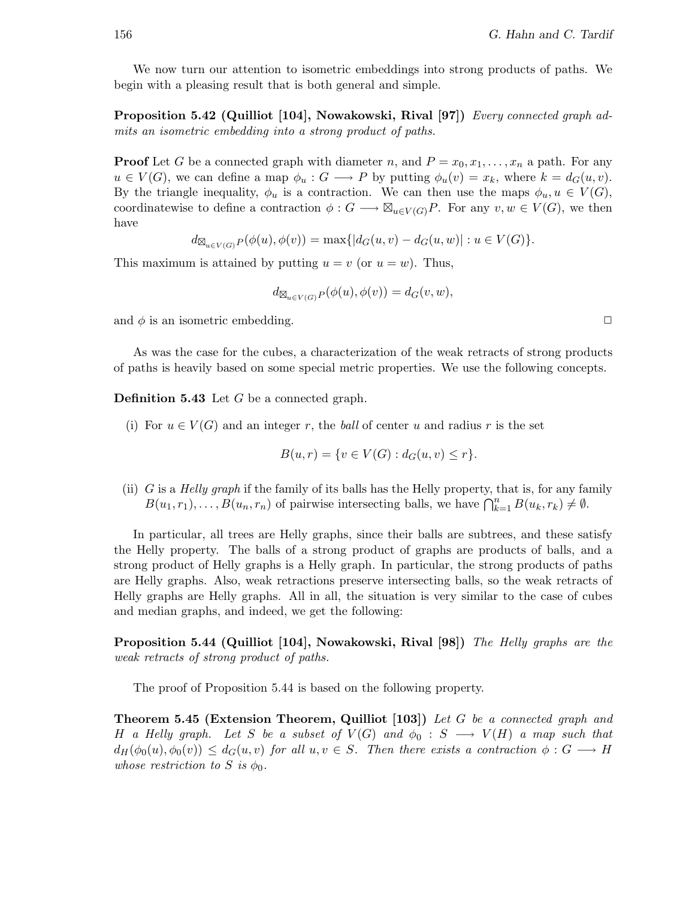We now turn our attention to isometric embeddings into strong products of paths. We begin with a pleasing result that is both general and simple.

**Proposition 5.42 (Quilliot [104], Nowakowski, Rival [97])** *Every connected graph admits an isometric embedding into a strong product of paths.*

**Proof** Let $G$ be a connected graph with diameter $n$, and $P = x_0, x_1, \ldots, x_n$ a path. For any $u \in V(G)$, we can define a map $\phi_u : G \longrightarrow P$ by putting $\phi_u(v) = x_k$, where $k = d_G(u, v)$. By the triangle inequality, $\phi_u$ is a contraction. We can then use the maps $\phi_u, u \in V(G)$, coordinatewise to define a contraction $\phi : G \longrightarrow \boxtimes_{u \in V(G)} P$. For any $v, w \in V(G)$, we then have

$$d_{\boxtimes_{u \in V(G)} P}(\phi(u), \phi(v)) = \max\{|d_G(u, v) - d_G(u, w)| : u \in V(G)\}.$$

This maximum is attained by putting $u = v$ (or $u = w$). Thus,

$$d_{\boxtimes_{u \in V(G)} P}(\phi(u), \phi(v)) = d_G(v, w),$$

and $\phi$ is an isometric embedding. □

As was the case for the cubes, a characterization of the weak retracts of strong products of paths is heavily based on some special metric properties. We use the following concepts.

**Definition 5.43** Let $G$ be a connected graph.

(i) For $u \in V(G)$ and an integer $r$, the *ball* of center $u$ and radius $r$ is the set

$$B(u, r) = \{v \in V(G) : d_G(u, v) \leq r\}.$$

(ii) $G$ is a *Helly graph* if the family of its balls has the Helly property, that is, for any family $B(u_1, r_1), \ldots, B(u_n, r_n)$ of pairwise intersecting balls, we have $\bigcap_{k=1}^{n} B(u_k, r_k) \neq \emptyset$.

In particular, all trees are Helly graphs, since their balls are subtrees, and these satisfy the Helly property. The balls of a strong product of graphs are products of balls, and a strong product of Helly graphs is a Helly graph. In particular, the strong products of paths are Helly graphs. Also, weak retractions preserve intersecting balls, so the weak retracts of Helly graphs are Helly graphs. All in all, the situation is very similar to the case of cubes and median graphs, and indeed, we get the following:

**Proposition 5.44 (Quilliot [104], Nowakowski, Rival [98])** *The Helly graphs are the weak retracts of strong product of paths.*

The proof of Proposition 5.44 is based on the following property.

**Theorem 5.45 (Extension Theorem, Quilliot [103])** *Let $G$ be a connected graph and $H$ a Helly graph. Let $S$ be a subset of $V(G)$ and $\phi_0 : S \longrightarrow V(H)$ a map such that $d_H(\phi_0(u), \phi_0(v)) \leq d_G(u, v)$ for all $u, v \in S$. Then there exists a contraction $\phi : G \longrightarrow H$ whose restriction to $S$ is $\phi_0$.*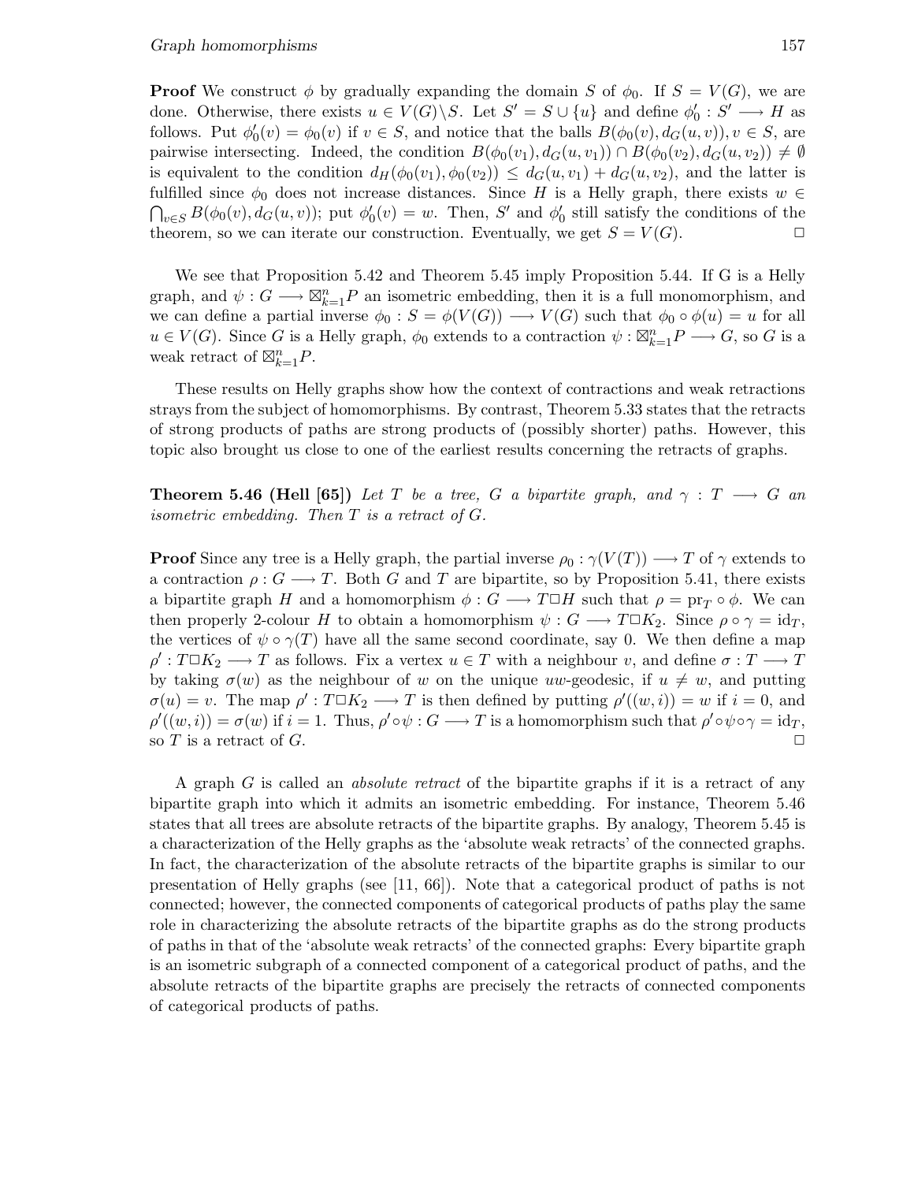**Proof** We construct $\phi$ by gradually expanding the domain $S$ of $\phi_0$. If $S = V(G)$, we are done. Otherwise, there exists $u \in V(G)\backslash S$. Let $S' = S \cup \{u\}$ and define $\phi_0' : S' \longrightarrow H$ as follows. Put $\phi_0'(v) = \phi_0(v)$ if $v \in S$, and notice that the balls $B(\phi_0(v), d_G(u, v)), v \in S$, are pairwise intersecting. Indeed, the condition $B(\phi_0(v_1), d_G(u, v_1)) \cap B(\phi_0(v_2), d_G(u, v_2)) \neq \emptyset$ is equivalent to the condition $d_H(\phi_0(v_1), \phi_0(v_2)) \leq d_G(u, v_1) + d_G(u, v_2)$, and the latter is fulfilled since $\phi_0$ does not increase distances. Since $H$ is a Helly graph, there exists $w \in \bigcap_{v \in S} B(\phi_0(v), d_G(u, v))$; put $\phi_0'(v) = w$. Then, $S'$ and $\phi_0'$ still satisfy the conditions of the theorem, so we can iterate our construction. Eventually, we get $S = V(G)$. $\square$

We see that Proposition 5.42 and Theorem 5.45 imply Proposition 5.44. If G is a Helly graph, and $\psi : G \longrightarrow \boxtimes_{k=1}^{n} P$ an isometric embedding, then it is a full monomorphism, and we can define a partial inverse $\phi_0 : S = \phi(V(G)) \longrightarrow V(G)$ such that $\phi_0 \circ \phi(u) = u$ for all $u \in V(G)$. Since $G$ is a Helly graph, $\phi_0$ extends to a contraction $\psi : \boxtimes_{k=1}^{n} P \longrightarrow G$, so $G$ is a weak retract of $\boxtimes_{k=1}^{n} P$.

These results on Helly graphs show how the context of contractions and weak retractions strays from the subject of homomorphisms. By contrast, Theorem 5.33 states that the retracts of strong products of paths are strong products of (possibly shorter) paths. However, this topic also brought us close to one of the earliest results concerning the retracts of graphs.

**Theorem 5.46 (Hell [65])** *Let $T$ be a tree, $G$ a bipartite graph, and $\gamma : T \longrightarrow G$ an isometric embedding. Then $T$ is a retract of $G$.*

**Proof** Since any tree is a Helly graph, the partial inverse $\rho_0 : \gamma(V(T)) \longrightarrow T$ of $\gamma$ extends to a contraction $\rho : G \longrightarrow T$. Both $G$ and $T$ are bipartite, so by Proposition 5.41, there exists a bipartite graph $H$ and a homomorphism $\phi : G \longrightarrow T \Box H$ such that $\rho = \mathrm{pr}_T \circ \phi$. We can then properly 2-colour $H$ to obtain a homomorphism $\psi : G \longrightarrow T \Box K_2$. Since $\rho \circ \gamma = \mathrm{id}_T$, the vertices of $\psi \circ \gamma(T)$ have all the same second coordinate, say 0. We then define a map $\rho' : T \Box K_2 \longrightarrow T$ as follows. Fix a vertex $u \in T$ with a neighbour $v$, and define $\sigma : T \longrightarrow T$ by taking $\sigma(w)$ as the neighbour of $w$ on the unique $uw$-geodesic, if $u \neq w$, and putting $\sigma(u) = v$. The map $\rho' : T \Box K_2 \longrightarrow T$ is then defined by putting $\rho'((w, i)) = w$ if $i = 0$, and $\rho'((w, i)) = \sigma(w)$ if $i = 1$. Thus, $\rho' \circ \psi : G \longrightarrow T$ is a homomorphism such that $\rho' \circ \psi \circ \gamma = \mathrm{id}_T$, so $T$ is a retract of $G$. $\square$

A graph $G$ is called an *absolute retract* of the bipartite graphs if it is a retract of any bipartite graph into which it admits an isometric embedding. For instance, Theorem 5.46 states that all trees are absolute retracts of the bipartite graphs. By analogy, Theorem 5.45 is a characterization of the Helly graphs as the 'absolute weak retracts' of the connected graphs. In fact, the characterization of the absolute retracts of the bipartite graphs is similar to our presentation of Helly graphs (see [11, 66]). Note that a categorical product of paths is not connected; however, the connected components of categorical products of paths play the same role in characterizing the absolute retracts of the bipartite graphs as do the strong products of paths in that of the 'absolute weak retracts' of the connected graphs: Every bipartite graph is an isometric subgraph of a connected component of a categorical product of paths, and the absolute retracts of the bipartite graphs are precisely the retracts of connected components of categorical products of paths.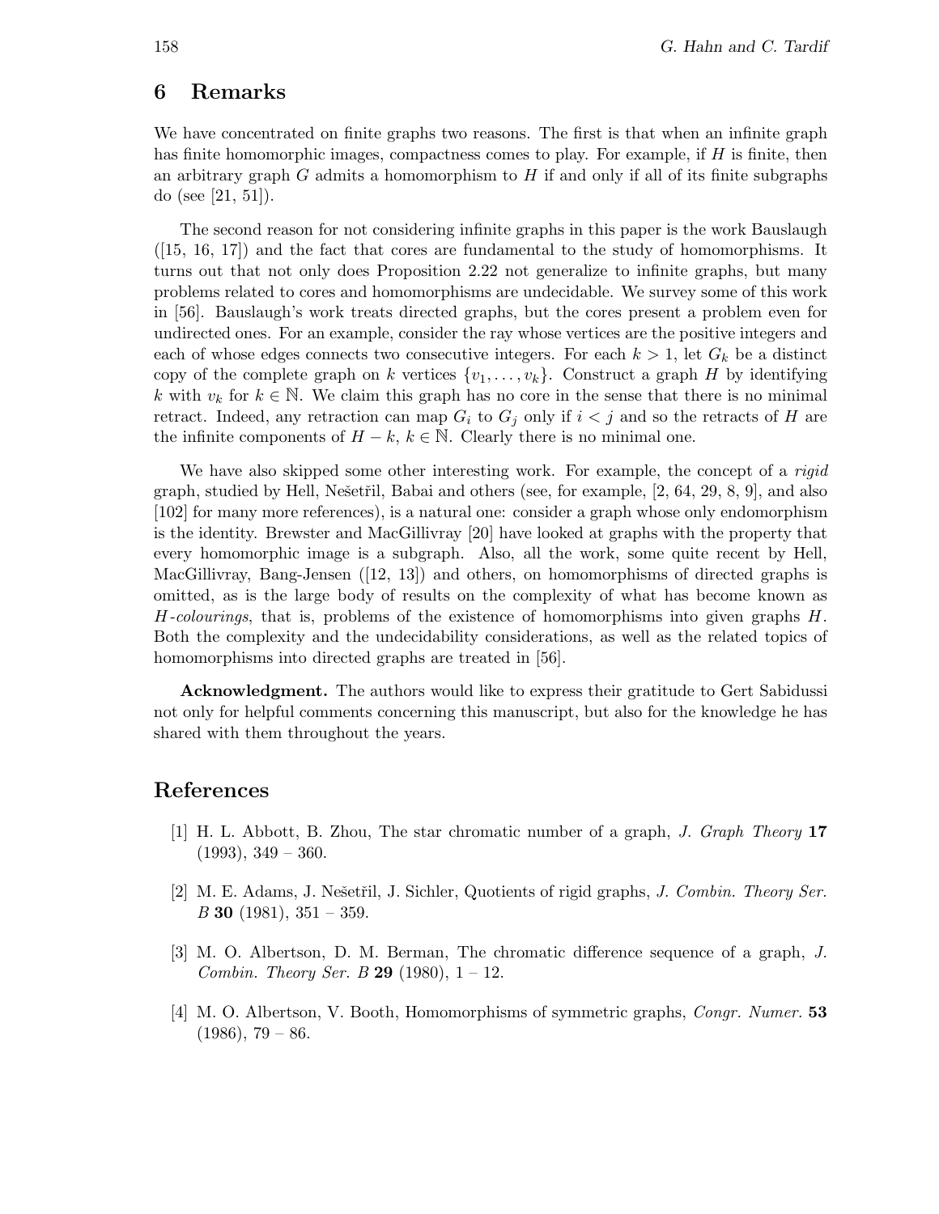## 6 Remarks

We have concentrated on finite graphs two reasons. The first is that when an infinite graph has finite homomorphic images, compactness comes to play. For example, if $H$ is finite, then an arbitrary graph $G$ admits a homomorphism to $H$ if and only if all of its finite subgraphs do (see [21, 51]).

The second reason for not considering infinite graphs in this paper is the work Bauslaugh ([15, 16, 17]) and the fact that cores are fundamental to the study of homomorphisms. It turns out that not only does Proposition 2.22 not generalize to infinite graphs, but many problems related to cores and homomorphisms are undecidable. We survey some of this work in [56]. Bauslaugh's work treats directed graphs, but the cores present a problem even for undirected ones. For an example, consider the ray whose vertices are the positive integers and each of whose edges connects two consecutive integers. For each $k > 1$, let $G_k$ be a distinct copy of the complete graph on $k$ vertices $\{v_1, \ldots, v_k\}$. Construct a graph $H$ by identifying $k$ with $v_k$ for $k \in \mathbb{N}$. We claim this graph has no core in the sense that there is no minimal retract. Indeed, any retraction can map $G_i$ to $G_j$ only if $i < j$ and so the retracts of $H$ are the infinite components of $H - k$, $k \in \mathbb{N}$. Clearly there is no minimal one.

We have also skipped some other interesting work. For example, the concept of a *rigid* graph, studied by Hell, Nešetřil, Babai and others (see, for example, [2, 64, 29, 8, 9], and also [102] for many more references), is a natural one: consider a graph whose only endomorphism is the identity. Brewster and MacGillivray [20] have looked at graphs with the property that every homomorphic image is a subgraph. Also, all the work, some quite recent by Hell, MacGillivray, Bang-Jensen ([12, 13]) and others, on homomorphisms of directed graphs is omitted, as is the large body of results on the complexity of what has become known as $H$*-colourings*, that is, problems of the existence of homomorphisms into given graphs $H$. Both the complexity and the undecidability considerations, as well as the related topics of homomorphisms into directed graphs are treated in [56].

**Acknowledgment.** The authors would like to express their gratitude to Gert Sabidussi not only for helpful comments concerning this manuscript, but also for the knowledge he has shared with them throughout the years.

## References

[1] H. L. Abbott, B. Zhou, The star chromatic number of a graph, *J. Graph Theory* **17** (1993), 349 – 360.

[2] M. E. Adams, J. Nešetřil, J. Sichler, Quotients of rigid graphs, *J. Combin. Theory Ser. B* **30** (1981), 351 – 359.

[3] M. O. Albertson, D. M. Berman, The chromatic difference sequence of a graph, *J. Combin. Theory Ser. B* **29** (1980), 1 – 12.

[4] M. O. Albertson, V. Booth, Homomorphisms of symmetric graphs, *Congr. Numer.* **53** (1986), 79 – 86.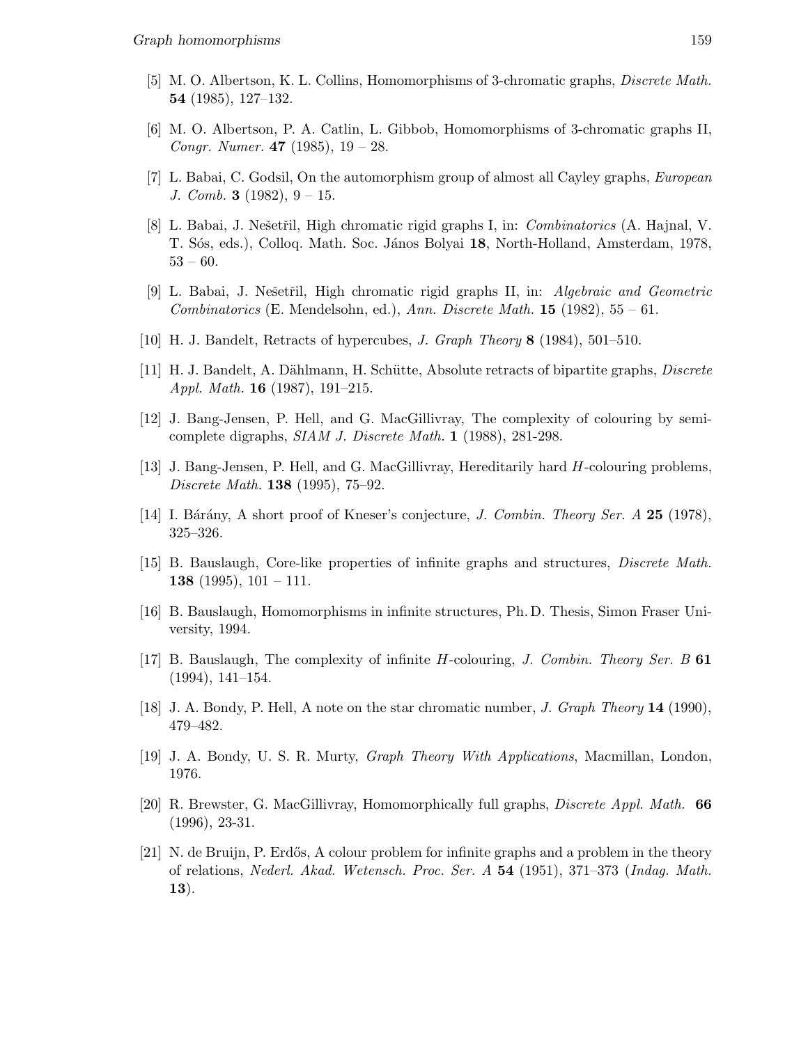[5] M. O. Albertson, K. L. Collins, Homomorphisms of 3-chromatic graphs, *Discrete Math.* **54** (1985), 127–132.

[6] M. O. Albertson, P. A. Catlin, L. Gibbob, Homomorphisms of 3-chromatic graphs II, *Congr. Numer.* **47** (1985), 19 – 28.

[7] L. Babai, C. Godsil, On the automorphism group of almost all Cayley graphs, *European J. Comb.* **3** (1982), 9 – 15.

[8] L. Babai, J. Nešetřil, High chromatic rigid graphs I, in: *Combinatorics* (A. Hajnal, V. T. Sós, eds.), Colloq. Math. Soc. János Bolyai **18**, North-Holland, Amsterdam, 1978, 53 – 60.

[9] L. Babai, J. Nešetřil, High chromatic rigid graphs II, in: *Algebraic and Geometric Combinatorics* (E. Mendelsohn, ed.), *Ann. Discrete Math.* **15** (1982), 55 – 61.

[10] H. J. Bandelt, Retracts of hypercubes, *J. Graph Theory* **8** (1984), 501–510.

[11] H. J. Bandelt, A. Dählmann, H. Schütte, Absolute retracts of bipartite graphs, *Discrete Appl. Math.* **16** (1987), 191–215.

[12] J. Bang-Jensen, P. Hell, and G. MacGillivray, The complexity of colouring by semicomplete digraphs, *SIAM J. Discrete Math.* **1** (1988), 281-298.

[13] J. Bang-Jensen, P. Hell, and G. MacGillivray, Hereditarily hard $H$-colouring problems, *Discrete Math.* **138** (1995), 75–92.

[14] I. Bárány, A short proof of Kneser's conjecture, *J. Combin. Theory Ser. A* **25** (1978), 325–326.

[15] B. Bauslaugh, Core-like properties of infinite graphs and structures, *Discrete Math.* **138** (1995), 101 – 111.

[16] B. Bauslaugh, Homomorphisms in infinite structures, Ph. D. Thesis, Simon Fraser University, 1994.

[17] B. Bauslaugh, The complexity of infinite $H$-colouring, *J. Combin. Theory Ser. B* **61** (1994), 141–154.

[18] J. A. Bondy, P. Hell, A note on the star chromatic number, *J. Graph Theory* **14** (1990), 479–482.

[19] J. A. Bondy, U. S. R. Murty, *Graph Theory With Applications*, Macmillan, London, 1976.

[20] R. Brewster, G. MacGillivray, Homomorphically full graphs, *Discrete Appl. Math.* **66** (1996), 23-31.

[21] N. de Bruijn, P. Erdős, A colour problem for infinite graphs and a problem in the theory of relations, *Nederl. Akad. Wetensch. Proc. Ser. A* **54** (1951), 371–373 (*Indag. Math.* **13**).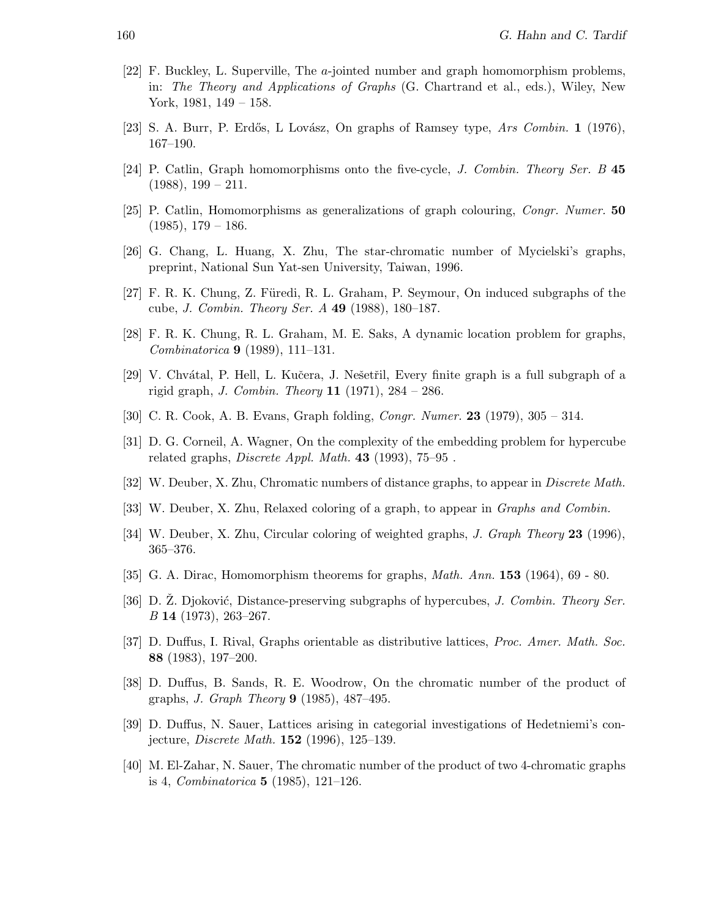[22] F. Buckley, L. Superville, The $a$-jointed number and graph homomorphism problems, in: *The Theory and Applications of Graphs* (G. Chartrand et al., eds.), Wiley, New York, 1981, 149 – 158.

[23] S. A. Burr, P. Erdős, L Lovász, On graphs of Ramsey type, *Ars Combin.* **1** (1976), 167–190.

[24] P. Catlin, Graph homomorphisms onto the five-cycle, *J. Combin. Theory Ser. B* **45** (1988), 199 – 211.

[25] P. Catlin, Homomorphisms as generalizations of graph colouring, *Congr. Numer.* **50** (1985), 179 – 186.

[26] G. Chang, L. Huang, X. Zhu, The star-chromatic number of Mycielski's graphs, preprint, National Sun Yat-sen University, Taiwan, 1996.

[27] F. R. K. Chung, Z. Füredi, R. L. Graham, P. Seymour, On induced subgraphs of the cube, *J. Combin. Theory Ser. A* **49** (1988), 180–187.

[28] F. R. K. Chung, R. L. Graham, M. E. Saks, A dynamic location problem for graphs, *Combinatorica* **9** (1989), 111–131.

[29] V. Chvátal, P. Hell, L. Kučera, J. Nešetřil, Every finite graph is a full subgraph of a rigid graph, *J. Combin. Theory* **11** (1971), 284 – 286.

[30] C. R. Cook, A. B. Evans, Graph folding, *Congr. Numer.* **23** (1979), 305 – 314.

[31] D. G. Corneil, A. Wagner, On the complexity of the embedding problem for hypercube related graphs, *Discrete Appl. Math.* **43** (1993), 75–95 .

[32] W. Deuber, X. Zhu, Chromatic numbers of distance graphs, to appear in *Discrete Math.*

[33] W. Deuber, X. Zhu, Relaxed coloring of a graph, to appear in *Graphs and Combin.*

[34] W. Deuber, X. Zhu, Circular coloring of weighted graphs, *J. Graph Theory* **23** (1996), 365–376.

[35] G. A. Dirac, Homomorphism theorems for graphs, *Math. Ann.* **153** (1964), 69 - 80.

[36] D. Ž. Djoković, Distance-preserving subgraphs of hypercubes, *J. Combin. Theory Ser. B* **14** (1973), 263–267.

[37] D. Duffus, I. Rival, Graphs orientable as distributive lattices, *Proc. Amer. Math. Soc.* **88** (1983), 197–200.

[38] D. Duffus, B. Sands, R. E. Woodrow, On the chromatic number of the product of graphs, *J. Graph Theory* **9** (1985), 487–495.

[39] D. Duffus, N. Sauer, Lattices arising in categorial investigations of Hedetniemi's conjecture, *Discrete Math.* **152** (1996), 125–139.

[40] M. El-Zahar, N. Sauer, The chromatic number of the product of two 4-chromatic graphs is 4, *Combinatorica* **5** (1985), 121–126.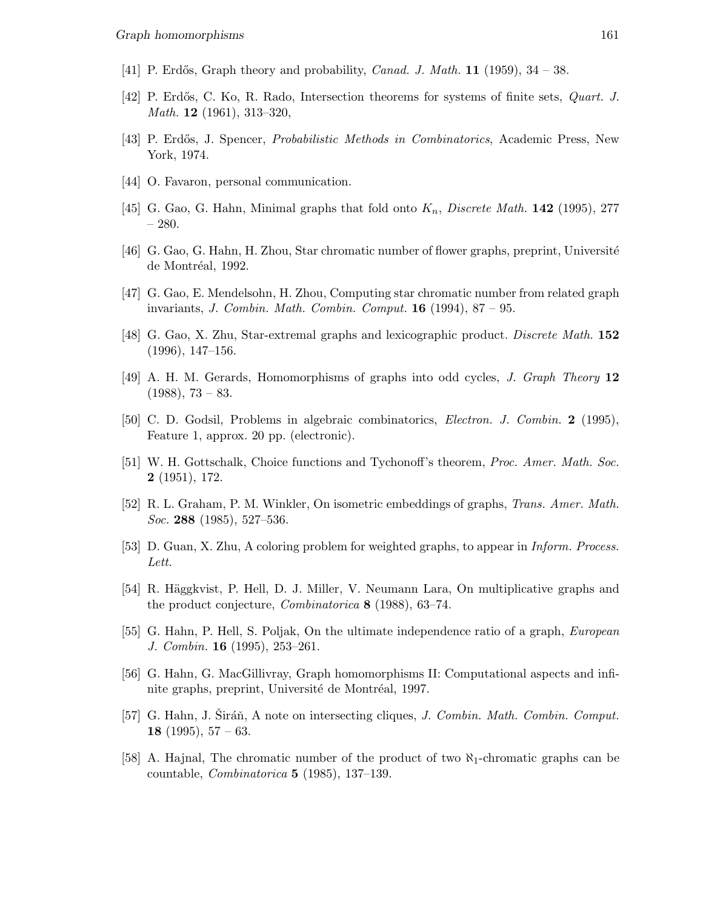[41] P. Erdős, Graph theory and probability, *Canad. J. Math.* **11** (1959), 34 – 38.

[42] P. Erdős, C. Ko, R. Rado, Intersection theorems for systems of finite sets, *Quart. J. Math.* **12** (1961), 313–320,

[43] P. Erdős, J. Spencer, *Probabilistic Methods in Combinatorics*, Academic Press, New York, 1974.

[44] O. Favaron, personal communication.

[45] G. Gao, G. Hahn, Minimal graphs that fold onto $K_n$, *Discrete Math.* **142** (1995), 277 – 280.

[46] G. Gao, G. Hahn, H. Zhou, Star chromatic number of flower graphs, preprint, Université de Montréal, 1992.

[47] G. Gao, E. Mendelsohn, H. Zhou, Computing star chromatic number from related graph invariants, *J. Combin. Math. Combin. Comput.* **16** (1994), 87 – 95.

[48] G. Gao, X. Zhu, Star-extremal graphs and lexicographic product. *Discrete Math.* **152** (1996), 147–156.

[49] A. H. M. Gerards, Homomorphisms of graphs into odd cycles, *J. Graph Theory* **12** (1988), 73 – 83.

[50] C. D. Godsil, Problems in algebraic combinatorics, *Electron. J. Combin.* **2** (1995), Feature 1, approx. 20 pp. (electronic).

[51] W. H. Gottschalk, Choice functions and Tychonoff's theorem, *Proc. Amer. Math. Soc.* **2** (1951), 172.

[52] R. L. Graham, P. M. Winkler, On isometric embeddings of graphs, *Trans. Amer. Math. Soc.* **288** (1985), 527–536.

[53] D. Guan, X. Zhu, A coloring problem for weighted graphs, to appear in *Inform. Process. Lett.*

[54] R. Häggkvist, P. Hell, D. J. Miller, V. Neumann Lara, On multiplicative graphs and the product conjecture, *Combinatorica* **8** (1988), 63–74.

[55] G. Hahn, P. Hell, S. Poljak, On the ultimate independence ratio of a graph, *European J. Combin.* **16** (1995), 253–261.

[56] G. Hahn, G. MacGillivray, Graph homomorphisms II: Computational aspects and infinite graphs, preprint, Université de Montréal, 1997.

[57] G. Hahn, J. Širáň, A note on intersecting cliques, *J. Combin. Math. Combin. Comput.* **18** (1995), 57 – 63.

[58] A. Hajnal, The chromatic number of the product of two $\aleph_1$-chromatic graphs can be countable, *Combinatorica* **5** (1985), 137–139.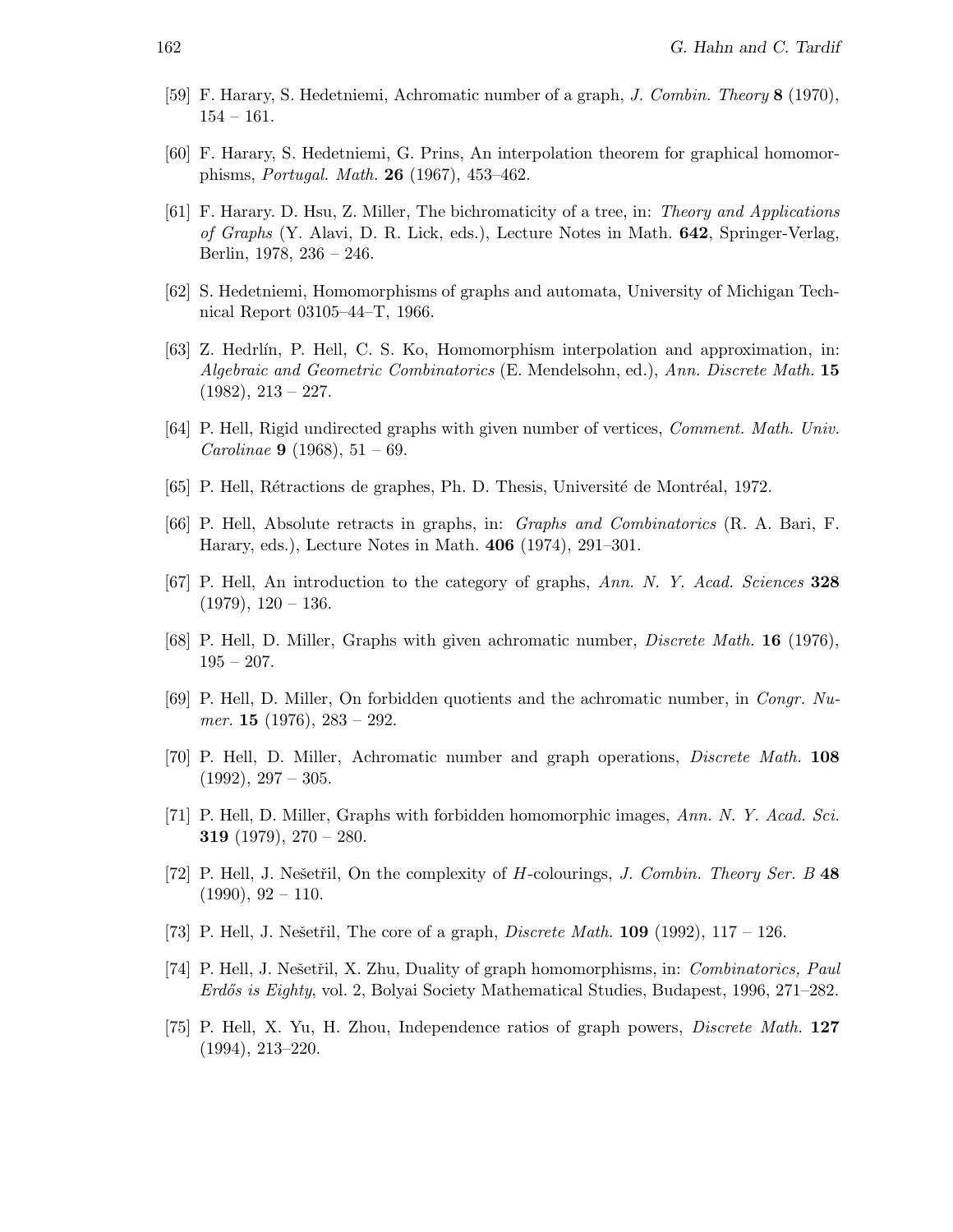[59] F. Harary, S. Hedetniemi, Achromatic number of a graph, *J. Combin. Theory* **8** (1970), 154 – 161.

[60] F. Harary, S. Hedetniemi, G. Prins, An interpolation theorem for graphical homomorphisms, *Portugal. Math.* **26** (1967), 453–462.

[61] F. Harary. D. Hsu, Z. Miller, The bichromaticity of a tree, in: *Theory and Applications of Graphs* (Y. Alavi, D. R. Lick, eds.), Lecture Notes in Math. **642**, Springer-Verlag, Berlin, 1978, 236 – 246.

[62] S. Hedetniemi, Homomorphisms of graphs and automata, University of Michigan Technical Report 03105–44–T, 1966.

[63] Z. Hedrlín, P. Hell, C. S. Ko, Homomorphism interpolation and approximation, in: *Algebraic and Geometric Combinatorics* (E. Mendelsohn, ed.), *Ann. Discrete Math.* **15** (1982), 213 – 227.

[64] P. Hell, Rigid undirected graphs with given number of vertices, *Comment. Math. Univ. Carolinae* **9** (1968), 51 – 69.

[65] P. Hell, Rétractions de graphes, Ph. D. Thesis, Université de Montréal, 1972.

[66] P. Hell, Absolute retracts in graphs, in: *Graphs and Combinatorics* (R. A. Bari, F. Harary, eds.), Lecture Notes in Math. **406** (1974), 291–301.

[67] P. Hell, An introduction to the category of graphs, *Ann. N. Y. Acad. Sciences* **328** (1979), 120 – 136.

[68] P. Hell, D. Miller, Graphs with given achromatic number, *Discrete Math.* **16** (1976), 195 – 207.

[69] P. Hell, D. Miller, On forbidden quotients and the achromatic number, in *Congr. Numer.* **15** (1976), 283 – 292.

[70] P. Hell, D. Miller, Achromatic number and graph operations, *Discrete Math.* **108** (1992), 297 – 305.

[71] P. Hell, D. Miller, Graphs with forbidden homomorphic images, *Ann. N. Y. Acad. Sci.* **319** (1979), 270 – 280.

[72] P. Hell, J. Nešetřil, On the complexity of $H$-colourings, *J. Combin. Theory Ser. B* **48** (1990), 92 – 110.

[73] P. Hell, J. Nešetřil, The core of a graph, *Discrete Math.* **109** (1992), 117 – 126.

[74] P. Hell, J. Nešetřil, X. Zhu, Duality of graph homomorphisms, in: *Combinatorics, Paul Erdős is Eighty*, vol. 2, Bolyai Society Mathematical Studies, Budapest, 1996, 271–282.

[75] P. Hell, X. Yu, H. Zhou, Independence ratios of graph powers, *Discrete Math.* **127** (1994), 213–220.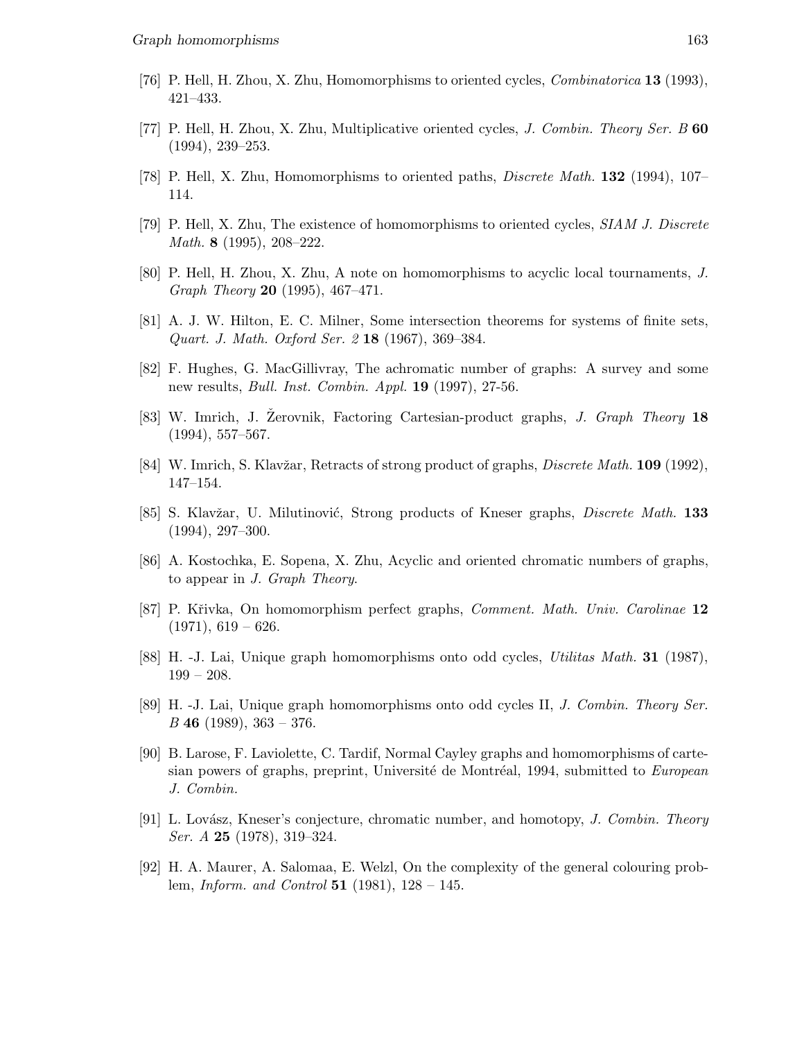[76] P. Hell, H. Zhou, X. Zhu, Homomorphisms to oriented cycles, *Combinatorica* **13** (1993), 421–433.

[77] P. Hell, H. Zhou, X. Zhu, Multiplicative oriented cycles, *J. Combin. Theory Ser. B* **60** (1994), 239–253.

[78] P. Hell, X. Zhu, Homomorphisms to oriented paths, *Discrete Math.* **132** (1994), 107–114.

[79] P. Hell, X. Zhu, The existence of homomorphisms to oriented cycles, *SIAM J. Discrete Math.* **8** (1995), 208–222.

[80] P. Hell, H. Zhou, X. Zhu, A note on homomorphisms to acyclic local tournaments, *J. Graph Theory* **20** (1995), 467–471.

[81] A. J. W. Hilton, E. C. Milner, Some intersection theorems for systems of finite sets, *Quart. J. Math. Oxford Ser. 2* **18** (1967), 369–384.

[82] F. Hughes, G. MacGillivray, The achromatic number of graphs: A survey and some new results, *Bull. Inst. Combin. Appl.* **19** (1997), 27-56.

[83] W. Imrich, J. Žerovnik, Factoring Cartesian-product graphs, *J. Graph Theory* **18** (1994), 557–567.

[84] W. Imrich, S. Klavžar, Retracts of strong product of graphs, *Discrete Math.* **109** (1992), 147–154.

[85] S. Klavžar, U. Milutinović, Strong products of Kneser graphs, *Discrete Math.* **133** (1994), 297–300.

[86] A. Kostochka, E. Sopena, X. Zhu, Acyclic and oriented chromatic numbers of graphs, to appear in *J. Graph Theory*.

[87] P. Křivka, On homomorphism perfect graphs, *Comment. Math. Univ. Carolinae* **12** (1971), 619 – 626.

[88] H. -J. Lai, Unique graph homomorphisms onto odd cycles, *Utilitas Math.* **31** (1987), 199 – 208.

[89] H. -J. Lai, Unique graph homomorphisms onto odd cycles II, *J. Combin. Theory Ser. B* **46** (1989), 363 – 376.

[90] B. Larose, F. Laviolette, C. Tardif, Normal Cayley graphs and homomorphisms of cartesian powers of graphs, preprint, Université de Montréal, 1994, submitted to *European J. Combin.*

[91] L. Lovász, Kneser's conjecture, chromatic number, and homotopy, *J. Combin. Theory Ser. A* **25** (1978), 319–324.

[92] H. A. Maurer, A. Salomaa, E. Welzl, On the complexity of the general colouring problem, *Inform. and Control* **51** (1981), 128 – 145.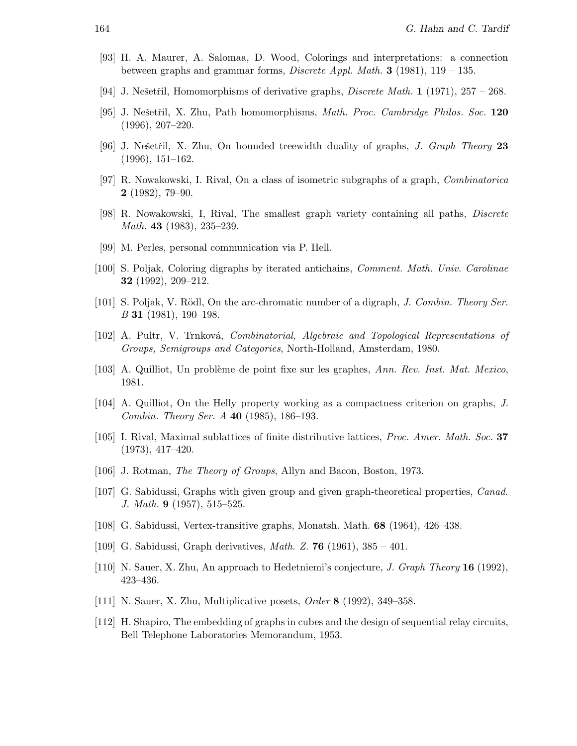[93] H. A. Maurer, A. Salomaa, D. Wood, Colorings and interpretations: a connection between graphs and grammar forms, *Discrete Appl. Math.* **3** (1981), 119 – 135.

[94] J. Nešetřil, Homomorphisms of derivative graphs, *Discrete Math.* **1** (1971), 257 – 268.

[95] J. Nešetřil, X. Zhu, Path homomorphisms, *Math. Proc. Cambridge Philos. Soc.* **120** (1996), 207–220.

[96] J. Nešetřil, X. Zhu, On bounded treewidth duality of graphs, *J. Graph Theory* **23** (1996), 151–162.

[97] R. Nowakowski, I. Rival, On a class of isometric subgraphs of a graph, *Combinatorica* **2** (1982), 79–90.

[98] R. Nowakowski, I, Rival, The smallest graph variety containing all paths, *Discrete Math.* **43** (1983), 235–239.

[99] M. Perles, personal communication via P. Hell.

[100] S. Poljak, Coloring digraphs by iterated antichains, *Comment. Math. Univ. Carolinae* **32** (1992), 209–212.

[101] S. Poljak, V. Rödl, On the arc-chromatic number of a digraph, *J. Combin. Theory Ser. B* **31** (1981), 190–198.

[102] A. Pultr, V. Trnková, *Combinatorial, Algebraic and Topological Representations of Groups, Semigroups and Categories*, North-Holland, Amsterdam, 1980.

[103] A. Quilliot, Un problème de point fixe sur les graphes, *Ann. Rev. Inst. Mat. Mexico*, 1981.

[104] A. Quilliot, On the Helly property working as a compactness criterion on graphs, *J. Combin. Theory Ser. A* **40** (1985), 186–193.

[105] I. Rival, Maximal sublattices of finite distributive lattices, *Proc. Amer. Math. Soc.* **37** (1973), 417–420.

[106] J. Rotman, *The Theory of Groups*, Allyn and Bacon, Boston, 1973.

[107] G. Sabidussi, Graphs with given group and given graph-theoretical properties, *Canad. J. Math.* **9** (1957), 515–525.

[108] G. Sabidussi, Vertex-transitive graphs, Monatsh. Math. **68** (1964), 426–438.

[109] G. Sabidussi, Graph derivatives, *Math. Z.* **76** (1961), 385 – 401.

[110] N. Sauer, X. Zhu, An approach to Hedetniemi's conjecture, *J. Graph Theory* **16** (1992), 423–436.

[111] N. Sauer, X. Zhu, Multiplicative posets, *Order* **8** (1992), 349–358.

[112] H. Shapiro, The embedding of graphs in cubes and the design of sequential relay circuits, Bell Telephone Laboratories Memorandum, 1953.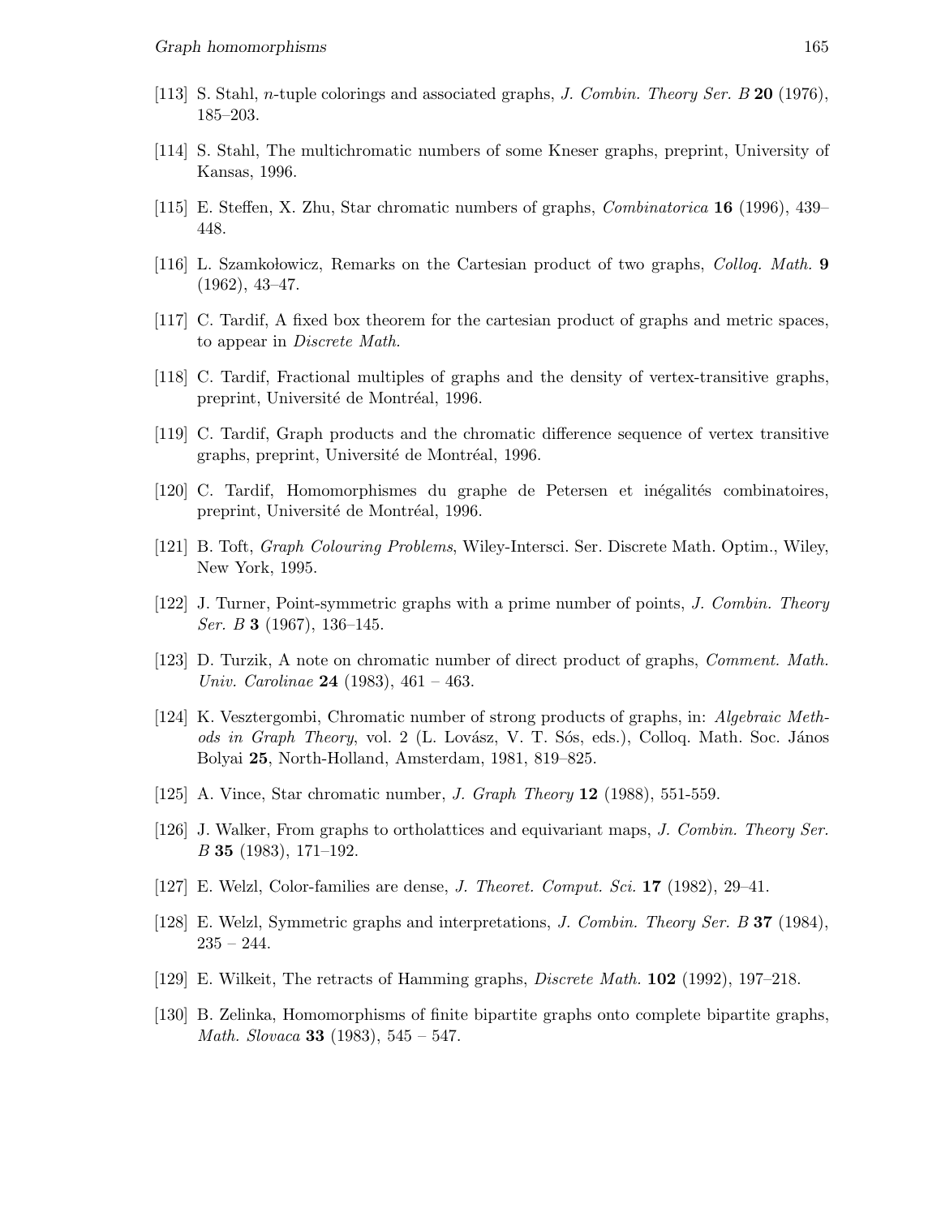[113] S. Stahl, $n$-tuple colorings and associated graphs, *J. Combin. Theory Ser. B* **20** (1976), 185–203.

[114] S. Stahl, The multichromatic numbers of some Kneser graphs, preprint, University of Kansas, 1996.

[115] E. Steffen, X. Zhu, Star chromatic numbers of graphs, *Combinatorica* **16** (1996), 439–448.

[116] L. Szamkołowicz, Remarks on the Cartesian product of two graphs, *Colloq. Math.* **9** (1962), 43–47.

[117] C. Tardif, A fixed box theorem for the cartesian product of graphs and metric spaces, to appear in *Discrete Math.*

[118] C. Tardif, Fractional multiples of graphs and the density of vertex-transitive graphs, preprint, Université de Montréal, 1996.

[119] C. Tardif, Graph products and the chromatic difference sequence of vertex transitive graphs, preprint, Université de Montréal, 1996.

[120] C. Tardif, Homomorphismes du graphe de Petersen et inégalités combinatoires, preprint, Université de Montréal, 1996.

[121] B. Toft, *Graph Colouring Problems*, Wiley-Intersci. Ser. Discrete Math. Optim., Wiley, New York, 1995.

[122] J. Turner, Point-symmetric graphs with a prime number of points, *J. Combin. Theory Ser. B* **3** (1967), 136–145.

[123] D. Turzik, A note on chromatic number of direct product of graphs, *Comment. Math. Univ. Carolinae* **24** (1983), 461 – 463.

[124] K. Vesztergombi, Chromatic number of strong products of graphs, in: *Algebraic Methods in Graph Theory*, vol. 2 (L. Lovász, V. T. Sós, eds.), Colloq. Math. Soc. János Bolyai **25**, North-Holland, Amsterdam, 1981, 819–825.

[125] A. Vince, Star chromatic number, *J. Graph Theory* **12** (1988), 551-559.

[126] J. Walker, From graphs to ortholattices and equivariant maps, *J. Combin. Theory Ser. B* **35** (1983), 171–192.

[127] E. Welzl, Color-families are dense, *J. Theoret. Comput. Sci.* **17** (1982), 29–41.

[128] E. Welzl, Symmetric graphs and interpretations, *J. Combin. Theory Ser. B* **37** (1984), 235 – 244.

[129] E. Wilkeit, The retracts of Hamming graphs, *Discrete Math.* **102** (1992), 197–218.

[130] B. Zelinka, Homomorphisms of finite bipartite graphs onto complete bipartite graphs, *Math. Slovaca* **33** (1983), 545 – 547.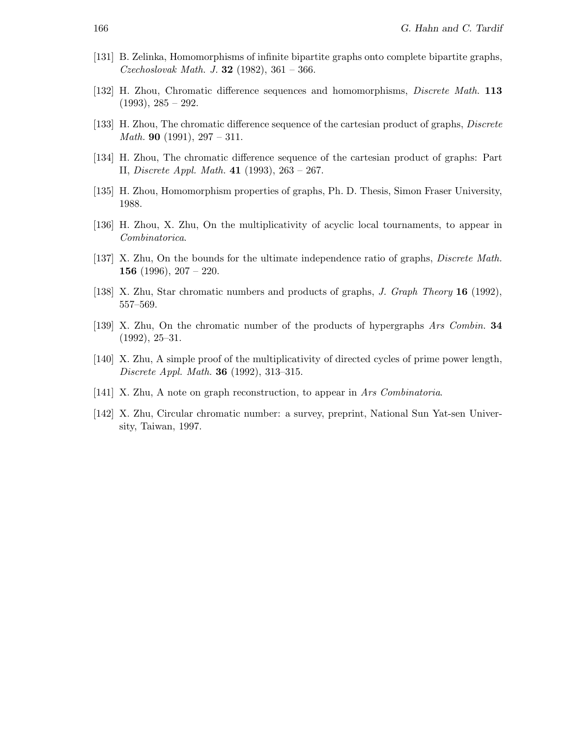[131] B. Zelinka, Homomorphisms of infinite bipartite graphs onto complete bipartite graphs, *Czechoslovak Math. J.* **32** (1982), 361 – 366.

[132] H. Zhou, Chromatic difference sequences and homomorphisms, *Discrete Math.* **113** (1993), 285 – 292.

[133] H. Zhou, The chromatic difference sequence of the cartesian product of graphs, *Discrete Math.* **90** (1991), 297 – 311.

[134] H. Zhou, The chromatic difference sequence of the cartesian product of graphs: Part II, *Discrete Appl. Math.* **41** (1993), 263 – 267.

[135] H. Zhou, Homomorphism properties of graphs, Ph. D. Thesis, Simon Fraser University, 1988.

[136] H. Zhou, X. Zhu, On the multiplicativity of acyclic local tournaments, to appear in *Combinatorica*.

[137] X. Zhu, On the bounds for the ultimate independence ratio of graphs, *Discrete Math.* **156** (1996), 207 – 220.

[138] X. Zhu, Star chromatic numbers and products of graphs, *J. Graph Theory* **16** (1992), 557–569.

[139] X. Zhu, On the chromatic number of the products of hypergraphs *Ars Combin.* **34** (1992), 25–31.

[140] X. Zhu, A simple proof of the multiplicativity of directed cycles of prime power length, *Discrete Appl. Math.* **36** (1992), 313–315.

[141] X. Zhu, A note on graph reconstruction, to appear in *Ars Combinatoria*.

[142] X. Zhu, Circular chromatic number: a survey, preprint, National Sun Yat-sen University, Taiwan, 1997.